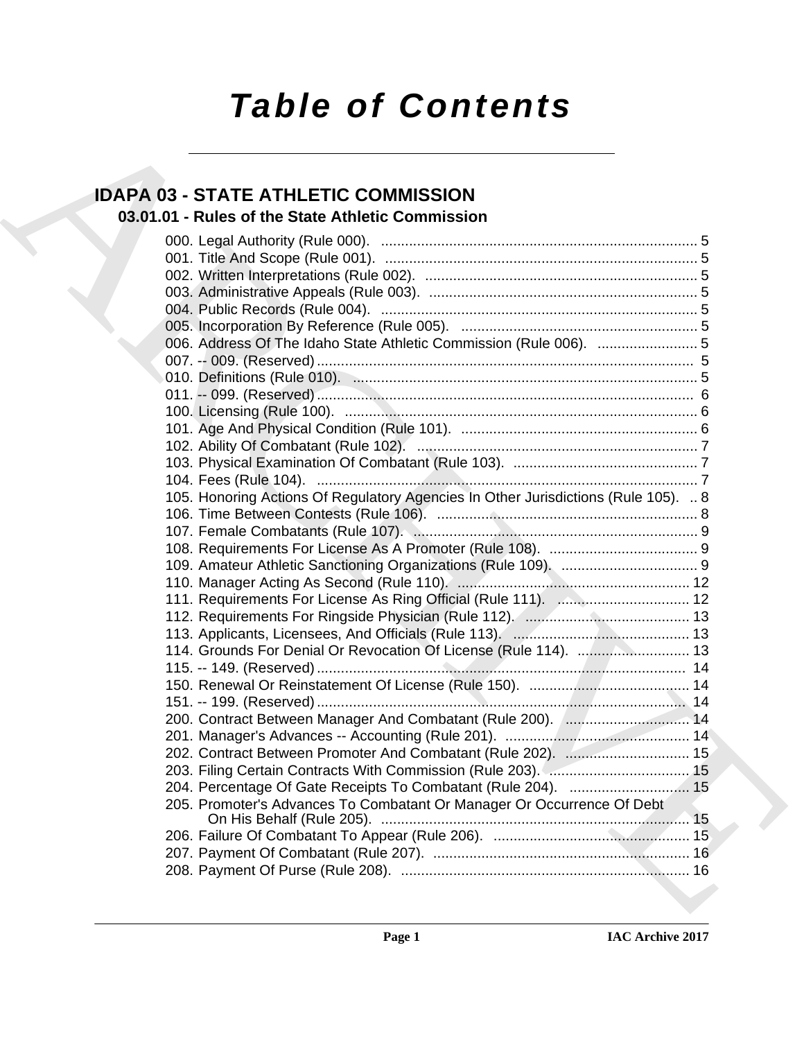# Table of Contents

## IDAPA 03 - STATE ATHLETIC COMMISSION

### 03.01.01 - Rules of the State Athletic Commission

000. Legal Authority (Rule 000). ... 5
001. Title And Scope (Rule 001). ... 5
002. Written Interpretations (Rule 002). ... 5
003. Administrative Appeals (Rule 003). ... 5
004. Public Records (Rule 004). ... 5
005. Incorporation By Reference (Rule 005). ... 5
006. Address Of The Idaho State Athletic Commission (Rule 006). ... 5
007. -- 009. (Reserved) ... 5
010. Definitions (Rule 010). ... 5
011. -- 099. (Reserved) ... 6
100. Licensing (Rule 100). ... 6
101. Age And Physical Condition (Rule 101). ... 6
102. Ability Of Combatant (Rule 102). ... 7
103. Physical Examination Of Combatant (Rule 103). ... 7
104. Fees (Rule 104). ... 7
105. Honoring Actions Of Regulatory Agencies In Other Jurisdictions (Rule 105). ... 8
106. Time Between Contests (Rule 106). ... 8
107. Female Combatants (Rule 107). ... 9
108. Requirements For License As A Promoter (Rule 108). ... 9
109. Amateur Athletic Sanctioning Organizations (Rule 109). ... 9
110. Manager Acting As Second (Rule 110). ... 12
111. Requirements For License As Ring Official (Rule 111). ... 12
112. Requirements For Ringside Physician (Rule 112). ... 13
113. Applicants, Licensees, And Officials (Rule 113). ... 13
114. Grounds For Denial Or Revocation Of License (Rule 114). ... 13
115. -- 149. (Reserved) ... 14
150. Renewal Or Reinstatement Of License (Rule 150). ... 14
151. -- 199. (Reserved) ... 14
200. Contract Between Manager And Combatant (Rule 200). ... 14
201. Manager's Advances -- Accounting (Rule 201). ... 14
202. Contract Between Promoter And Combatant (Rule 202). ... 15
203. Filing Certain Contracts With Commission (Rule 203). ... 15
204. Percentage Of Gate Receipts To Combatant (Rule 204). ... 15
205. Promoter's Advances To Combatant Or Manager Or Occurrence Of Debt On His Behalf (Rule 205). ... 15
206. Failure Of Combatant To Appear (Rule 206). ... 15
207. Payment Of Combatant (Rule 207). ... 16
208. Payment Of Purse (Rule 208). ... 16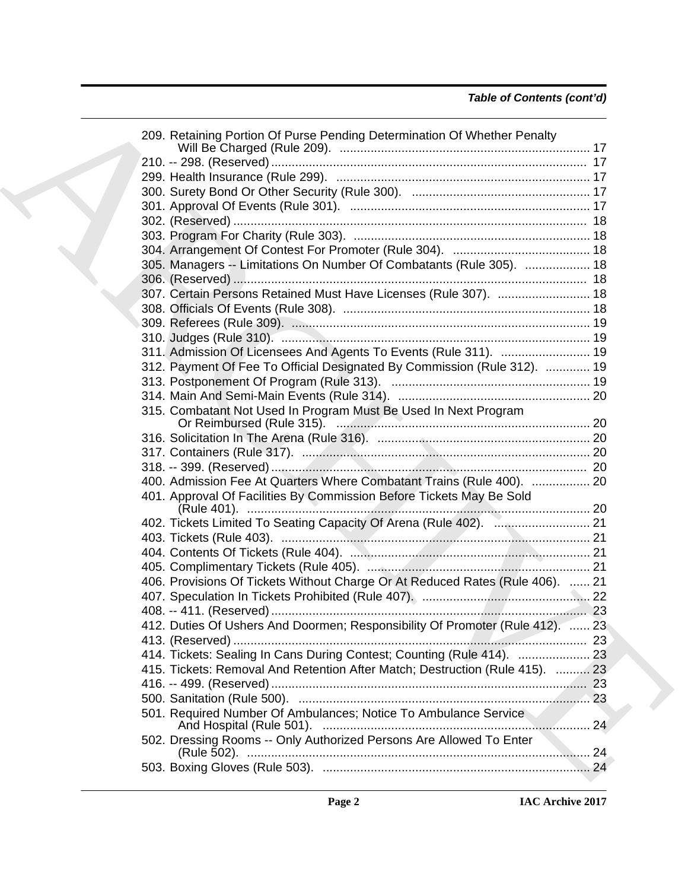*Table of Contents (cont'd)*

209. Retaining Portion Of Purse Pending Determination Of Whether Penalty Will Be Charged (Rule 209). ........ 17
210. -- 298. (Reserved) ........ 17
299. Health Insurance (Rule 299). ........ 17
300. Surety Bond Or Other Security (Rule 300). ........ 17
301. Approval Of Events (Rule 301). ........ 17
302. (Reserved) ........ 18
303. Program For Charity (Rule 303). ........ 18
304. Arrangement Of Contest For Promoter (Rule 304). ........ 18
305. Managers -- Limitations On Number Of Combatants (Rule 305). ........ 18
306. (Reserved) ........ 18
307. Certain Persons Retained Must Have Licenses (Rule 307). ........ 18
308. Officials Of Events (Rule 308). ........ 18
309. Referees (Rule 309). ........ 19
310. Judges (Rule 310). ........ 19
311. Admission Of Licensees And Agents To Events (Rule 311). ........ 19
312. Payment Of Fee To Official Designated By Commission (Rule 312). ........ 19
313. Postponement Of Program (Rule 313). ........ 19
314. Main And Semi-Main Events (Rule 314). ........ 20
315. Combatant Not Used In Program Must Be Used In Next Program Or Reimbursed (Rule 315). ........ 20
316. Solicitation In The Arena (Rule 316). ........ 20
317. Containers (Rule 317). ........ 20
318. -- 399. (Reserved) ........ 20
400. Admission Fee At Quarters Where Combatant Trains (Rule 400). ........ 20
401. Approval Of Facilities By Commission Before Tickets May Be Sold (Rule 401). ........ 20
402. Tickets Limited To Seating Capacity Of Arena (Rule 402). ........ 21
403. Tickets (Rule 403). ........ 21
404. Contents Of Tickets (Rule 404). ........ 21
405. Complimentary Tickets (Rule 405). ........ 21
406. Provisions Of Tickets Without Charge Or At Reduced Rates (Rule 406). ........ 21
407. Speculation In Tickets Prohibited (Rule 407). ........ 22
408. -- 411. (Reserved) ........ 23
412. Duties Of Ushers And Doormen; Responsibility Of Promoter (Rule 412). ........ 23
413. (Reserved) ........ 23
414. Tickets: Sealing In Cans During Contest; Counting (Rule 414). ........ 23
415. Tickets: Removal And Retention After Match; Destruction (Rule 415). ........ 23
416. -- 499. (Reserved) ........ 23
500. Sanitation (Rule 500). ........ 23
501. Required Number Of Ambulances; Notice To Ambulance Service And Hospital (Rule 501). ........ 24
502. Dressing Rooms -- Only Authorized Persons Are Allowed To Enter (Rule 502). ........ 24
503. Boxing Gloves (Rule 503). ........ 24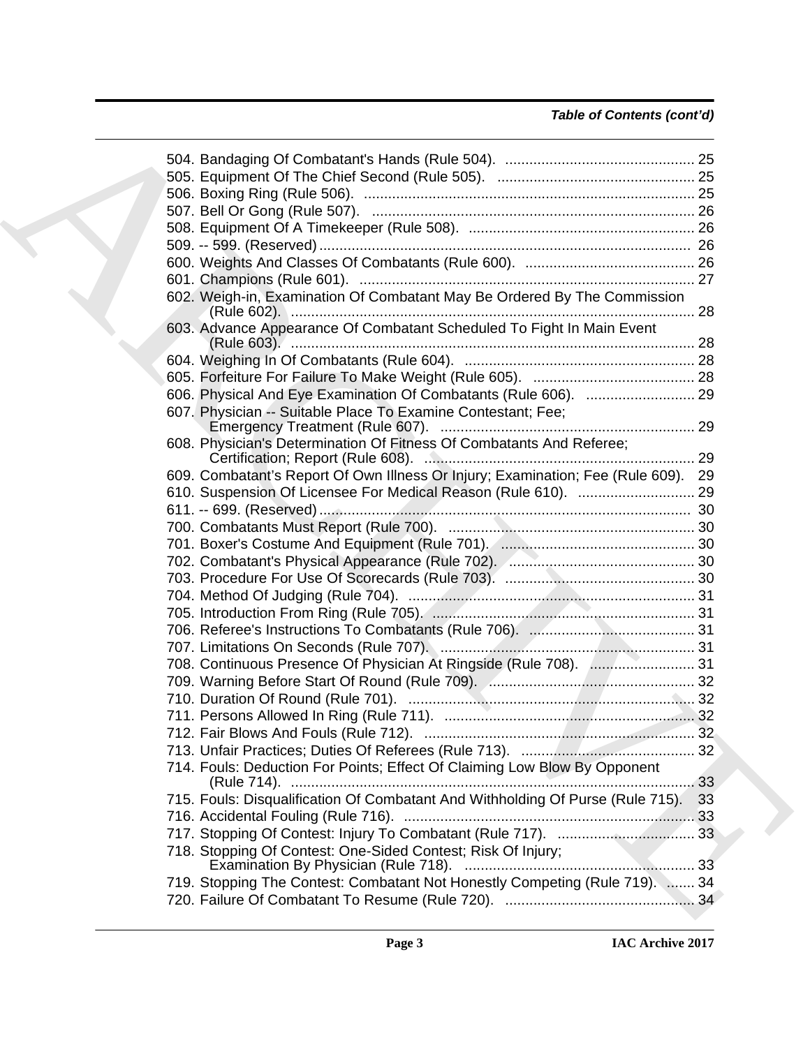*Table of Contents (cont'd)*

504. Bandaging Of Combatant's Hands (Rule 504). ............................................... 25
505. Equipment Of The Chief Second (Rule 505). ................................................ 25
506. Boxing Ring (Rule 506). .................................................................................. 25
507. Bell Or Gong (Rule 507). ................................................................................ 26
508. Equipment Of A Timekeeper (Rule 508). ........................................................ 26
509. -- 599. (Reserved) ............................................................................................ 26
600. Weights And Classes Of Combatants (Rule 600). .......................................... 26
601. Champions (Rule 601). .................................................................................... 27
602. Weigh-in, Examination Of Combatant May Be Ordered By The Commission (Rule 602). .................................................................................................... 28
603. Advance Appearance Of Combatant Scheduled To Fight In Main Event (Rule 603). .................................................................................................... 28
604. Weighing In Of Combatants (Rule 604). ......................................................... 28
605. Forfeiture For Failure To Make Weight (Rule 605). ........................................ 28
606. Physical And Eye Examination Of Combatants (Rule 606). ........................... 29
607. Physician -- Suitable Place To Examine Contestant; Fee; Emergency Treatment (Rule 607). ............................................................... 29
608. Physician's Determination Of Fitness Of Combatants And Referee; Certification; Report (Rule 608). .................................................................. 29
609. Combatant's Report Of Own Illness Or Injury; Examination; Fee (Rule 609). 29
610. Suspension Of Licensee For Medical Reason (Rule 610). ............................. 29
611. -- 699. (Reserved) ............................................................................................ 30
700. Combatants Must Report (Rule 700). ............................................................. 30
701. Boxer's Costume And Equipment (Rule 701). ................................................ 30
702. Combatant's Physical Appearance (Rule 702). .............................................. 30
703. Procedure For Use Of Scorecards (Rule 703). ............................................... 30
704. Method Of Judging (Rule 704). ....................................................................... 31
705. Introduction From Ring (Rule 705). ................................................................. 31
706. Referee's Instructions To Combatants (Rule 706). ......................................... 31
707. Limitations On Seconds (Rule 707). ............................................................... 31
708. Continuous Presence Of Physician At Ringside (Rule 708). .......................... 31
709. Warning Before Start Of Round (Rule 709). ................................................... 32
710. Duration Of Round (Rule 701). ....................................................................... 32
711. Persons Allowed In Ring (Rule 711). .............................................................. 32
712. Fair Blows And Fouls (Rule 712). ................................................................... 32
713. Unfair Practices; Duties Of Referees (Rule 713). ........................................... 32
714. Fouls: Deduction For Points; Effect Of Claiming Low Blow By Opponent (Rule 714). .................................................................................................... 33
715. Fouls: Disqualification Of Combatant And Withholding Of Purse (Rule 715). 33
716. Accidental Fouling (Rule 716). ........................................................................ 33
717. Stopping Of Contest: Injury To Combatant (Rule 717). .................................. 33
718. Stopping Of Contest: One-Sided Contest; Risk Of Injury; Examination By Physician (Rule 718). ......................................................... 33
719. Stopping The Contest: Combatant Not Honestly Competing (Rule 719). ....... 34
720. Failure Of Combatant To Resume (Rule 720). ............................................... 34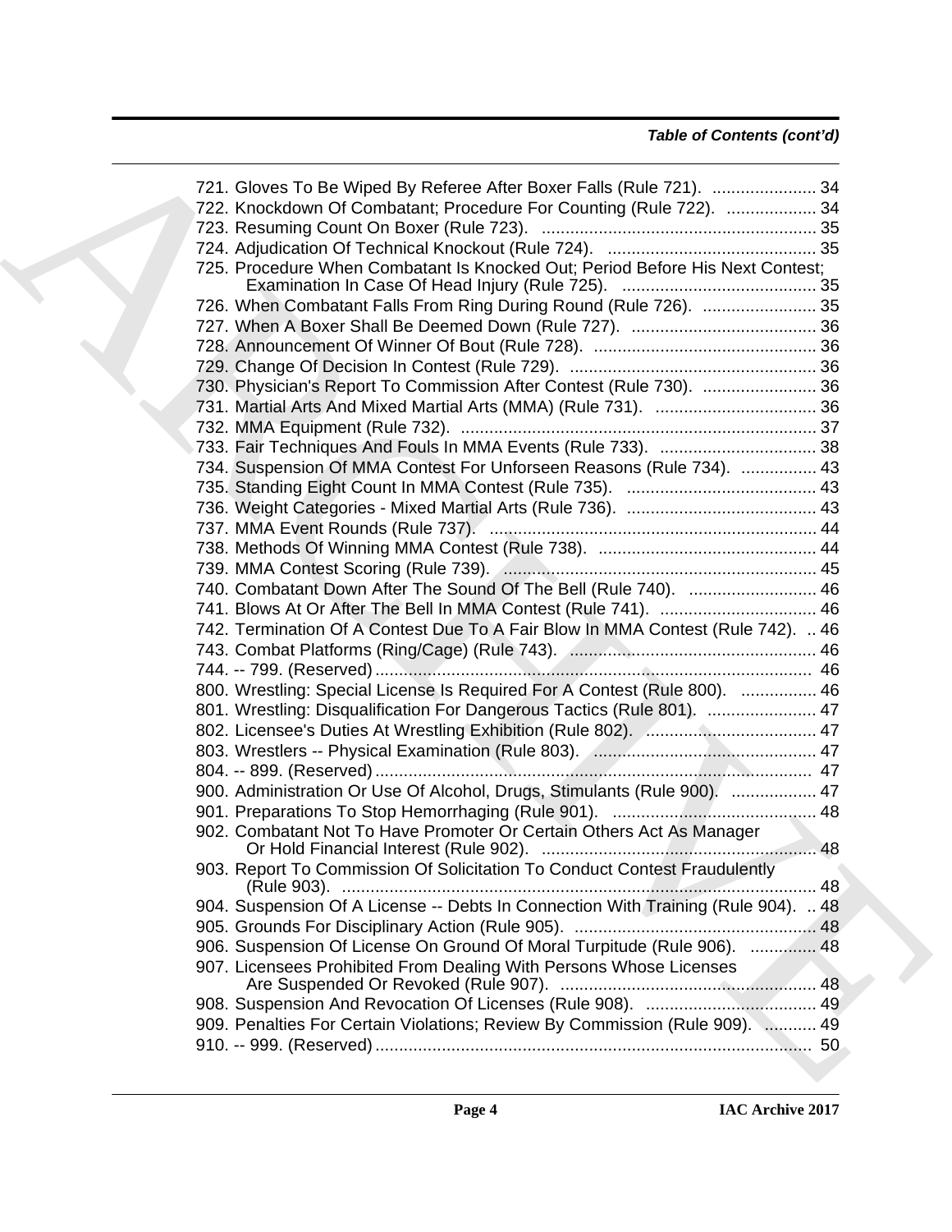*Table of Contents (cont'd)*

721. Gloves To Be Wiped By Referee After Boxer Falls (Rule 721). ...................... 34
722. Knockdown Of Combatant; Procedure For Counting (Rule 722). ................... 34
723. Resuming Count On Boxer (Rule 723). .......................................................... 35
724. Adjudication Of Technical Knockout (Rule 724). ............................................ 35
725. Procedure When Combatant Is Knocked Out; Period Before His Next Contest; Examination In Case Of Head Injury (Rule 725). ......................................... 35
726. When Combatant Falls From Ring During Round (Rule 726). ........................ 35
727. When A Boxer Shall Be Deemed Down (Rule 727). ....................................... 36
728. Announcement Of Winner Of Bout (Rule 728). ............................................... 36
729. Change Of Decision In Contest (Rule 729). .................................................... 36
730. Physician's Report To Commission After Contest (Rule 730). ........................ 36
731. Martial Arts And Mixed Martial Arts (MMA) (Rule 731). .................................. 36
732. MMA Equipment (Rule 732). ........................................................................... 37
733. Fair Techniques And Fouls In MMA Events (Rule 733). ................................. 38
734. Suspension Of MMA Contest For Unforseen Reasons (Rule 734). ................ 43
735. Standing Eight Count In MMA Contest (Rule 735). ........................................ 43
736. Weight Categories - Mixed Martial Arts (Rule 736). ........................................ 43
737. MMA Event Rounds (Rule 737). ..................................................................... 44
738. Methods Of Winning MMA Contest (Rule 738). .............................................. 44
739. MMA Contest Scoring (Rule 739). .................................................................. 45
740. Combatant Down After The Sound Of The Bell (Rule 740). ........................... 46
741. Blows At Or After The Bell In MMA Contest (Rule 741). ................................. 46
742. Termination Of A Contest Due To A Fair Blow In MMA Contest (Rule 742). .. 46
743. Combat Platforms (Ring/Cage) (Rule 743). .................................................... 46
744. -- 799. (Reserved) ............................................................................................ 46
800. Wrestling: Special License Is Required For A Contest (Rule 800). ................ 46
801. Wrestling: Disqualification For Dangerous Tactics (Rule 801). ....................... 47
802. Licensee's Duties At Wrestling Exhibition (Rule 802). .................................... 47
803. Wrestlers -- Physical Examination (Rule 803). ............................................... 47
804. -- 899. (Reserved) ............................................................................................ 47
900. Administration Or Use Of Alcohol, Drugs, Stimulants (Rule 900). .................. 47
901. Preparations To Stop Hemorrhaging (Rule 901). ........................................... 48
902. Combatant Not To Have Promoter Or Certain Others Act As Manager Or Hold Financial Interest (Rule 902). .......................................................... 48
903. Report To Commission Of Solicitation To Conduct Contest Fraudulently (Rule 903). .................................................................................................... 48
904. Suspension Of A License -- Debts In Connection With Training (Rule 904). .. 48
905. Grounds For Disciplinary Action (Rule 905). ................................................... 48
906. Suspension Of License On Ground Of Moral Turpitude (Rule 906). .............. 48
907. Licensees Prohibited From Dealing With Persons Whose Licenses Are Suspended Or Revoked (Rule 907). ....................................................... 48
908. Suspension And Revocation Of Licenses (Rule 908). .................................... 49
909. Penalties For Certain Violations; Review By Commission (Rule 909). ........... 49
910. -- 999. (Reserved) ............................................................................................ 50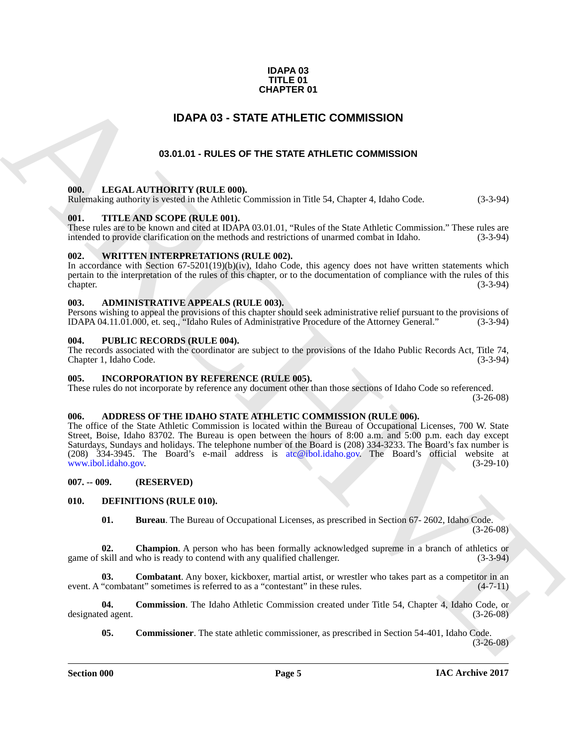**IDAPA 03**
**TITLE 01**
**CHAPTER 01**

# IDAPA 03 - STATE ATHLETIC COMMISSION

## 03.01.01 - RULES OF THE STATE ATHLETIC COMMISSION

**000. LEGAL AUTHORITY (RULE 000).**
Rulemaking authority is vested in the Athletic Commission in Title 54, Chapter 4, Idaho Code. (3-3-94)

**001. TITLE AND SCOPE (RULE 001).**
These rules are to be known and cited at IDAPA 03.01.01, "Rules of the State Athletic Commission." These rules are intended to provide clarification on the methods and restrictions of unarmed combat in Idaho. (3-3-94)

**002. WRITTEN INTERPRETATIONS (RULE 002).**
In accordance with Section 67-5201(19)(b)(iv), Idaho Code, this agency does not have written statements which pertain to the interpretation of the rules of this chapter, or to the documentation of compliance with the rules of this chapter. (3-3-94)

**003. ADMINISTRATIVE APPEALS (RULE 003).**
Persons wishing to appeal the provisions of this chapter should seek administrative relief pursuant to the provisions of IDAPA 04.11.01.000, et. seq., "Idaho Rules of Administrative Procedure of the Attorney General." (3-3-94)

**004. PUBLIC RECORDS (RULE 004).**
The records associated with the coordinator are subject to the provisions of the Idaho Public Records Act, Title 74, Chapter 1, Idaho Code. (3-3-94)

**005. INCORPORATION BY REFERENCE (RULE 005).**
These rules do not incorporate by reference any document other than those sections of Idaho Code so referenced. (3-26-08)

**006. ADDRESS OF THE IDAHO STATE ATHLETIC COMMISSION (RULE 006).**
The office of the State Athletic Commission is located within the Bureau of Occupational Licenses, 700 W. State Street, Boise, Idaho 83702. The Bureau is open between the hours of 8:00 a.m. and 5:00 p.m. each day except Saturdays, Sundays and holidays. The telephone number of the Board is (208) 334-3233. The Board's fax number is (208) 334-3945. The Board's e-mail address is atc@ibol.idaho.gov. The Board's official website at www.ibol.idaho.gov. (3-29-10)

**007. -- 009. (RESERVED)**

**010. DEFINITIONS (RULE 010).**

**01. Bureau**. The Bureau of Occupational Licenses, as prescribed in Section 67- 2602, Idaho Code. (3-26-08)

**02. Champion**. A person who has been formally acknowledged supreme in a branch of athletics or game of skill and who is ready to contend with any qualified challenger. (3-3-94)

**03. Combatant**. Any boxer, kickboxer, martial artist, or wrestler who takes part as a competitor in an event. A "combatant" sometimes is referred to as a "contestant" in these rules. (4-7-11)

**04. Commission**. The Idaho Athletic Commission created under Title 54, Chapter 4, Idaho Code, or designated agent. (3-26-08)

**05. Commissioner**. The state athletic commissioner, as prescribed in Section 54-401, Idaho Code. (3-26-08)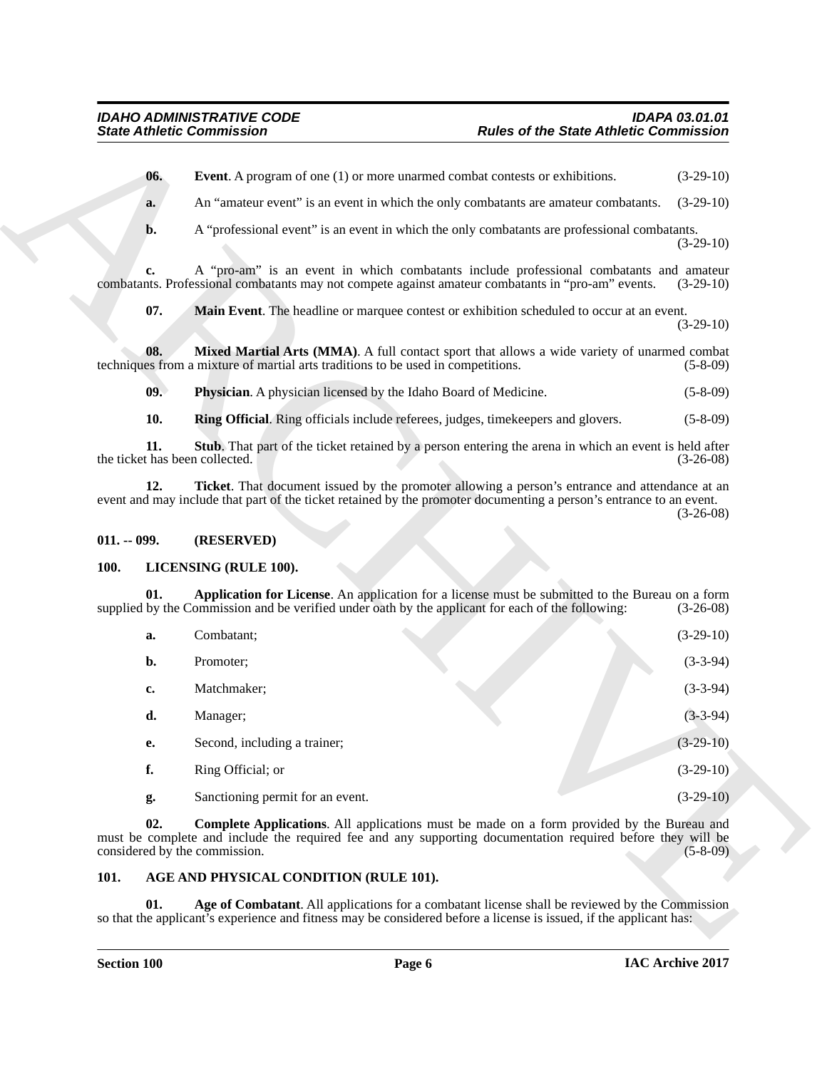**06. Event**. A program of one (1) or more unarmed combat contests or exhibitions. (3-29-10)

**a.** An "amateur event" is an event in which the only combatants are amateur combatants. (3-29-10)

**b.** A "professional event" is an event in which the only combatants are professional combatants. (3-29-10)

**c.** A "pro-am" is an event in which combatants include professional combatants and amateur combatants. Professional combatants may not compete against amateur combatants in "pro-am" events. (3-29-10)

**07. Main Event**. The headline or marquee contest or exhibition scheduled to occur at an event. (3-29-10)

**08. Mixed Martial Arts (MMA)**. A full contact sport that allows a wide variety of unarmed combat techniques from a mixture of martial arts traditions to be used in competitions. (5-8-09)

**09. Physician**. A physician licensed by the Idaho Board of Medicine. (5-8-09)

**10. Ring Official**. Ring officials include referees, judges, timekeepers and glovers. (5-8-09)

**11. Stub**. That part of the ticket retained by a person entering the arena in which an event is held after the ticket has been collected. (3-26-08)

**12. Ticket**. That document issued by the promoter allowing a person's entrance and attendance at an event and may include that part of the ticket retained by the promoter documenting a person's entrance to an event. (3-26-08)

## 011. -- 099. (RESERVED)

## 100. LICENSING (RULE 100).

**01. Application for License**. An application for a license must be submitted to the Bureau on a form supplied by the Commission and be verified under oath by the applicant for each of the following: (3-26-08)

**a.** Combatant; (3-29-10)

**b.** Promoter; (3-3-94)

**c.** Matchmaker; (3-3-94)

**d.** Manager; (3-3-94)

**e.** Second, including a trainer; (3-29-10)

**f.** Ring Official; or (3-29-10)

**g.** Sanctioning permit for an event. (3-29-10)

**02. Complete Applications**. All applications must be made on a form provided by the Bureau and must be complete and include the required fee and any supporting documentation required before they will be considered by the commission. (5-8-09)

## 101. AGE AND PHYSICAL CONDITION (RULE 101).

**01. Age of Combatant**. All applications for a combatant license shall be reviewed by the Commission so that the applicant's experience and fitness may be considered before a license is issued, if the applicant has: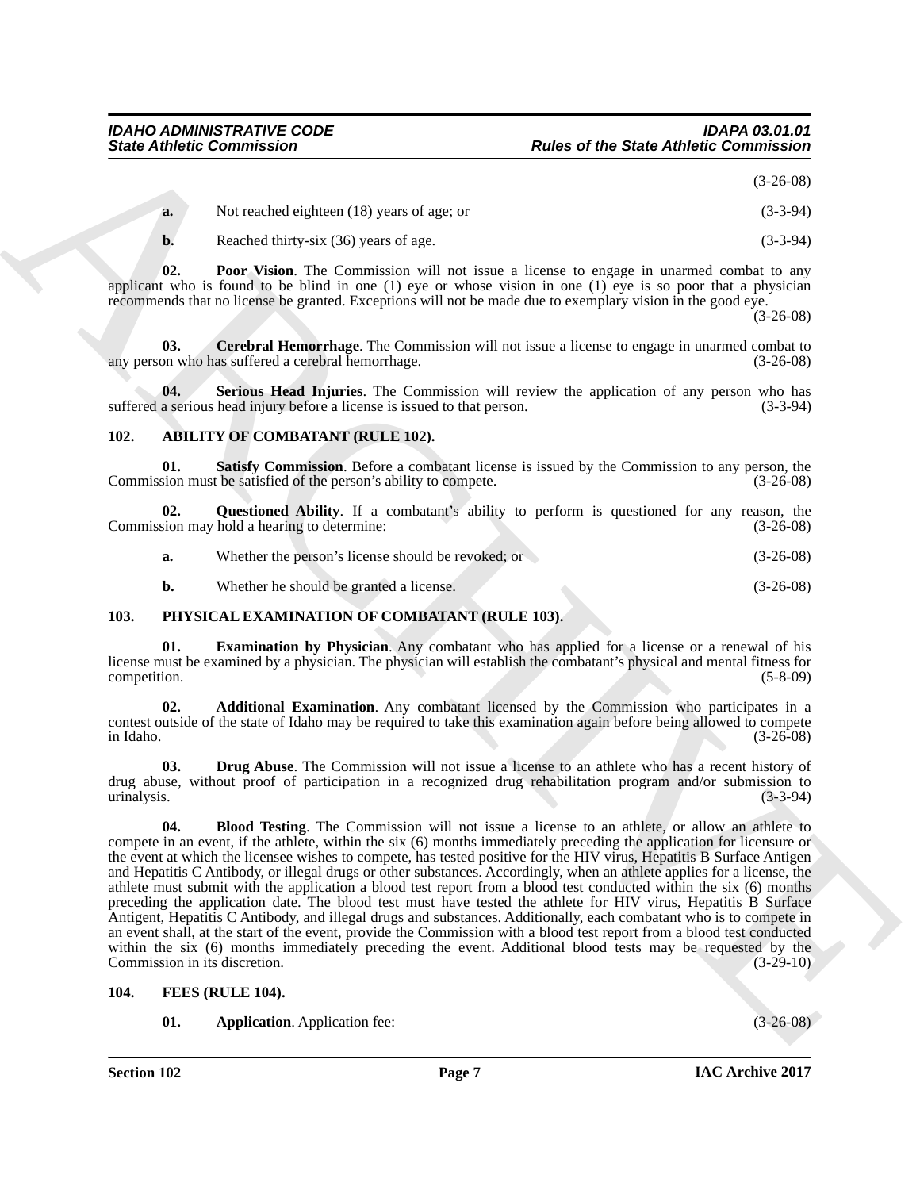(3-26-08)

**a.** Not reached eighteen (18) years of age; or (3-3-94)

**b.** Reached thirty-six (36) years of age. (3-3-94)

**02. Poor Vision**. The Commission will not issue a license to engage in unarmed combat to any applicant who is found to be blind in one (1) eye or whose vision in one (1) eye is so poor that a physician recommends that no license be granted. Exceptions will not be made due to exemplary vision in the good eye. (3-26-08)

**03. Cerebral Hemorrhage**. The Commission will not issue a license to engage in unarmed combat to any person who has suffered a cerebral hemorrhage. (3-26-08)

**04. Serious Head Injuries**. The Commission will review the application of any person who has suffered a serious head injury before a license is issued to that person. (3-3-94)

## 102. ABILITY OF COMBATANT (RULE 102).

**01. Satisfy Commission**. Before a combatant license is issued by the Commission to any person, the Commission must be satisfied of the person's ability to compete. (3-26-08)

**02. Questioned Ability**. If a combatant's ability to perform is questioned for any reason, the Commission may hold a hearing to determine: (3-26-08)

**a.** Whether the person's license should be revoked; or (3-26-08)

**b.** Whether he should be granted a license. (3-26-08)

## 103. PHYSICAL EXAMINATION OF COMBATANT (RULE 103).

**01. Examination by Physician**. Any combatant who has applied for a license or a renewal of his license must be examined by a physician. The physician will establish the combatant's physical and mental fitness for competition. (5-8-09)

**02. Additional Examination**. Any combatant licensed by the Commission who participates in a contest outside of the state of Idaho may be required to take this examination again before being allowed to compete in Idaho. (3-26-08)

**03. Drug Abuse**. The Commission will not issue a license to an athlete who has a recent history of drug abuse, without proof of participation in a recognized drug rehabilitation program and/or submission to urinalysis. (3-3-94)

**04. Blood Testing**. The Commission will not issue a license to an athlete, or allow an athlete to compete in an event, if the athlete, within the six (6) months immediately preceding the application for licensure or the event at which the licensee wishes to compete, has tested positive for the HIV virus, Hepatitis B Surface Antigen and Hepatitis C Antibody, or illegal drugs or other substances. Accordingly, when an athlete applies for a license, the athlete must submit with the application a blood test report from a blood test conducted within the six (6) months preceding the application date. The blood test must have tested the athlete for HIV virus, Hepatitis B Surface Antigen, Hepatitis C Antibody, and illegal drugs and substances. Additionally, each combatant who is to compete in an event shall, at the start of the event, provide the Commission with a blood test report from a blood test conducted within the six (6) months immediately preceding the event. Additional blood tests may be requested by the Commission in its discretion. (3-29-10)

## 104. FEES (RULE 104).

**01. Application**. Application fee: (3-26-08)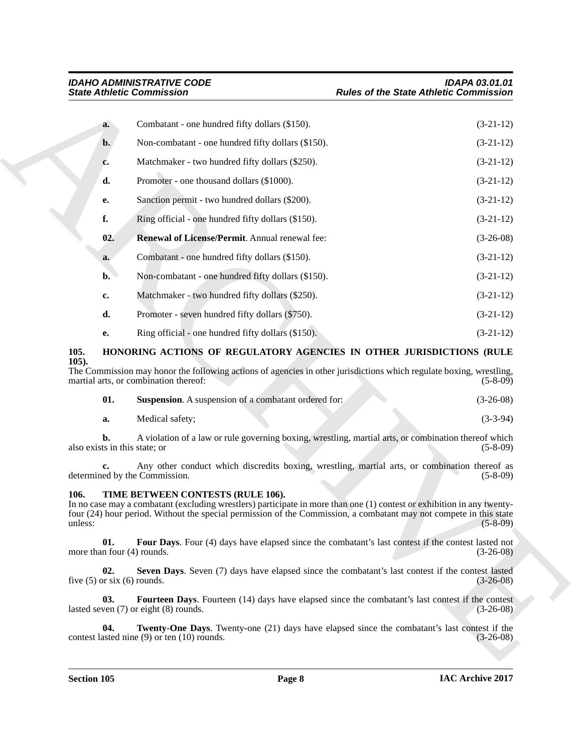**a.** Combatant - one hundred fifty dollars ($150). (3-21-12)

**b.** Non-combatant - one hundred fifty dollars ($150). (3-21-12)

**c.** Matchmaker - two hundred fifty dollars ($250). (3-21-12)

**d.** Promoter - one thousand dollars ($1000). (3-21-12)

**e.** Sanction permit - two hundred dollars ($200). (3-21-12)

**f.** Ring official - one hundred fifty dollars ($150). (3-21-12)

**02. Renewal of License/Permit**. Annual renewal fee: (3-26-08)

**a.** Combatant - one hundred fifty dollars ($150). (3-21-12)

**b.** Non-combatant - one hundred fifty dollars ($150). (3-21-12)

**c.** Matchmaker - two hundred fifty dollars ($250). (3-21-12)

**d.** Promoter - seven hundred fifty dollars ($750). (3-21-12)

**e.** Ring official - one hundred fifty dollars ($150). (3-21-12)

### 105. HONORING ACTIONS OF REGULATORY AGENCIES IN OTHER JURISDICTIONS (RULE 105).

The Commission may honor the following actions of agencies in other jurisdictions which regulate boxing, wrestling, martial arts, or combination thereof: (5-8-09)

**01. Suspension**. A suspension of a combatant ordered for: (3-26-08)

**a.** Medical safety; (3-3-94)

**b.** A violation of a law or rule governing boxing, wrestling, martial arts, or combination thereof which also exists in this state; or (5-8-09)

**c.** Any other conduct which discredits boxing, wrestling, martial arts, or combination thereof as determined by the Commission. (5-8-09)

### 106. TIME BETWEEN CONTESTS (RULE 106).

In no case may a combatant (excluding wrestlers) participate in more than one (1) contest or exhibition in any twenty-four (24) hour period. Without the special permission of the Commission, a combatant may not compete in this state unless: (5-8-09)

**01. Four Days**. Four (4) days have elapsed since the combatant's last contest if the contest lasted not more than four (4) rounds. (3-26-08)

**02. Seven Days**. Seven (7) days have elapsed since the combatant's last contest if the contest lasted five (5) or six (6) rounds. (3-26-08)

**03. Fourteen Days**. Fourteen (14) days have elapsed since the combatant's last contest if the contest lasted seven (7) or eight (8) rounds. (3-26-08)

**04. Twenty-One Days**. Twenty-one (21) days have elapsed since the combatant's last contest if the contest lasted nine (9) or ten (10) rounds. (3-26-08)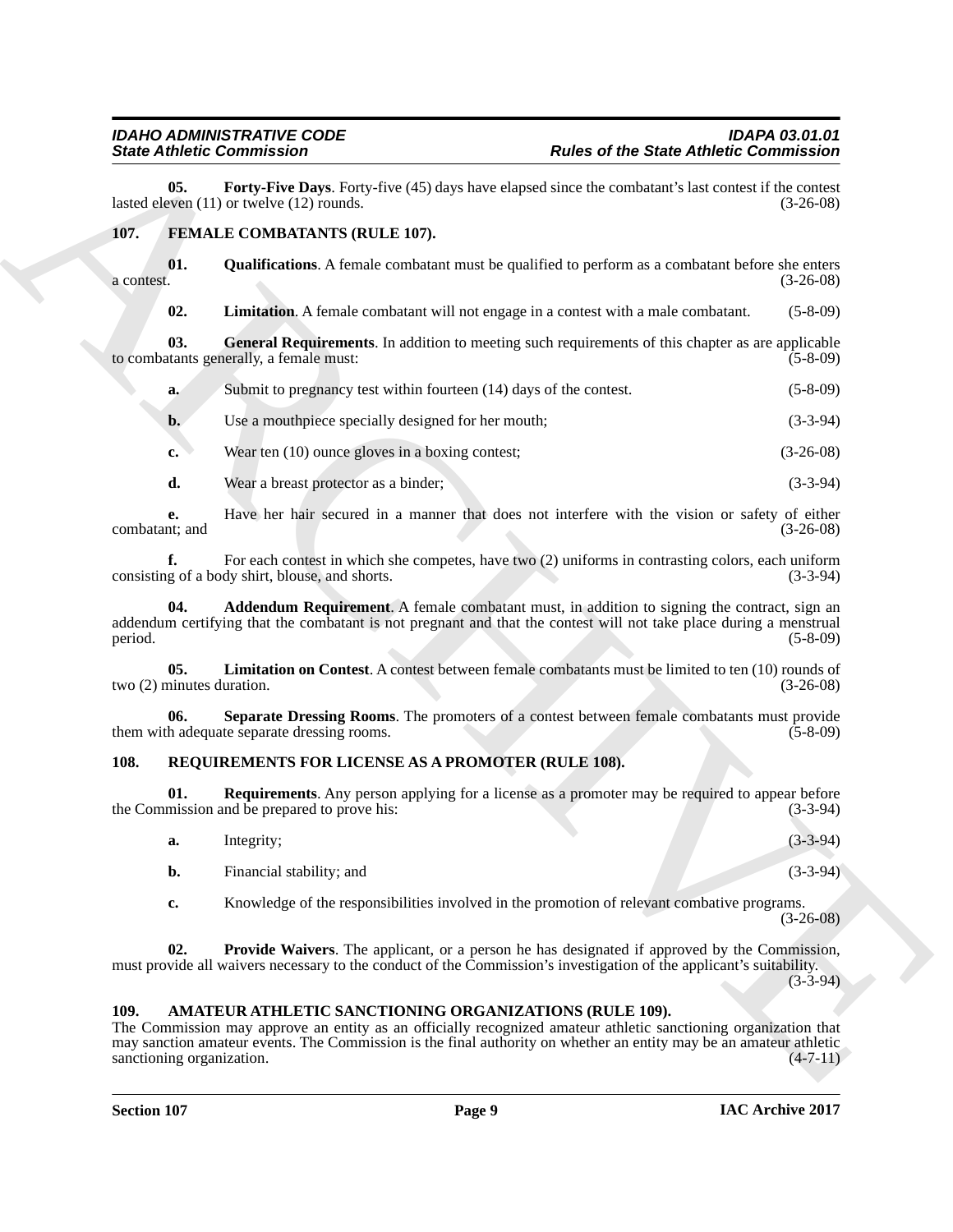**05. Forty-Five Days**. Forty-five (45) days have elapsed since the combatant's last contest if the contest lasted eleven (11) or twelve (12) rounds. (3-26-08)

## 107. FEMALE COMBATANTS (RULE 107).

**01. Qualifications**. A female combatant must be qualified to perform as a combatant before she enters a contest. (3-26-08)

**02. Limitation**. A female combatant will not engage in a contest with a male combatant. (5-8-09)

**03. General Requirements**. In addition to meeting such requirements of this chapter as are applicable to combatants generally, a female must: (5-8-09)

**a.** Submit to pregnancy test within fourteen (14) days of the contest. (5-8-09)

**b.** Use a mouthpiece specially designed for her mouth; (3-3-94)

**c.** Wear ten (10) ounce gloves in a boxing contest; (3-26-08)

**d.** Wear a breast protector as a binder; (3-3-94)

**e.** Have her hair secured in a manner that does not interfere with the vision or safety of either combatant; and (3-26-08)

**f.** For each contest in which she competes, have two (2) uniforms in contrasting colors, each uniform consisting of a body shirt, blouse, and shorts. (3-3-94)

**04. Addendum Requirement**. A female combatant must, in addition to signing the contract, sign an addendum certifying that the combatant is not pregnant and that the contest will not take place during a menstrual period. (5-8-09)

**05. Limitation on Contest**. A contest between female combatants must be limited to ten (10) rounds of two (2) minutes duration. (3-26-08)

**06. Separate Dressing Rooms**. The promoters of a contest between female combatants must provide them with adequate separate dressing rooms. (5-8-09)

## 108. REQUIREMENTS FOR LICENSE AS A PROMOTER (RULE 108).

**01. Requirements**. Any person applying for a license as a promoter may be required to appear before the Commission and be prepared to prove his: (3-3-94)

**a.** Integrity; (3-3-94)

**b.** Financial stability; and (3-3-94)

**c.** Knowledge of the responsibilities involved in the promotion of relevant combative programs. (3-26-08)

**02. Provide Waivers**. The applicant, or a person he has designated if approved by the Commission, must provide all waivers necessary to the conduct of the Commission's investigation of the applicant's suitability. (3-3-94)

## 109. AMATEUR ATHLETIC SANCTIONING ORGANIZATIONS (RULE 109).

The Commission may approve an entity as an officially recognized amateur athletic sanctioning organization that may sanction amateur events. The Commission is the final authority on whether an entity may be an amateur athletic sanctioning organization. (4-7-11)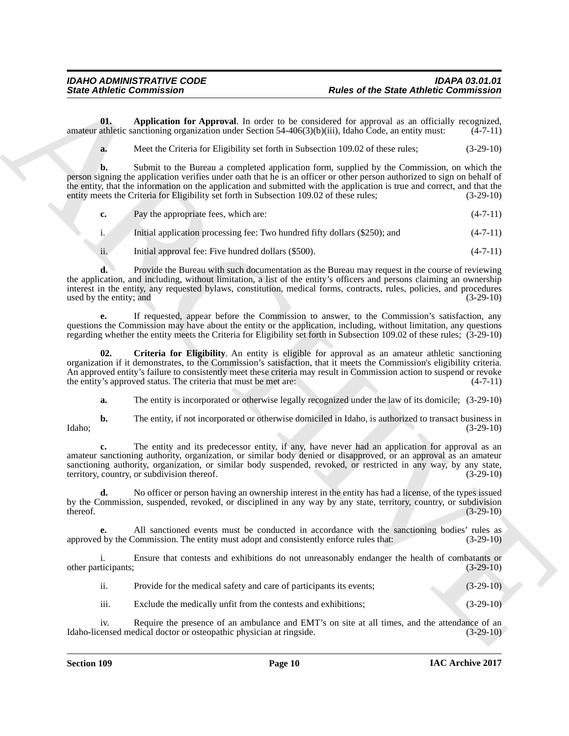**01. Application for Approval**. In order to be considered for approval as an officially recognized, amateur athletic sanctioning organization under Section 54-406(3)(b)(iii), Idaho Code, an entity must: (4-7-11)

**a.** Meet the Criteria for Eligibility set forth in Subsection 109.02 of these rules; (3-29-10)

**b.** Submit to the Bureau a completed application form, supplied by the Commission, on which the person signing the application verifies under oath that he is an officer or other person authorized to sign on behalf of the entity, that the information on the application and submitted with the application is true and correct, and that the entity meets the Criteria for Eligibility set forth in Subsection 109.02 of these rules; (3-29-10)

**c.** Pay the appropriate fees, which are: (4-7-11)

i. Initial application processing fee: Two hundred fifty dollars ($250); and (4-7-11)

ii. Initial approval fee: Five hundred dollars ($500). (4-7-11)

**d.** Provide the Bureau with such documentation as the Bureau may request in the course of reviewing the application, and including, without limitation, a list of the entity's officers and persons claiming an ownership interest in the entity, any requested bylaws, constitution, medical forms, contracts, rules, policies, and procedures used by the entity; and (3-29-10)

**e.** If requested, appear before the Commission to answer, to the Commission's satisfaction, any questions the Commission may have about the entity or the application, including, without limitation, any questions regarding whether the entity meets the Criteria for Eligibility set forth in Subsection 109.02 of these rules; (3-29-10)

**02. Criteria for Eligibility**. An entity is eligible for approval as an amateur athletic sanctioning organization if it demonstrates, to the Commission's satisfaction, that it meets the Commission's eligibility criteria. An approved entity's failure to consistently meet these criteria may result in Commission action to suspend or revoke the entity's approved status. The criteria that must be met are: (4-7-11)

**a.** The entity is incorporated or otherwise legally recognized under the law of its domicile; (3-29-10)

**b.** The entity, if not incorporated or otherwise domiciled in Idaho, is authorized to transact business in Idaho; (3-29-10)

**c.** The entity and its predecessor entity, if any, have never had an application for approval as an amateur sanctioning authority, organization, or similar body denied or disapproved, or an approval as an amateur sanctioning authority, organization, or similar body suspended, revoked, or restricted in any way, by any state, territory, country, or subdivision thereof. (3-29-10)

**d.** No officer or person having an ownership interest in the entity has had a license, of the types issued by the Commission, suspended, revoked, or disciplined in any way by any state, territory, country, or subdivision thereof. (3-29-10)

**e.** All sanctioned events must be conducted in accordance with the sanctioning bodies' rules as approved by the Commission. The entity must adopt and consistently enforce rules that: (3-29-10)

i. Ensure that contests and exhibitions do not unreasonably endanger the health of combatants or other participants; (3-29-10)

ii. Provide for the medical safety and care of participants its events; (3-29-10)

iii. Exclude the medically unfit from the contests and exhibitions; (3-29-10)

iv. Require the presence of an ambulance and EMT's on site at all times, and the attendance of an Idaho-licensed medical doctor or osteopathic physician at ringside. (3-29-10)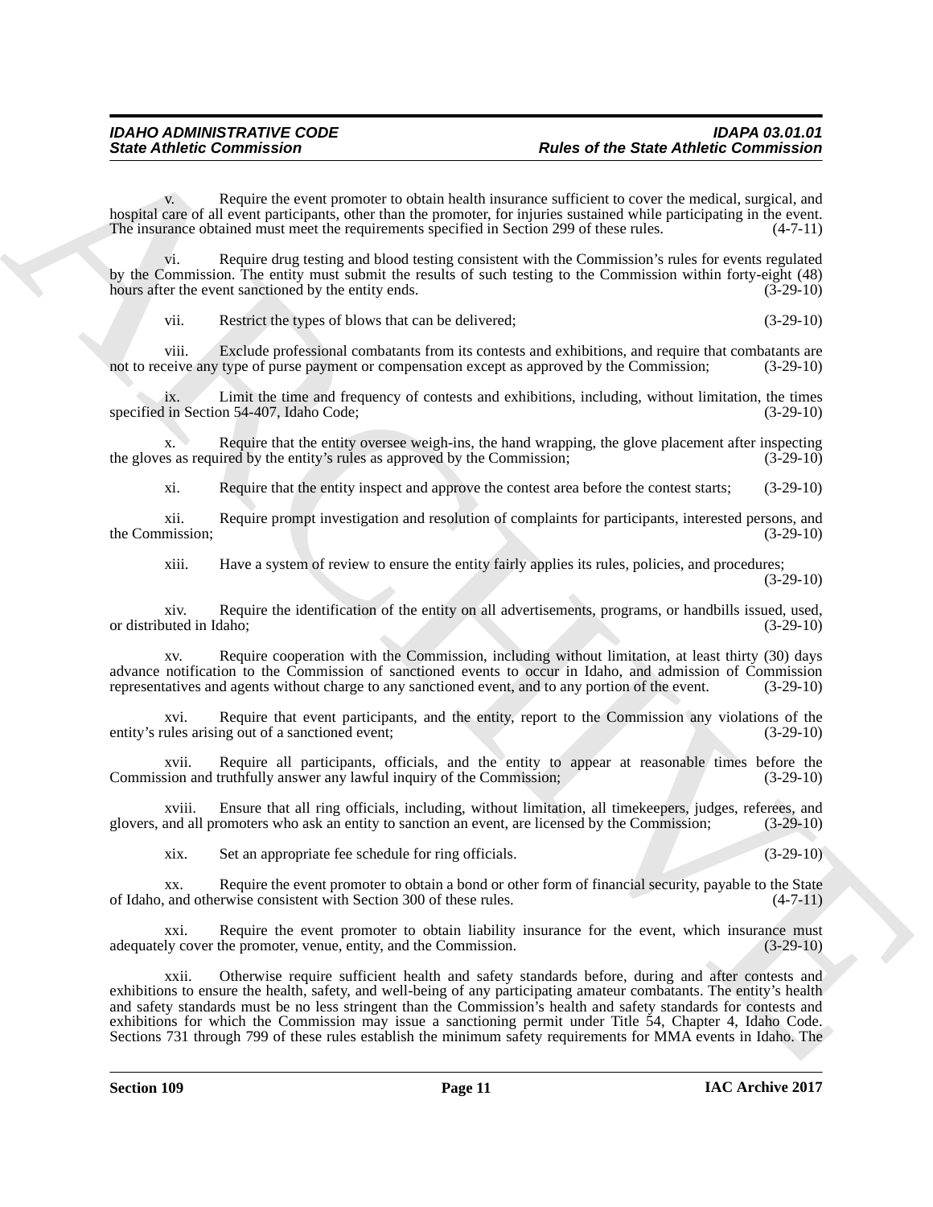v. Require the event promoter to obtain health insurance sufficient to cover the medical, surgical, and hospital care of all event participants, other than the promoter, for injuries sustained while participating in the event. The insurance obtained must meet the requirements specified in Section 299 of these rules. (4-7-11)

vi. Require drug testing and blood testing consistent with the Commission's rules for events regulated by the Commission. The entity must submit the results of such testing to the Commission within forty-eight (48) hours after the event sanctioned by the entity ends. (3-29-10)

vii. Restrict the types of blows that can be delivered; (3-29-10)

viii. Exclude professional combatants from its contests and exhibitions, and require that combatants are not to receive any type of purse payment or compensation except as approved by the Commission; (3-29-10)

ix. Limit the time and frequency of contests and exhibitions, including, without limitation, the times specified in Section 54-407, Idaho Code; (3-29-10)

x. Require that the entity oversee weigh-ins, the hand wrapping, the glove placement after inspecting the gloves as required by the entity's rules as approved by the Commission; (3-29-10)

xi. Require that the entity inspect and approve the contest area before the contest starts; (3-29-10)

xii. Require prompt investigation and resolution of complaints for participants, interested persons, and the Commission; (3-29-10)

xiii. Have a system of review to ensure the entity fairly applies its rules, policies, and procedures; (3-29-10)

xiv. Require the identification of the entity on all advertisements, programs, or handbills issued, used, or distributed in Idaho; (3-29-10)

xv. Require cooperation with the Commission, including without limitation, at least thirty (30) days advance notification to the Commission of sanctioned events to occur in Idaho, and admission of Commission representatives and agents without charge to any sanctioned event, and to any portion of the event. (3-29-10)

xvi. Require that event participants, and the entity, report to the Commission any violations of the entity's rules arising out of a sanctioned event; (3-29-10)

xvii. Require all participants, officials, and the entity to appear at reasonable times before the Commission and truthfully answer any lawful inquiry of the Commission; (3-29-10)

xviii. Ensure that all ring officials, including, without limitation, all timekeepers, judges, referees, and glovers, and all promoters who ask an entity to sanction an event, are licensed by the Commission; (3-29-10)

xix. Set an appropriate fee schedule for ring officials. (3-29-10)

xx. Require the event promoter to obtain a bond or other form of financial security, payable to the State of Idaho, and otherwise consistent with Section 300 of these rules. (4-7-11)

xxi. Require the event promoter to obtain liability insurance for the event, which insurance must adequately cover the promoter, venue, entity, and the Commission. (3-29-10)

xxii. Otherwise require sufficient health and safety standards before, during and after contests and exhibitions to ensure the health, safety, and well-being of any participating amateur combatants. The entity's health and safety standards must be no less stringent than the Commission's health and safety standards for contests and exhibitions for which the Commission may issue a sanctioning permit under Title 54, Chapter 4, Idaho Code. Sections 731 through 799 of these rules establish the minimum safety requirements for MMA events in Idaho. The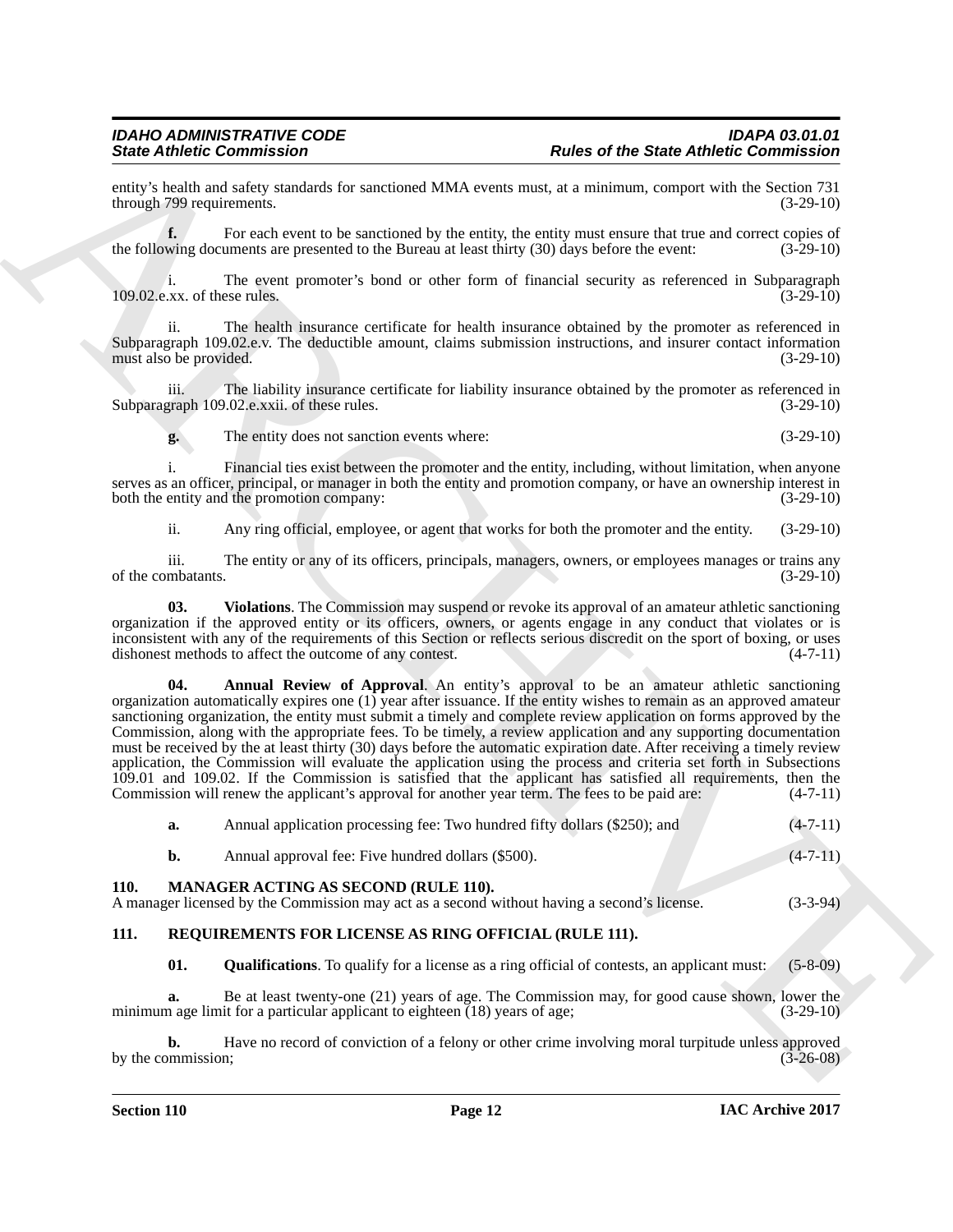entity's health and safety standards for sanctioned MMA events must, at a minimum, comport with the Section 731 through 799 requirements. (3-29-10)

**f.** For each event to be sanctioned by the entity, the entity must ensure that true and correct copies of the following documents are presented to the Bureau at least thirty (30) days before the event: (3-29-10)

i. The event promoter's bond or other form of financial security as referenced in Subparagraph 109.02.e.xx. of these rules. (3-29-10)

ii. The health insurance certificate for health insurance obtained by the promoter as referenced in Subparagraph 109.02.e.v. The deductible amount, claims submission instructions, and insurer contact information must also be provided. (3-29-10)

iii. The liability insurance certificate for liability insurance obtained by the promoter as referenced in Subparagraph 109.02.e.xxii. of these rules. (3-29-10)

**g.** The entity does not sanction events where: (3-29-10)

i. Financial ties exist between the promoter and the entity, including, without limitation, when anyone serves as an officer, principal, or manager in both the entity and promotion company, or have an ownership interest in both the entity and the promotion company: (3-29-10)

ii. Any ring official, employee, or agent that works for both the promoter and the entity. (3-29-10)

iii. The entity or any of its officers, principals, managers, owners, or employees manages or trains any of the combatants. (3-29-10)

**03. Violations**. The Commission may suspend or revoke its approval of an amateur athletic sanctioning organization if the approved entity or its officers, owners, or agents engage in any conduct that violates or is inconsistent with any of the requirements of this Section or reflects serious discredit on the sport of boxing, or uses dishonest methods to affect the outcome of any contest. (4-7-11)

**04. Annual Review of Approval**. An entity's approval to be an amateur athletic sanctioning organization automatically expires one (1) year after issuance. If the entity wishes to remain as an approved amateur sanctioning organization, the entity must submit a timely and complete review application on forms approved by the Commission, along with the appropriate fees. To be timely, a review application and any supporting documentation must be received by the at least thirty (30) days before the automatic expiration date. After receiving a timely review application, the Commission will evaluate the application using the process and criteria set forth in Subsections 109.01 and 109.02. If the Commission is satisfied that the applicant has satisfied all requirements, then the Commission will renew the applicant's approval for another year term. The fees to be paid are: (4-7-11)

**a.** Annual application processing fee: Two hundred fifty dollars ($250); and (4-7-11)

**b.** Annual approval fee: Five hundred dollars ($500). (4-7-11)

## 110. MANAGER ACTING AS SECOND (RULE 110).

A manager licensed by the Commission may act as a second without having a second's license. (3-3-94)

## 111. REQUIREMENTS FOR LICENSE AS RING OFFICIAL (RULE 111).

**01. Qualifications**. To qualify for a license as a ring official of contests, an applicant must: (5-8-09)

**a.** Be at least twenty-one (21) years of age. The Commission may, for good cause shown, lower the minimum age limit for a particular applicant to eighteen (18) years of age; (3-29-10)

**b.** Have no record of conviction of a felony or other crime involving moral turpitude unless approved by the commission; (3-26-08)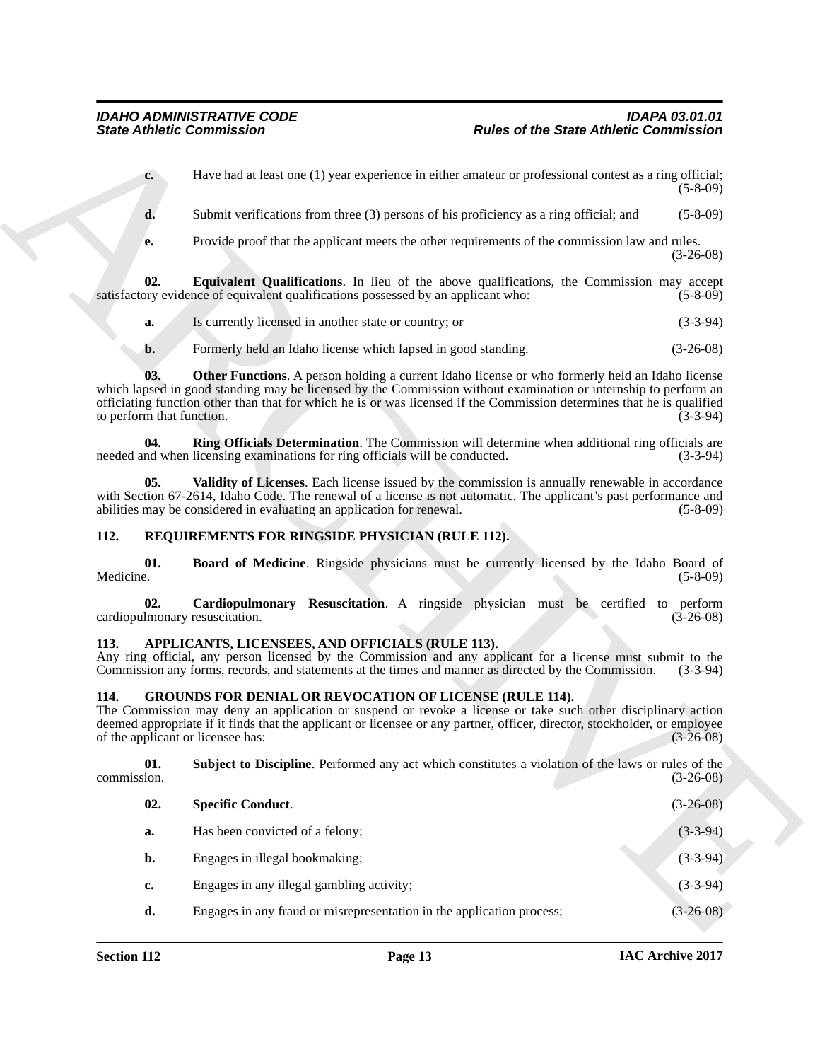**c.** Have had at least one (1) year experience in either amateur or professional contest as a ring official; (5-8-09)

**d.** Submit verifications from three (3) persons of his proficiency as a ring official; and (5-8-09)

**e.** Provide proof that the applicant meets the other requirements of the commission law and rules. (3-26-08)

**02. Equivalent Qualifications**. In lieu of the above qualifications, the Commission may accept satisfactory evidence of equivalent qualifications possessed by an applicant who: (5-8-09)

**a.** Is currently licensed in another state or country; or (3-3-94)

**b.** Formerly held an Idaho license which lapsed in good standing. (3-26-08)

**03. Other Functions**. A person holding a current Idaho license or who formerly held an Idaho license which lapsed in good standing may be licensed by the Commission without examination or internship to perform an officiating function other than that for which he is or was licensed if the Commission determines that he is qualified to perform that function. (3-3-94)

**04. Ring Officials Determination**. The Commission will determine when additional ring officials are needed and when licensing examinations for ring officials will be conducted. (3-3-94)

**05. Validity of Licenses**. Each license issued by the commission is annually renewable in accordance with Section 67-2614, Idaho Code. The renewal of a license is not automatic. The applicant's past performance and abilities may be considered in evaluating an application for renewal. (5-8-09)

## 112. REQUIREMENTS FOR RINGSIDE PHYSICIAN (RULE 112).

**01. Board of Medicine**. Ringside physicians must be currently licensed by the Idaho Board of Medicine. (5-8-09)

**02. Cardiopulmonary Resuscitation**. A ringside physician must be certified to perform cardiopulmonary resuscitation. (3-26-08)

## 113. APPLICANTS, LICENSEES, AND OFFICIALS (RULE 113).

Any ring official, any person licensed by the Commission and any applicant for a license must submit to the Commission any forms, records, and statements at the times and manner as directed by the Commission. (3-3-94)

## 114. GROUNDS FOR DENIAL OR REVOCATION OF LICENSE (RULE 114).

The Commission may deny an application or suspend or revoke a license or take such other disciplinary action deemed appropriate if it finds that the applicant or licensee or any partner, officer, director, stockholder, or employee of the applicant or licensee has: (3-26-08)

**01. Subject to Discipline**. Performed any act which constitutes a violation of the laws or rules of the commission. (3-26-08)

**02. Specific Conduct**. (3-26-08)

**a.** Has been convicted of a felony; (3-3-94)

**b.** Engages in illegal bookmaking; (3-3-94)

**c.** Engages in any illegal gambling activity; (3-3-94)

**d.** Engages in any fraud or misrepresentation in the application process; (3-26-08)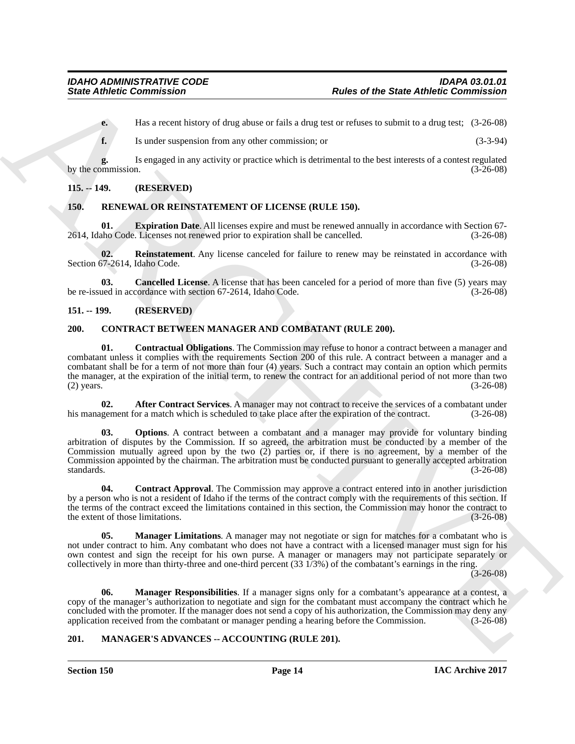**e.** Has a recent history of drug abuse or fails a drug test or refuses to submit to a drug test; (3-26-08)

**f.** Is under suspension from any other commission; or (3-3-94)

**g.** Is engaged in any activity or practice which is detrimental to the best interests of a contest regulated by the commission. (3-26-08)

## 115. -- 149. (RESERVED)

## 150. RENEWAL OR REINSTATEMENT OF LICENSE (RULE 150).

**01. Expiration Date**. All licenses expire and must be renewed annually in accordance with Section 67-2614, Idaho Code. Licenses not renewed prior to expiration shall be cancelled. (3-26-08)

**02. Reinstatement**. Any license canceled for failure to renew may be reinstated in accordance with Section 67-2614, Idaho Code. (3-26-08)

**03. Cancelled License**. A license that has been canceled for a period of more than five (5) years may be re-issued in accordance with section 67-2614, Idaho Code. (3-26-08)

## 151. -- 199. (RESERVED)

## 200. CONTRACT BETWEEN MANAGER AND COMBATANT (RULE 200).

**01. Contractual Obligations**. The Commission may refuse to honor a contract between a manager and combatant unless it complies with the requirements Section 200 of this rule. A contract between a manager and a combatant shall be for a term of not more than four (4) years. Such a contract may contain an option which permits the manager, at the expiration of the initial term, to renew the contract for an additional period of not more than two (2) years. (3-26-08)

**02. After Contract Services**. A manager may not contract to receive the services of a combatant under his management for a match which is scheduled to take place after the expiration of the contract. (3-26-08)

**03. Options**. A contract between a combatant and a manager may provide for voluntary binding arbitration of disputes by the Commission. If so agreed, the arbitration must be conducted by a member of the Commission mutually agreed upon by the two (2) parties or, if there is no agreement, by a member of the Commission appointed by the chairman. The arbitration must be conducted pursuant to generally accepted arbitration standards. (3-26-08)

**04. Contract Approval**. The Commission may approve a contract entered into in another jurisdiction by a person who is not a resident of Idaho if the terms of the contract comply with the requirements of this section. If the terms of the contract exceed the limitations contained in this section, the Commission may honor the contract to the extent of those limitations. (3-26-08)

**05. Manager Limitations**. A manager may not negotiate or sign for matches for a combatant who is not under contract to him. Any combatant who does not have a contract with a licensed manager must sign for his own contest and sign the receipt for his own purse. A manager or managers may not participate separately or collectively in more than thirty-three and one-third percent (33 1/3%) of the combatant's earnings in the ring. (3-26-08)

**06. Manager Responsibilities**. If a manager signs only for a combatant's appearance at a contest, a copy of the manager's authorization to negotiate and sign for the combatant must accompany the contract which he concluded with the promoter. If the manager does not send a copy of his authorization, the Commission may deny any application received from the combatant or manager pending a hearing before the Commission. (3-26-08)

## 201. MANAGER'S ADVANCES -- ACCOUNTING (RULE 201).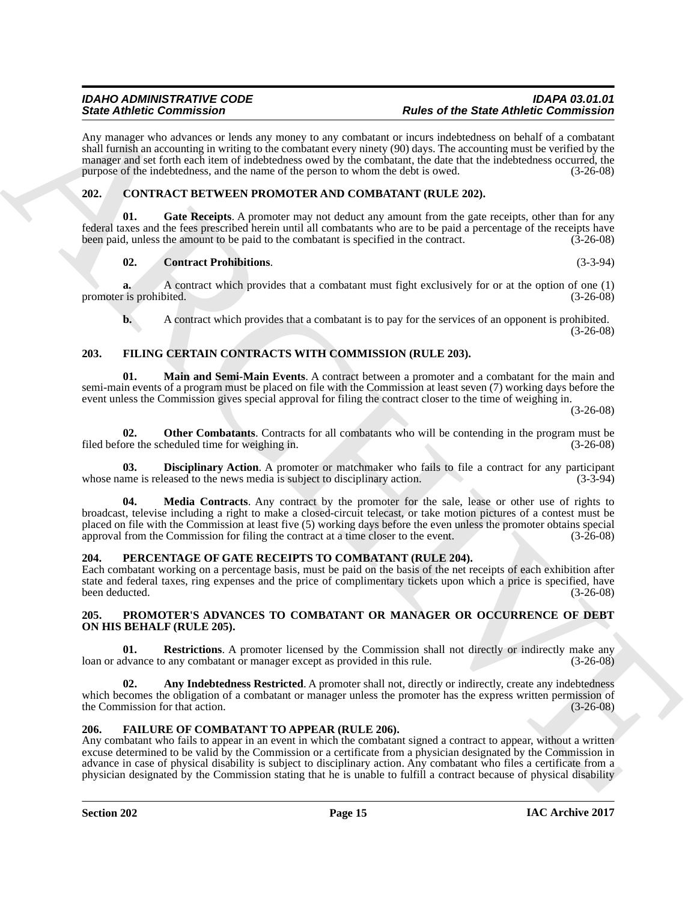Any manager who advances or lends any money to any combatant or incurs indebtedness on behalf of a combatant shall furnish an accounting in writing to the combatant every ninety (90) days. The accounting must be verified by the manager and set forth each item of indebtedness owed by the combatant, the date that the indebtedness occurred, the purpose of the indebtedness, and the name of the person to whom the debt is owed. (3-26-08)

## 202. CONTRACT BETWEEN PROMOTER AND COMBATANT (RULE 202).

**01. Gate Receipts**. A promoter may not deduct any amount from the gate receipts, other than for any federal taxes and the fees prescribed herein until all combatants who are to be paid a percentage of the receipts have been paid, unless the amount to be paid to the combatant is specified in the contract. (3-26-08)

**02. Contract Prohibitions**. (3-3-94)

**a.** A contract which provides that a combatant must fight exclusively for or at the option of one (1) promoter is prohibited. (3-26-08)

**b.** A contract which provides that a combatant is to pay for the services of an opponent is prohibited. (3-26-08)

## 203. FILING CERTAIN CONTRACTS WITH COMMISSION (RULE 203).

**01. Main and Semi-Main Events**. A contract between a promoter and a combatant for the main and semi-main events of a program must be placed on file with the Commission at least seven (7) working days before the event unless the Commission gives special approval for filing the contract closer to the time of weighing in. (3-26-08)

**02. Other Combatants**. Contracts for all combatants who will be contending in the program must be filed before the scheduled time for weighing in. (3-26-08)

**03. Disciplinary Action**. A promoter or matchmaker who fails to file a contract for any participant whose name is released to the news media is subject to disciplinary action. (3-3-94)

**04. Media Contracts**. Any contract by the promoter for the sale, lease or other use of rights to broadcast, televise including a right to make a closed-circuit telecast, or take motion pictures of a contest must be placed on file with the Commission at least five (5) working days before the even unless the promoter obtains special approval from the Commission for filing the contract at a time closer to the event. (3-26-08)

## 204. PERCENTAGE OF GATE RECEIPTS TO COMBATANT (RULE 204).

Each combatant working on a percentage basis, must be paid on the basis of the net receipts of each exhibition after state and federal taxes, ring expenses and the price of complimentary tickets upon which a price is specified, have been deducted. (3-26-08)

## 205. PROMOTER'S ADVANCES TO COMBATANT OR MANAGER OR OCCURRENCE OF DEBT ON HIS BEHALF (RULE 205).

**01. Restrictions**. A promoter licensed by the Commission shall not directly or indirectly make any loan or advance to any combatant or manager except as provided in this rule. (3-26-08)

**02. Any Indebtedness Restricted**. A promoter shall not, directly or indirectly, create any indebtedness which becomes the obligation of a combatant or manager unless the promoter has the express written permission of the Commission for that action. (3-26-08)

## 206. FAILURE OF COMBATANT TO APPEAR (RULE 206).

Any combatant who fails to appear in an event in which the combatant signed a contract to appear, without a written excuse determined to be valid by the Commission or a certificate from a physician designated by the Commission in advance in case of physical disability is subject to disciplinary action. Any combatant who files a certificate from a physician designated by the Commission stating that he is unable to fulfill a contract because of physical disability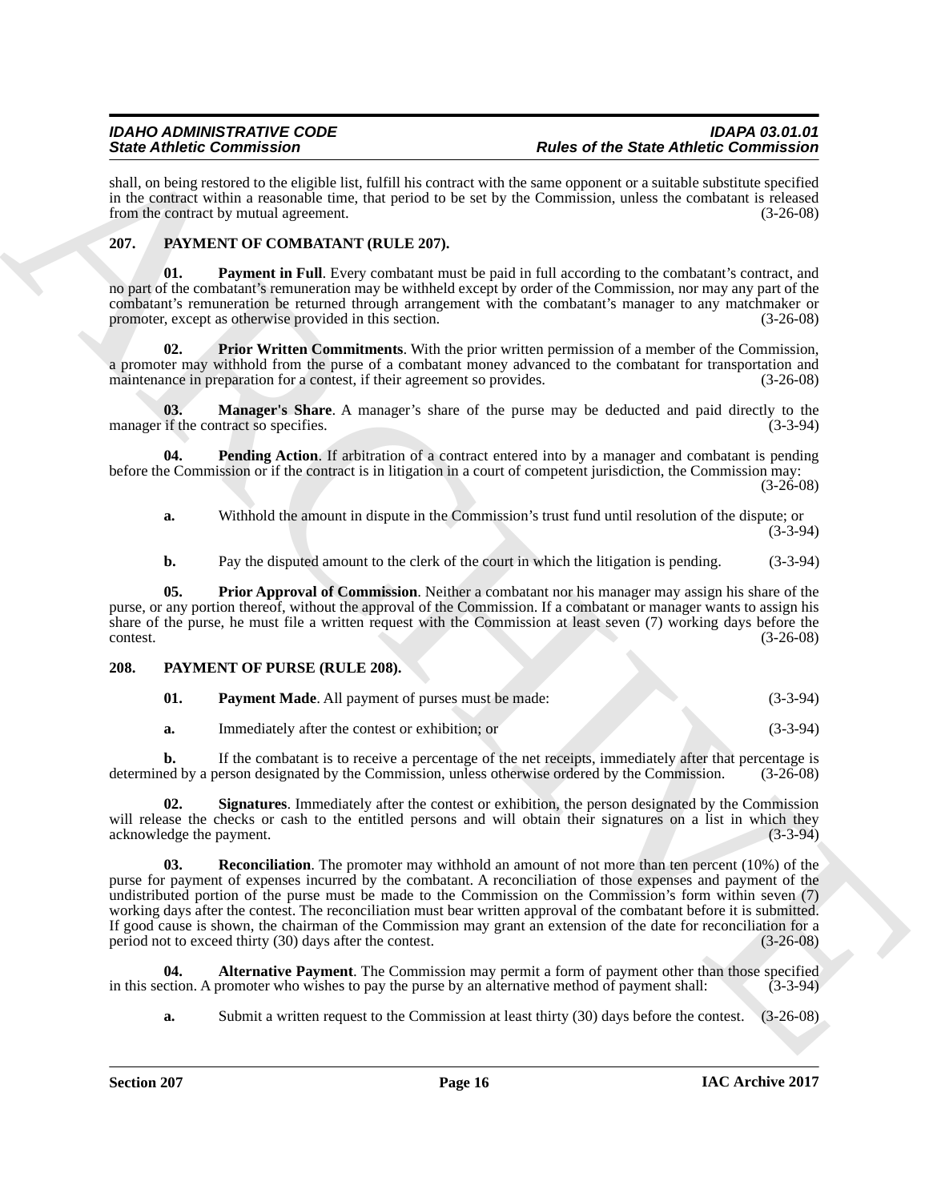shall, on being restored to the eligible list, fulfill his contract with the same opponent or a suitable substitute specified in the contract within a reasonable time, that period to be set by the Commission, unless the combatant is released from the contract by mutual agreement. (3-26-08)

## 207. PAYMENT OF COMBATANT (RULE 207).

**01. Payment in Full**. Every combatant must be paid in full according to the combatant's contract, and no part of the combatant's remuneration may be withheld except by order of the Commission, nor may any part of the combatant's remuneration be returned through arrangement with the combatant's manager to any matchmaker or promoter, except as otherwise provided in this section. (3-26-08)

**02. Prior Written Commitments**. With the prior written permission of a member of the Commission, a promoter may withhold from the purse of a combatant money advanced to the combatant for transportation and maintenance in preparation for a contest, if their agreement so provides. (3-26-08)

**03. Manager's Share**. A manager's share of the purse may be deducted and paid directly to the manager if the contract so specifies. (3-3-94)

**04. Pending Action**. If arbitration of a contract entered into by a manager and combatant is pending before the Commission or if the contract is in litigation in a court of competent jurisdiction, the Commission may: (3-26-08)

**a.** Withhold the amount in dispute in the Commission's trust fund until resolution of the dispute; or (3-3-94)

**b.** Pay the disputed amount to the clerk of the court in which the litigation is pending. (3-3-94)

**05. Prior Approval of Commission**. Neither a combatant nor his manager may assign his share of the purse, or any portion thereof, without the approval of the Commission. If a combatant or manager wants to assign his share of the purse, he must file a written request with the Commission at least seven (7) working days before the contest. (3-26-08)

## 208. PAYMENT OF PURSE (RULE 208).

**01. Payment Made**. All payment of purses must be made: (3-3-94)

**a.** Immediately after the contest or exhibition; or (3-3-94)

**b.** If the combatant is to receive a percentage of the net receipts, immediately after that percentage is determined by a person designated by the Commission, unless otherwise ordered by the Commission. (3-26-08)

**02. Signatures**. Immediately after the contest or exhibition, the person designated by the Commission will release the checks or cash to the entitled persons and will obtain their signatures on a list in which they acknowledge the payment. (3-3-94)

**03. Reconciliation**. The promoter may withhold an amount of not more than ten percent (10%) of the purse for payment of expenses incurred by the combatant. A reconciliation of those expenses and payment of the undistributed portion of the purse must be made to the Commission on the Commission's form within seven (7) working days after the contest. The reconciliation must bear written approval of the combatant before it is submitted. If good cause is shown, the chairman of the Commission may grant an extension of the date for reconciliation for a period not to exceed thirty (30) days after the contest. (3-26-08)

**04. Alternative Payment**. The Commission may permit a form of payment other than those specified in this section. A promoter who wishes to pay the purse by an alternative method of payment shall: (3-3-94)

**a.** Submit a written request to the Commission at least thirty (30) days before the contest. (3-26-08)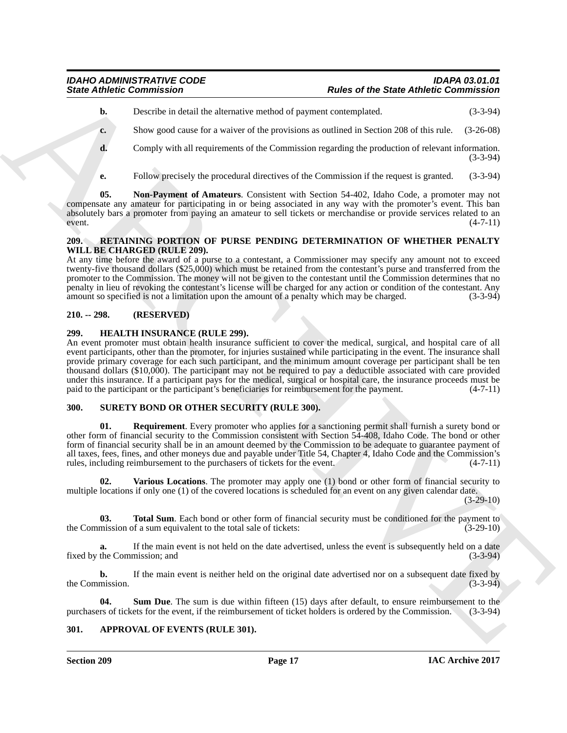**b.** Describe in detail the alternative method of payment contemplated. (3-3-94)

**c.** Show good cause for a waiver of the provisions as outlined in Section 208 of this rule. (3-26-08)

**d.** Comply with all requirements of the Commission regarding the production of relevant information. (3-3-94)

**e.** Follow precisely the procedural directives of the Commission if the request is granted. (3-3-94)

**05. Non-Payment of Amateurs**. Consistent with Section 54-402, Idaho Code, a promoter may not compensate any amateur for participating in or being associated in any way with the promoter's event. This ban absolutely bars a promoter from paying an amateur to sell tickets or merchandise or provide services related to an event. (4-7-11)

## 209. RETAINING PORTION OF PURSE PENDING DETERMINATION OF WHETHER PENALTY WILL BE CHARGED (RULE 209).

At any time before the award of a purse to a contestant, a Commissioner may specify any amount not to exceed twenty-five thousand dollars ($25,000) which must be retained from the contestant's purse and transferred from the promoter to the Commission. The money will not be given to the contestant until the Commission determines that no penalty in lieu of revoking the contestant's license will be charged for any action or condition of the contestant. Any amount so specified is not a limitation upon the amount of a penalty which may be charged. (3-3-94)

## 210. -- 298. (RESERVED)

## 299. HEALTH INSURANCE (RULE 299).

An event promoter must obtain health insurance sufficient to cover the medical, surgical, and hospital care of all event participants, other than the promoter, for injuries sustained while participating in the event. The insurance shall provide primary coverage for each such participant, and the minimum amount coverage per participant shall be ten thousand dollars ($10,000). The participant may not be required to pay a deductible associated with care provided under this insurance. If a participant pays for the medical, surgical or hospital care, the insurance proceeds must be paid to the participant or the participant's beneficiaries for reimbursement for the payment. (4-7-11)

## 300. SURETY BOND OR OTHER SECURITY (RULE 300).

**01. Requirement**. Every promoter who applies for a sanctioning permit shall furnish a surety bond or other form of financial security to the Commission consistent with Section 54-408, Idaho Code. The bond or other form of financial security shall be in an amount deemed by the Commission to be adequate to guarantee payment of all taxes, fees, fines, and other moneys due and payable under Title 54, Chapter 4, Idaho Code and the Commission's rules, including reimbursement to the purchasers of tickets for the event. (4-7-11)

**02. Various Locations**. The promoter may apply one (1) bond or other form of financial security to multiple locations if only one (1) of the covered locations is scheduled for an event on any given calendar date. (3-29-10)

**03. Total Sum**. Each bond or other form of financial security must be conditioned for the payment to the Commission of a sum equivalent to the total sale of tickets: (3-29-10)

**a.** If the main event is not held on the date advertised, unless the event is subsequently held on a date fixed by the Commission; and (3-3-94)

**b.** If the main event is neither held on the original date advertised nor on a subsequent date fixed by the Commission. (3-3-94)

**04. Sum Due**. The sum is due within fifteen (15) days after default, to ensure reimbursement to the purchasers of tickets for the event, if the reimbursement of ticket holders is ordered by the Commission. (3-3-94)

## 301. APPROVAL OF EVENTS (RULE 301).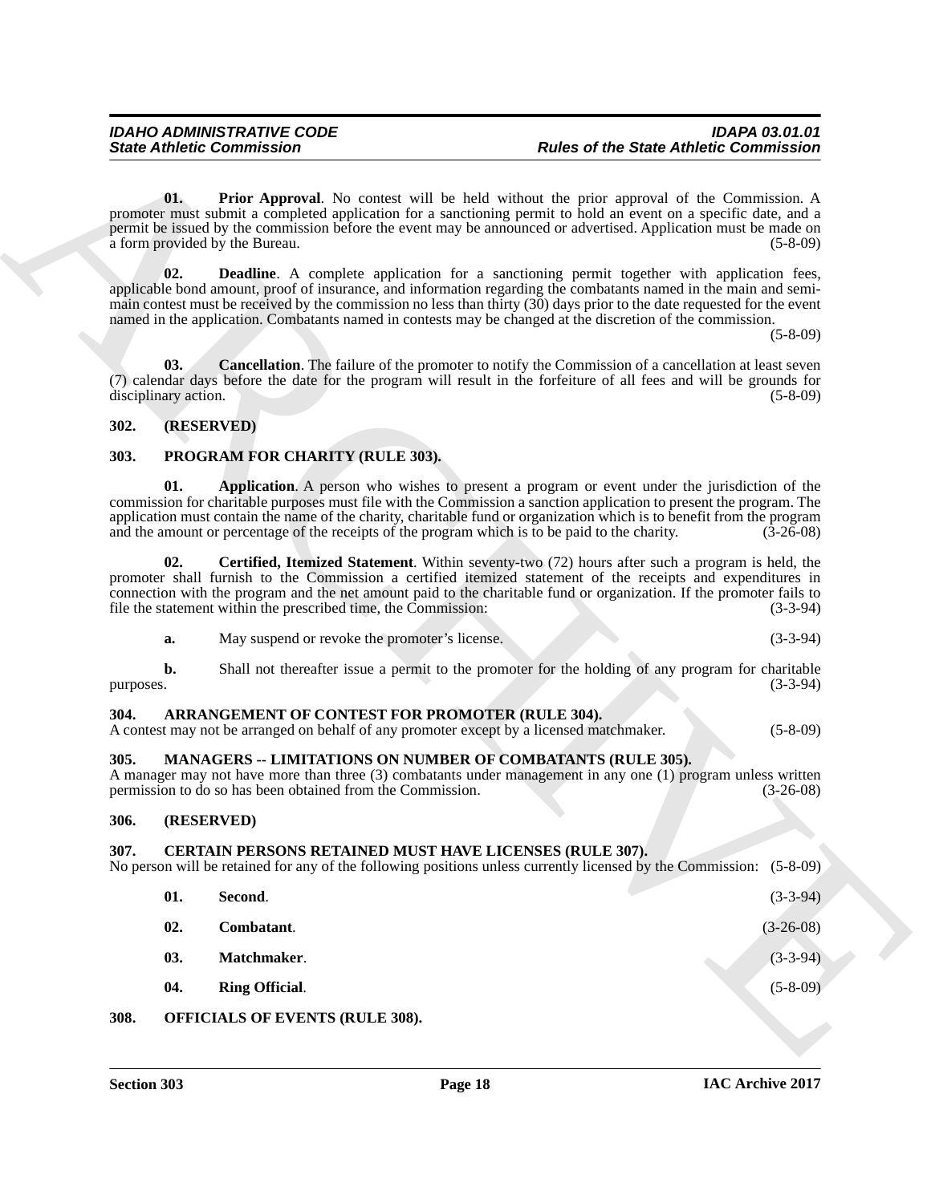**01. Prior Approval**. No contest will be held without the prior approval of the Commission. A promoter must submit a completed application for a sanctioning permit to hold an event on a specific date, and a permit be issued by the commission before the event may be announced or advertised. Application must be made on a form provided by the Bureau. (5-8-09)

**02. Deadline**. A complete application for a sanctioning permit together with application fees, applicable bond amount, proof of insurance, and information regarding the combatants named in the main and semi-main contest must be received by the commission no less than thirty (30) days prior to the date requested for the event named in the application. Combatants named in contests may be changed at the discretion of the commission. (5-8-09)

**03. Cancellation**. The failure of the promoter to notify the Commission of a cancellation at least seven (7) calendar days before the date for the program will result in the forfeiture of all fees and will be grounds for disciplinary action. (5-8-09)

## 302. (RESERVED)

## 303. PROGRAM FOR CHARITY (RULE 303).

**01. Application**. A person who wishes to present a program or event under the jurisdiction of the commission for charitable purposes must file with the Commission a sanction application to present the program. The application must contain the name of the charity, charitable fund or organization which is to benefit from the program and the amount or percentage of the receipts of the program which is to be paid to the charity. (3-26-08)

**02. Certified, Itemized Statement**. Within seventy-two (72) hours after such a program is held, the promoter shall furnish to the Commission a certified itemized statement of the receipts and expenditures in connection with the program and the net amount paid to the charitable fund or organization. If the promoter fails to file the statement within the prescribed time, the Commission: (3-3-94)

**a.** May suspend or revoke the promoter's license. (3-3-94)

**b.** Shall not thereafter issue a permit to the promoter for the holding of any program for charitable purposes. (3-3-94)

## 304. ARRANGEMENT OF CONTEST FOR PROMOTER (RULE 304).

A contest may not be arranged on behalf of any promoter except by a licensed matchmaker. (5-8-09)

## 305. MANAGERS -- LIMITATIONS ON NUMBER OF COMBATANTS (RULE 305).

A manager may not have more than three (3) combatants under management in any one (1) program unless written permission to do so has been obtained from the Commission. (3-26-08)

## 306. (RESERVED)

## 307. CERTAIN PERSONS RETAINED MUST HAVE LICENSES (RULE 307).

No person will be retained for any of the following positions unless currently licensed by the Commission: (5-8-09)

**01. Second**. (3-3-94)

**02. Combatant**. (3-26-08)

**03. Matchmaker**. (3-3-94)

**04. Ring Official**. (5-8-09)

## 308. OFFICIALS OF EVENTS (RULE 308).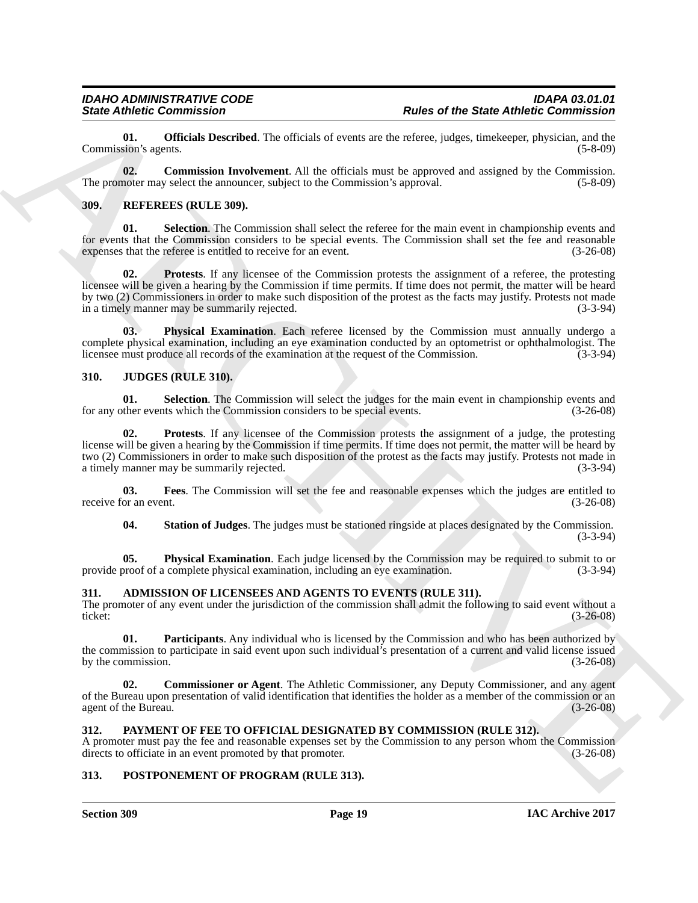**01. Officials Described**. The officials of events are the referee, judges, timekeeper, physician, and the Commission's agents. (5-8-09)

**02. Commission Involvement**. All the officials must be approved and assigned by the Commission. The promoter may select the announcer, subject to the Commission's approval. (5-8-09)

## 309. REFEREES (RULE 309).

**01. Selection**. The Commission shall select the referee for the main event in championship events and for events that the Commission considers to be special events. The Commission shall set the fee and reasonable expenses that the referee is entitled to receive for an event. (3-26-08)

**02. Protests**. If any licensee of the Commission protests the assignment of a referee, the protesting licensee will be given a hearing by the Commission if time permits. If time does not permit, the matter will be heard by two (2) Commissioners in order to make such disposition of the protest as the facts may justify. Protests not made in a timely manner may be summarily rejected. (3-3-94)

**03. Physical Examination**. Each referee licensed by the Commission must annually undergo a complete physical examination, including an eye examination conducted by an optometrist or ophthalmologist. The licensee must produce all records of the examination at the request of the Commission. (3-3-94)

## 310. JUDGES (RULE 310).

**01. Selection**. The Commission will select the judges for the main event in championship events and for any other events which the Commission considers to be special events. (3-26-08)

**02. Protests**. If any licensee of the Commission protests the assignment of a judge, the protesting license will be given a hearing by the Commission if time permits. If time does not permit, the matter will be heard by two (2) Commissioners in order to make such disposition of the protest as the facts may justify. Protests not made in a timely manner may be summarily rejected. (3-3-94)

**03. Fees**. The Commission will set the fee and reasonable expenses which the judges are entitled to receive for an event. (3-26-08)

**04. Station of Judges**. The judges must be stationed ringside at places designated by the Commission. (3-3-94)

**05. Physical Examination**. Each judge licensed by the Commission may be required to submit to or provide proof of a complete physical examination, including an eye examination. (3-3-94)

## 311. ADMISSION OF LICENSEES AND AGENTS TO EVENTS (RULE 311).

The promoter of any event under the jurisdiction of the commission shall admit the following to said event without a ticket: (3-26-08)

**01. Participants**. Any individual who is licensed by the Commission and who has been authorized by the commission to participate in said event upon such individual's presentation of a current and valid license issued by the commission. (3-26-08)

**02. Commissioner or Agent**. The Athletic Commissioner, any Deputy Commissioner, and any agent of the Bureau upon presentation of valid identification that identifies the holder as a member of the commission or an agent of the Bureau. (3-26-08)

## 312. PAYMENT OF FEE TO OFFICIAL DESIGNATED BY COMMISSION (RULE 312).

A promoter must pay the fee and reasonable expenses set by the Commission to any person whom the Commission directs to officiate in an event promoted by that promoter. (3-26-08)

## 313. POSTPONEMENT OF PROGRAM (RULE 313).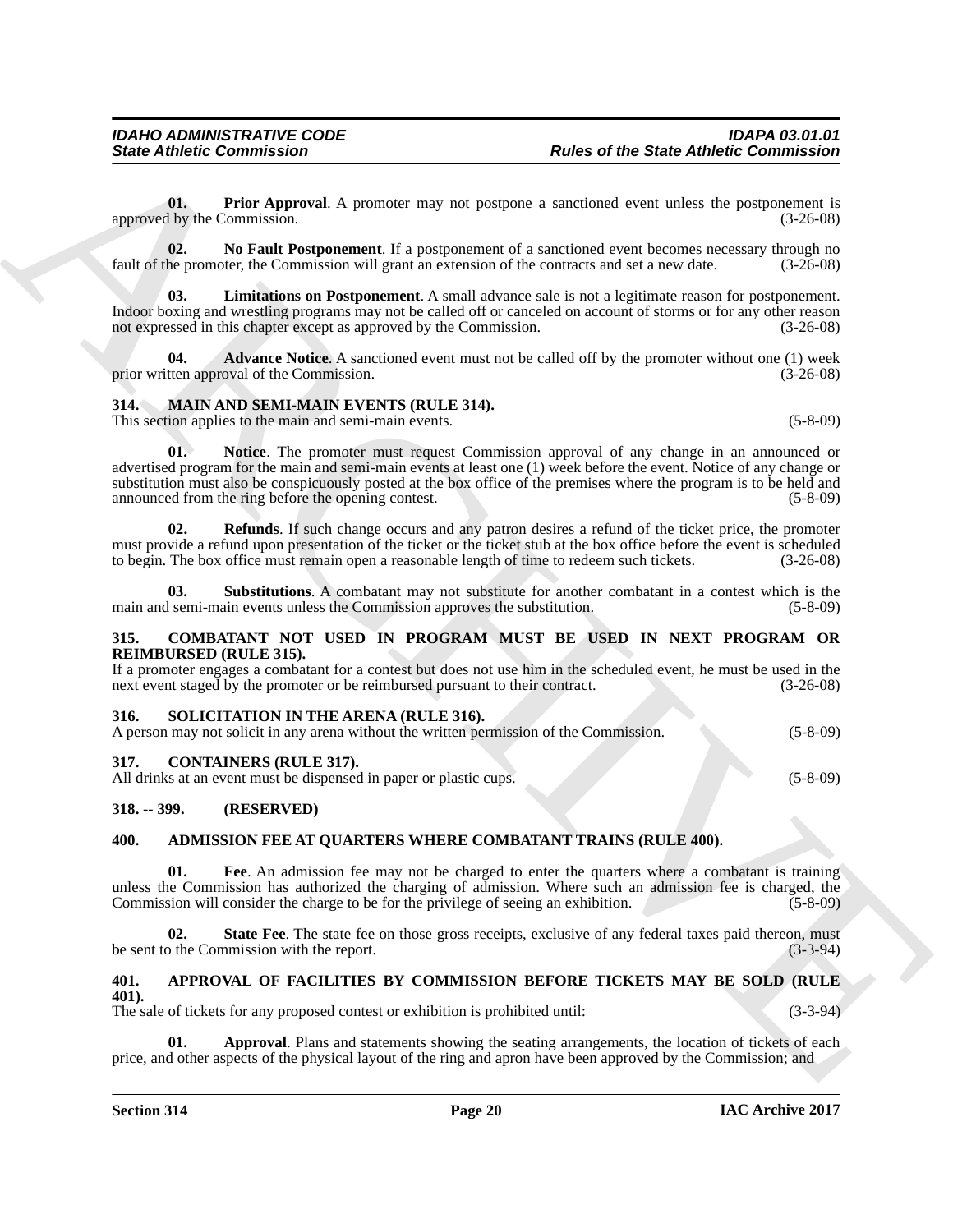**01. Prior Approval**. A promoter may not postpone a sanctioned event unless the postponement is approved by the Commission. (3-26-08)

**02. No Fault Postponement**. If a postponement of a sanctioned event becomes necessary through no fault of the promoter, the Commission will grant an extension of the contracts and set a new date. (3-26-08)

**03. Limitations on Postponement**. A small advance sale is not a legitimate reason for postponement. Indoor boxing and wrestling programs may not be called off or canceled on account of storms or for any other reason not expressed in this chapter except as approved by the Commission. (3-26-08)

**04. Advance Notice**. A sanctioned event must not be called off by the promoter without one (1) week prior written approval of the Commission. (3-26-08)

## 314. MAIN AND SEMI-MAIN EVENTS (RULE 314).

This section applies to the main and semi-main events. (5-8-09)

**01. Notice**. The promoter must request Commission approval of any change in an announced or advertised program for the main and semi-main events at least one (1) week before the event. Notice of any change or substitution must also be conspicuously posted at the box office of the premises where the program is to be held and announced from the ring before the opening contest. (5-8-09)

**02. Refunds**. If such change occurs and any patron desires a refund of the ticket price, the promoter must provide a refund upon presentation of the ticket or the ticket stub at the box office before the event is scheduled to begin. The box office must remain open a reasonable length of time to redeem such tickets. (3-26-08)

**03. Substitutions**. A combatant may not substitute for another combatant in a contest which is the main and semi-main events unless the Commission approves the substitution. (5-8-09)

## 315. COMBATANT NOT USED IN PROGRAM MUST BE USED IN NEXT PROGRAM OR REIMBURSED (RULE 315).

If a promoter engages a combatant for a contest but does not use him in the scheduled event, he must be used in the next event staged by the promoter or be reimbursed pursuant to their contract. (3-26-08)

## 316. SOLICITATION IN THE ARENA (RULE 316).

A person may not solicit in any arena without the written permission of the Commission. (5-8-09)

## 317. CONTAINERS (RULE 317).

All drinks at an event must be dispensed in paper or plastic cups. (5-8-09)

## 318. -- 399. (RESERVED)

## 400. ADMISSION FEE AT QUARTERS WHERE COMBATANT TRAINS (RULE 400).

**01. Fee**. An admission fee may not be charged to enter the quarters where a combatant is training unless the Commission has authorized the charging of admission. Where such an admission fee is charged, the Commission will consider the charge to be for the privilege of seeing an exhibition. (5-8-09)

**02. State Fee**. The state fee on those gross receipts, exclusive of any federal taxes paid thereon, must be sent to the Commission with the report. (3-3-94)

## 401. APPROVAL OF FACILITIES BY COMMISSION BEFORE TICKETS MAY BE SOLD (RULE 401).

The sale of tickets for any proposed contest or exhibition is prohibited until: (3-3-94)

**01. Approval**. Plans and statements showing the seating arrangements, the location of tickets of each price, and other aspects of the physical layout of the ring and apron have been approved by the Commission; and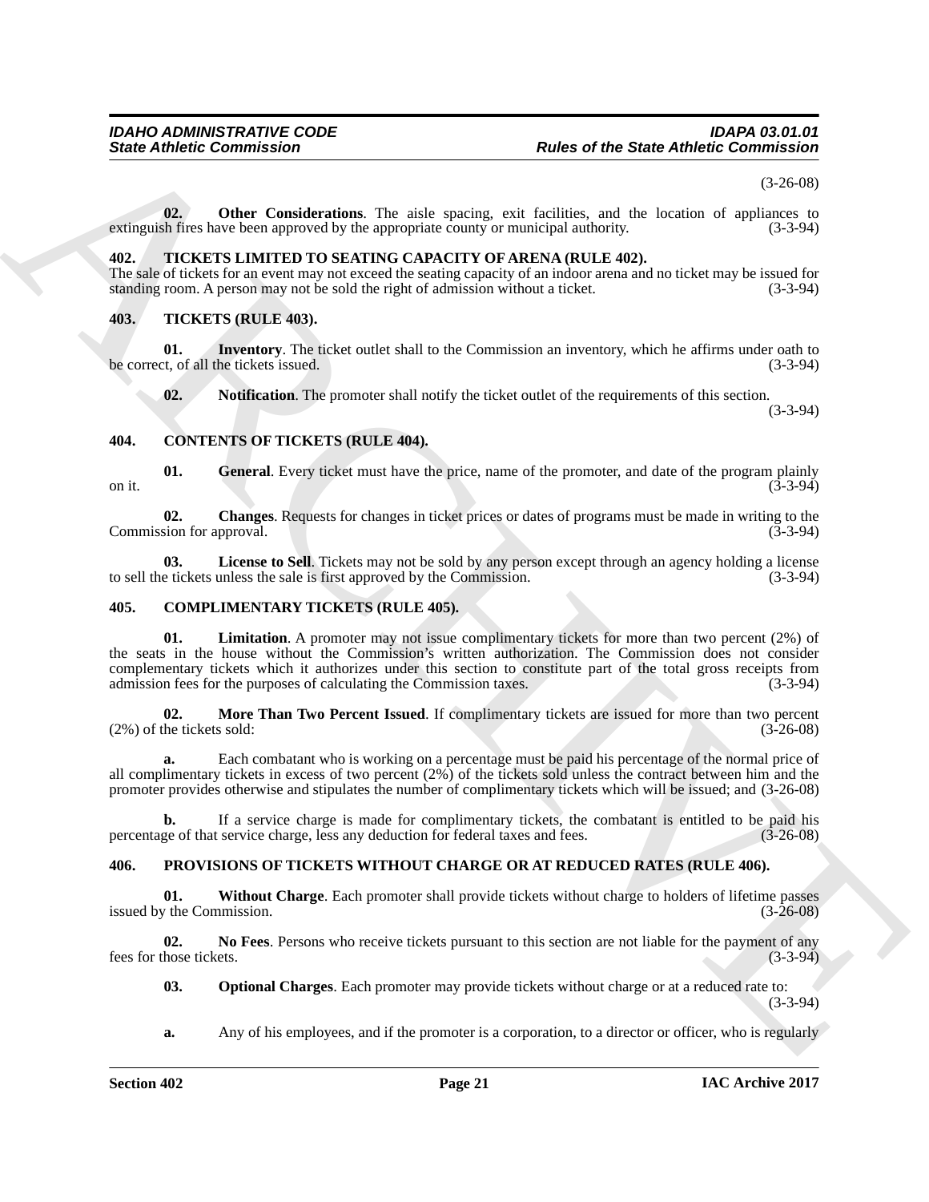(3-26-08)

**02. Other Considerations**. The aisle spacing, exit facilities, and the location of appliances to extinguish fires have been approved by the appropriate county or municipal authority. (3-3-94)

## 402. TICKETS LIMITED TO SEATING CAPACITY OF ARENA (RULE 402).

The sale of tickets for an event may not exceed the seating capacity of an indoor arena and no ticket may be issued for standing room. A person may not be sold the right of admission without a ticket. (3-3-94)

## 403. TICKETS (RULE 403).

**01. Inventory**. The ticket outlet shall to the Commission an inventory, which he affirms under oath to be correct, of all the tickets issued. (3-3-94)

**02. Notification**. The promoter shall notify the ticket outlet of the requirements of this section. (3-3-94)

## 404. CONTENTS OF TICKETS (RULE 404).

**01. General**. Every ticket must have the price, name of the promoter, and date of the program plainly on it. (3-3-94)

**02. Changes**. Requests for changes in ticket prices or dates of programs must be made in writing to the Commission for approval. (3-3-94)

**03. License to Sell**. Tickets may not be sold by any person except through an agency holding a license to sell the tickets unless the sale is first approved by the Commission. (3-3-94)

## 405. COMPLIMENTARY TICKETS (RULE 405).

**01. Limitation**. A promoter may not issue complimentary tickets for more than two percent (2%) of the seats in the house without the Commission's written authorization. The Commission does not consider complementary tickets which it authorizes under this section to constitute part of the total gross receipts from admission fees for the purposes of calculating the Commission taxes. (3-3-94)

**02. More Than Two Percent Issued**. If complimentary tickets are issued for more than two percent (2%) of the tickets sold: (3-26-08)

**a.** Each combatant who is working on a percentage must be paid his percentage of the normal price of all complimentary tickets in excess of two percent (2%) of the tickets sold unless the contract between him and the promoter provides otherwise and stipulates the number of complimentary tickets which will be issued; and (3-26-08)

**b.** If a service charge is made for complimentary tickets, the combatant is entitled to be paid his percentage of that service charge, less any deduction for federal taxes and fees. (3-26-08)

## 406. PROVISIONS OF TICKETS WITHOUT CHARGE OR AT REDUCED RATES (RULE 406).

**01. Without Charge**. Each promoter shall provide tickets without charge to holders of lifetime passes issued by the Commission. (3-26-08)

**02. No Fees**. Persons who receive tickets pursuant to this section are not liable for the payment of any fees for those tickets. (3-3-94)

**03. Optional Charges**. Each promoter may provide tickets without charge or at a reduced rate to: (3-3-94)

**a.** Any of his employees, and if the promoter is a corporation, to a director or officer, who is regularly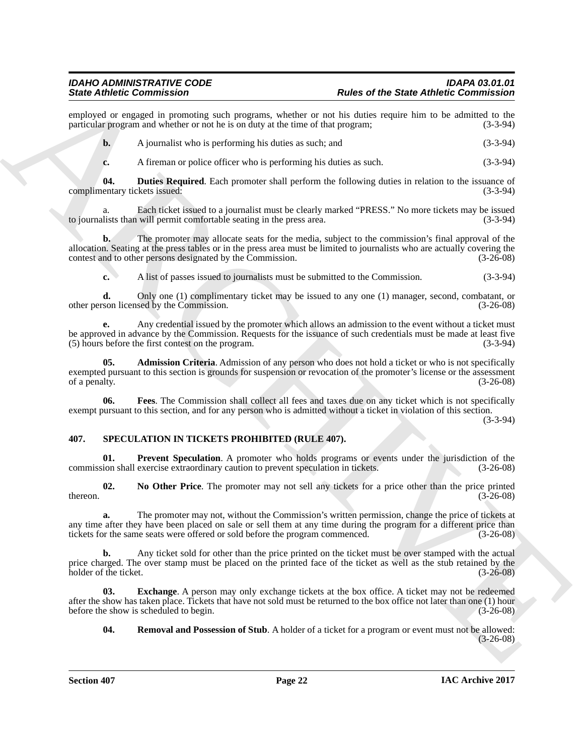employed or engaged in promoting such programs, whether or not his duties require him to be admitted to the particular program and whether or not he is on duty at the time of that program; (3-3-94)

**b.** A journalist who is performing his duties as such; and (3-3-94)

**c.** A fireman or police officer who is performing his duties as such. (3-3-94)

**04. Duties Required**. Each promoter shall perform the following duties in relation to the issuance of complimentary tickets issued: (3-3-94)

a. Each ticket issued to a journalist must be clearly marked "PRESS." No more tickets may be issued to journalists than will permit comfortable seating in the press area. (3-3-94)

**b.** The promoter may allocate seats for the media, subject to the commission's final approval of the allocation. Seating at the press tables or in the press area must be limited to journalists who are actually covering the contest and to other persons designated by the Commission. (3-26-08)

**c.** A list of passes issued to journalists must be submitted to the Commission. (3-3-94)

**d.** Only one (1) complimentary ticket may be issued to any one (1) manager, second, combatant, or other person licensed by the Commission. (3-26-08)

**e.** Any credential issued by the promoter which allows an admission to the event without a ticket must be approved in advance by the Commission. Requests for the issuance of such credentials must be made at least five (5) hours before the first contest on the program. (3-3-94)

**05. Admission Criteria**. Admission of any person who does not hold a ticket or who is not specifically exempted pursuant to this section is grounds for suspension or revocation of the promoter's license or the assessment of a penalty. (3-26-08)

**06. Fees**. The Commission shall collect all fees and taxes due on any ticket which is not specifically exempt pursuant to this section, and for any person who is admitted without a ticket in violation of this section. (3-3-94)

## 407. SPECULATION IN TICKETS PROHIBITED (RULE 407).

**01. Prevent Speculation**. A promoter who holds programs or events under the jurisdiction of the commission shall exercise extraordinary caution to prevent speculation in tickets. (3-26-08)

**02. No Other Price**. The promoter may not sell any tickets for a price other than the price printed thereon. (3-26-08)

**a.** The promoter may not, without the Commission's written permission, change the price of tickets at any time after they have been placed on sale or sell them at any time during the program for a different price than tickets for the same seats were offered or sold before the program commenced. (3-26-08)

**b.** Any ticket sold for other than the price printed on the ticket must be over stamped with the actual price charged. The over stamp must be placed on the printed face of the ticket as well as the stub retained by the holder of the ticket. (3-26-08)

**03. Exchange**. A person may only exchange tickets at the box office. A ticket may not be redeemed after the show has taken place. Tickets that have not sold must be returned to the box office not later than one (1) hour before the show is scheduled to begin. (3-26-08)

**04. Removal and Possession of Stub**. A holder of a ticket for a program or event must not be allowed: (3-26-08)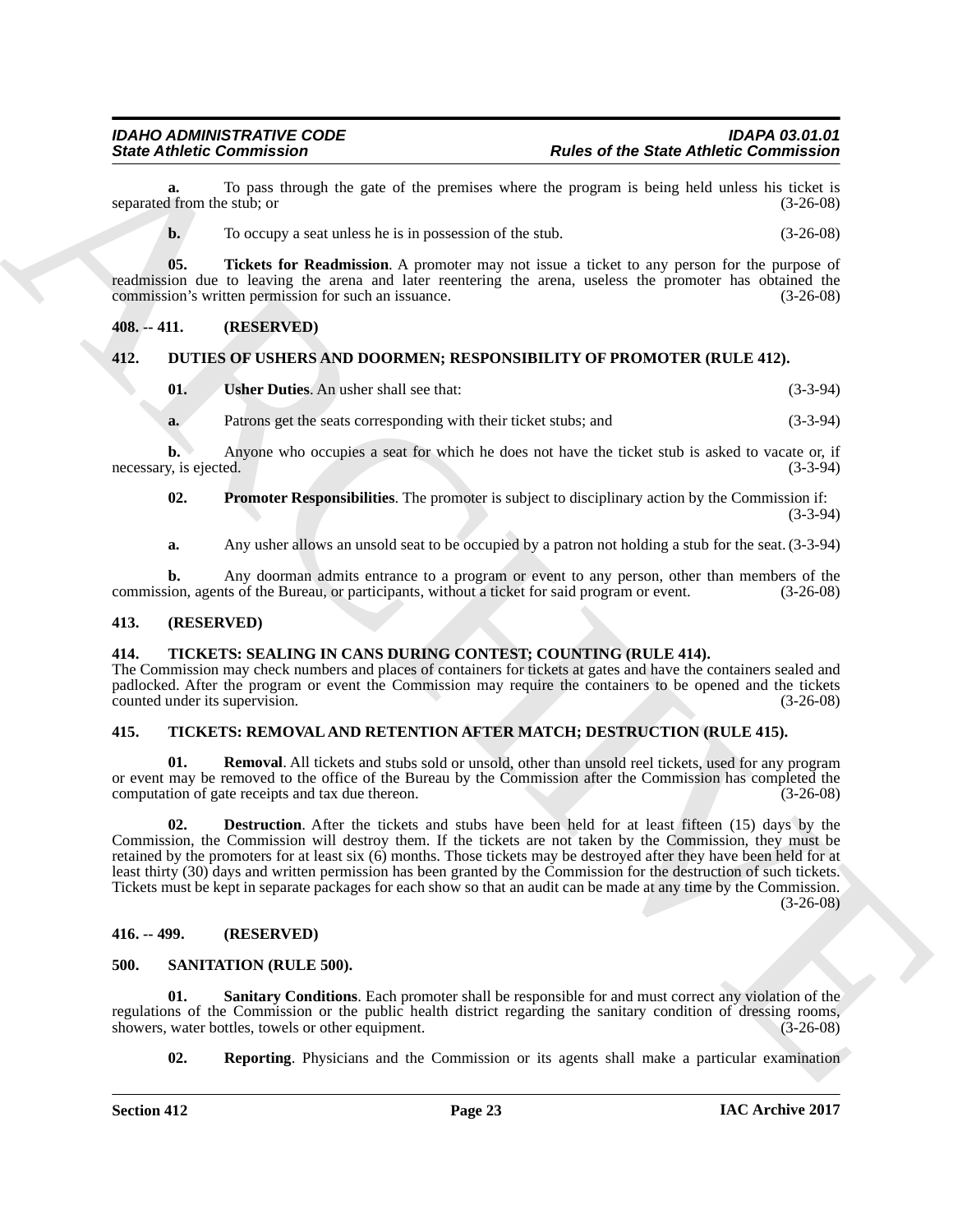**a.** To pass through the gate of the premises where the program is being held unless his ticket is separated from the stub; or (3-26-08)

**b.** To occupy a seat unless he is in possession of the stub. (3-26-08)

**05. Tickets for Readmission**. A promoter may not issue a ticket to any person for the purpose of readmission due to leaving the arena and later reentering the arena, useless the promoter has obtained the commission's written permission for such an issuance. (3-26-08)

## 408. -- 411. (RESERVED)

## 412. DUTIES OF USHERS AND DOORMEN; RESPONSIBILITY OF PROMOTER (RULE 412).

**01. Usher Duties**. An usher shall see that: (3-3-94)

**a.** Patrons get the seats corresponding with their ticket stubs; and (3-3-94)

**b.** Anyone who occupies a seat for which he does not have the ticket stub is asked to vacate or, if necessary, is ejected. (3-3-94)

**02. Promoter Responsibilities**. The promoter is subject to disciplinary action by the Commission if: (3-3-94)

**a.** Any usher allows an unsold seat to be occupied by a patron not holding a stub for the seat. (3-3-94)

**b.** Any doorman admits entrance to a program or event to any person, other than members of the commission, agents of the Bureau, or participants, without a ticket for said program or event. (3-26-08)

## 413. (RESERVED)

## 414. TICKETS: SEALING IN CANS DURING CONTEST; COUNTING (RULE 414).

The Commission may check numbers and places of containers for tickets at gates and have the containers sealed and padlocked. After the program or event the Commission may require the containers to be opened and the tickets counted under its supervision. (3-26-08)

## 415. TICKETS: REMOVAL AND RETENTION AFTER MATCH; DESTRUCTION (RULE 415).

**01. Removal**. All tickets and stubs sold or unsold, other than unsold reel tickets, used for any program or event may be removed to the office of the Bureau by the Commission after the Commission has completed the computation of gate receipts and tax due thereon. (3-26-08)

**02. Destruction**. After the tickets and stubs have been held for at least fifteen (15) days by the Commission, the Commission will destroy them. If the tickets are not taken by the Commission, they must be retained by the promoters for at least six (6) months. Those tickets may be destroyed after they have been held for at least thirty (30) days and written permission has been granted by the Commission for the destruction of such tickets. Tickets must be kept in separate packages for each show so that an audit can be made at any time by the Commission. (3-26-08)

## 416. -- 499. (RESERVED)

## 500. SANITATION (RULE 500).

**01. Sanitary Conditions**. Each promoter shall be responsible for and must correct any violation of the regulations of the Commission or the public health district regarding the sanitary condition of dressing rooms, showers, water bottles, towels or other equipment. (3-26-08)

**02. Reporting**. Physicians and the Commission or its agents shall make a particular examination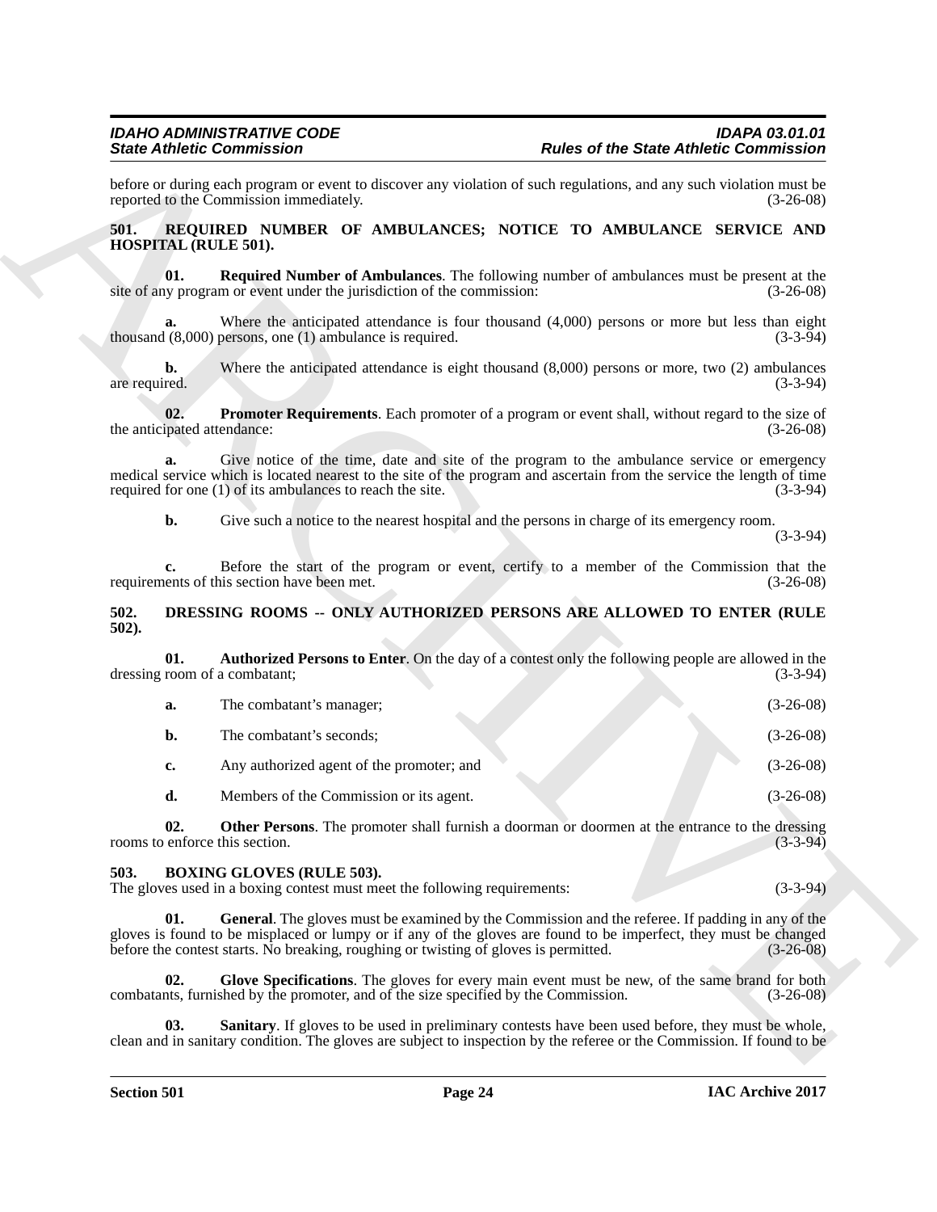before or during each program or event to discover any violation of such regulations, and any such violation must be reported to the Commission immediately. (3-26-08)

## 501. REQUIRED NUMBER OF AMBULANCES; NOTICE TO AMBULANCE SERVICE AND HOSPITAL (RULE 501).

**01. Required Number of Ambulances**. The following number of ambulances must be present at the site of any program or event under the jurisdiction of the commission: (3-26-08)

**a.** Where the anticipated attendance is four thousand (4,000) persons or more but less than eight thousand (8,000) persons, one (1) ambulance is required. (3-3-94)

**b.** Where the anticipated attendance is eight thousand (8,000) persons or more, two (2) ambulances are required. (3-3-94)

**02. Promoter Requirements**. Each promoter of a program or event shall, without regard to the size of the anticipated attendance: (3-26-08)

**a.** Give notice of the time, date and site of the program to the ambulance service or emergency medical service which is located nearest to the site of the program and ascertain from the service the length of time required for one (1) of its ambulances to reach the site. (3-3-94)

**b.** Give such a notice to the nearest hospital and the persons in charge of its emergency room. (3-3-94)

**c.** Before the start of the program or event, certify to a member of the Commission that the requirements of this section have been met. (3-26-08)

## 502. DRESSING ROOMS -- ONLY AUTHORIZED PERSONS ARE ALLOWED TO ENTER (RULE 502).

**01. Authorized Persons to Enter**. On the day of a contest only the following people are allowed in the dressing room of a combatant; (3-3-94)

**a.** The combatant's manager; (3-26-08)

**b.** The combatant's seconds; (3-26-08)

**c.** Any authorized agent of the promoter; and (3-26-08)

**d.** Members of the Commission or its agent. (3-26-08)

**02. Other Persons**. The promoter shall furnish a doorman or doormen at the entrance to the dressing rooms to enforce this section. (3-3-94)

## 503. BOXING GLOVES (RULE 503).

The gloves used in a boxing contest must meet the following requirements: (3-3-94)

**01. General**. The gloves must be examined by the Commission and the referee. If padding in any of the gloves is found to be misplaced or lumpy or if any of the gloves are found to be imperfect, they must be changed before the contest starts. No breaking, roughing or twisting of gloves is permitted. (3-26-08)

**02. Glove Specifications**. The gloves for every main event must be new, of the same brand for both combatants, furnished by the promoter, and of the size specified by the Commission. (3-26-08)

**03. Sanitary**. If gloves to be used in preliminary contests have been used before, they must be whole, clean and in sanitary condition. The gloves are subject to inspection by the referee or the Commission. If found to be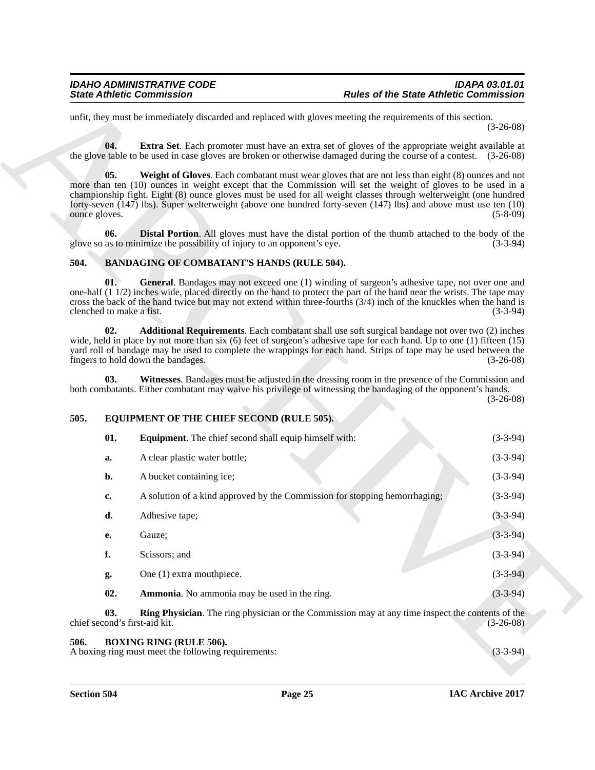unfit, they must be immediately discarded and replaced with gloves meeting the requirements of this section. (3-26-08)

**04. Extra Set**. Each promoter must have an extra set of gloves of the appropriate weight available at the glove table to be used in case gloves are broken or otherwise damaged during the course of a contest. (3-26-08)

**05. Weight of Gloves**. Each combatant must wear gloves that are not less than eight (8) ounces and not more than ten (10) ounces in weight except that the Commission will set the weight of gloves to be used in a championship fight. Eight (8) ounce gloves must be used for all weight classes through welterweight (one hundred forty-seven (147) lbs). Super welterweight (above one hundred forty-seven (147) lbs) and above must use ten (10) ounce gloves. (5-8-09)

**06. Distal Portion**. All gloves must have the distal portion of the thumb attached to the body of the glove so as to minimize the possibility of injury to an opponent's eye. (3-3-94)

## 504. BANDAGING OF COMBATANT'S HANDS (RULE 504).

**01. General**. Bandages may not exceed one (1) winding of surgeon's adhesive tape, not over one and one-half (1 1/2) inches wide, placed directly on the hand to protect the part of the hand near the wrists. The tape may cross the back of the hand twice but may not extend within three-fourths (3/4) inch of the knuckles when the hand is clenched to make a fist. (3-3-94)

**02. Additional Requirements**. Each combatant shall use soft surgical bandage not over two (2) inches wide, held in place by not more than six (6) feet of surgeon's adhesive tape for each hand. Up to one (1) fifteen (15) yard roll of bandage may be used to complete the wrappings for each hand. Strips of tape may be used between the fingers to hold down the bandages. (3-26-08)

**03. Witnesses**. Bandages must be adjusted in the dressing room in the presence of the Commission and both combatants. Either combatant may waive his privilege of witnessing the bandaging of the opponent's hands. (3-26-08)

## 505. EQUIPMENT OF THE CHIEF SECOND (RULE 505).

**01. Equipment**. The chief second shall equip himself with: (3-3-94)

**a.** A clear plastic water bottle; (3-3-94)

**b.** A bucket containing ice; (3-3-94)

**c.** A solution of a kind approved by the Commission for stopping hemorrhaging; (3-3-94)

**d.** Adhesive tape; (3-3-94)

**e.** Gauze; (3-3-94)

**f.** Scissors; and (3-3-94)

**g.** One (1) extra mouthpiece. (3-3-94)

**02. Ammonia**. No ammonia may be used in the ring. (3-3-94)

**03. Ring Physician**. The ring physician or the Commission may at any time inspect the contents of the chief second's first-aid kit. (3-26-08)

## 506. BOXING RING (RULE 506).

A boxing ring must meet the following requirements: (3-3-94)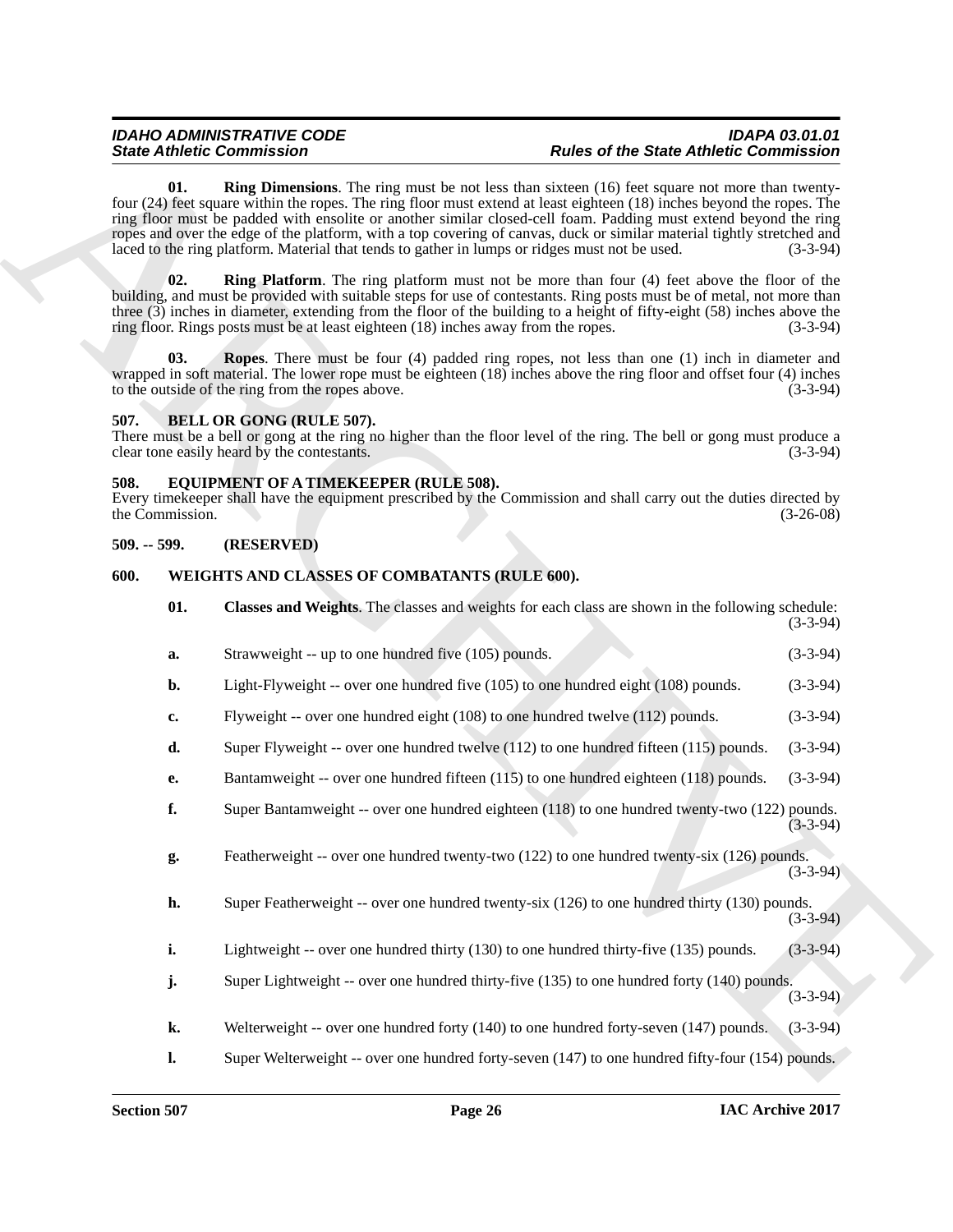**01. Ring Dimensions**. The ring must be not less than sixteen (16) feet square not more than twenty-four (24) feet square within the ropes. The ring floor must extend at least eighteen (18) inches beyond the ropes. The ring floor must be padded with ensolite or another similar closed-cell foam. Padding must extend beyond the ring ropes and over the edge of the platform, with a top covering of canvas, duck or similar material tightly stretched and laced to the ring platform. Material that tends to gather in lumps or ridges must not be used. (3-3-94)

**02. Ring Platform**. The ring platform must not be more than four (4) feet above the floor of the building, and must be provided with suitable steps for use of contestants. Ring posts must be of metal, not more than three (3) inches in diameter, extending from the floor of the building to a height of fifty-eight (58) inches above the ring floor. Rings posts must be at least eighteen (18) inches away from the ropes. (3-3-94)

**03. Ropes**. There must be four (4) padded ring ropes, not less than one (1) inch in diameter and wrapped in soft material. The lower rope must be eighteen (18) inches above the ring floor and offset four (4) inches to the outside of the ring from the ropes above. (3-3-94)

## 507. BELL OR GONG (RULE 507).

There must be a bell or gong at the ring no higher than the floor level of the ring. The bell or gong must produce a clear tone easily heard by the contestants. (3-3-94)

## 508. EQUIPMENT OF A TIMEKEEPER (RULE 508).

Every timekeeper shall have the equipment prescribed by the Commission and shall carry out the duties directed by the Commission. (3-26-08)

## 509. -- 599. (RESERVED)

## 600. WEIGHTS AND CLASSES OF COMBATANTS (RULE 600).

**01. Classes and Weights**. The classes and weights for each class are shown in the following schedule: (3-3-94)

**a.** Strawweight -- up to one hundred five (105) pounds. (3-3-94)

**b.** Light-Flyweight -- over one hundred five (105) to one hundred eight (108) pounds. (3-3-94)

**c.** Flyweight -- over one hundred eight (108) to one hundred twelve (112) pounds. (3-3-94)

**d.** Super Flyweight -- over one hundred twelve (112) to one hundred fifteen (115) pounds. (3-3-94)

**e.** Bantamweight -- over one hundred fifteen (115) to one hundred eighteen (118) pounds. (3-3-94)

**f.** Super Bantamweight -- over one hundred eighteen (118) to one hundred twenty-two (122) pounds. (3-3-94)

**g.** Featherweight -- over one hundred twenty-two (122) to one hundred twenty-six (126) pounds. (3-3-94)

**h.** Super Featherweight -- over one hundred twenty-six (126) to one hundred thirty (130) pounds. (3-3-94)

**i.** Lightweight -- over one hundred thirty (130) to one hundred thirty-five (135) pounds. (3-3-94)

**j.** Super Lightweight -- over one hundred thirty-five (135) to one hundred forty (140) pounds. (3-3-94)

**k.** Welterweight -- over one hundred forty (140) to one hundred forty-seven (147) pounds. (3-3-94)

**l.** Super Welterweight -- over one hundred forty-seven (147) to one hundred fifty-four (154) pounds.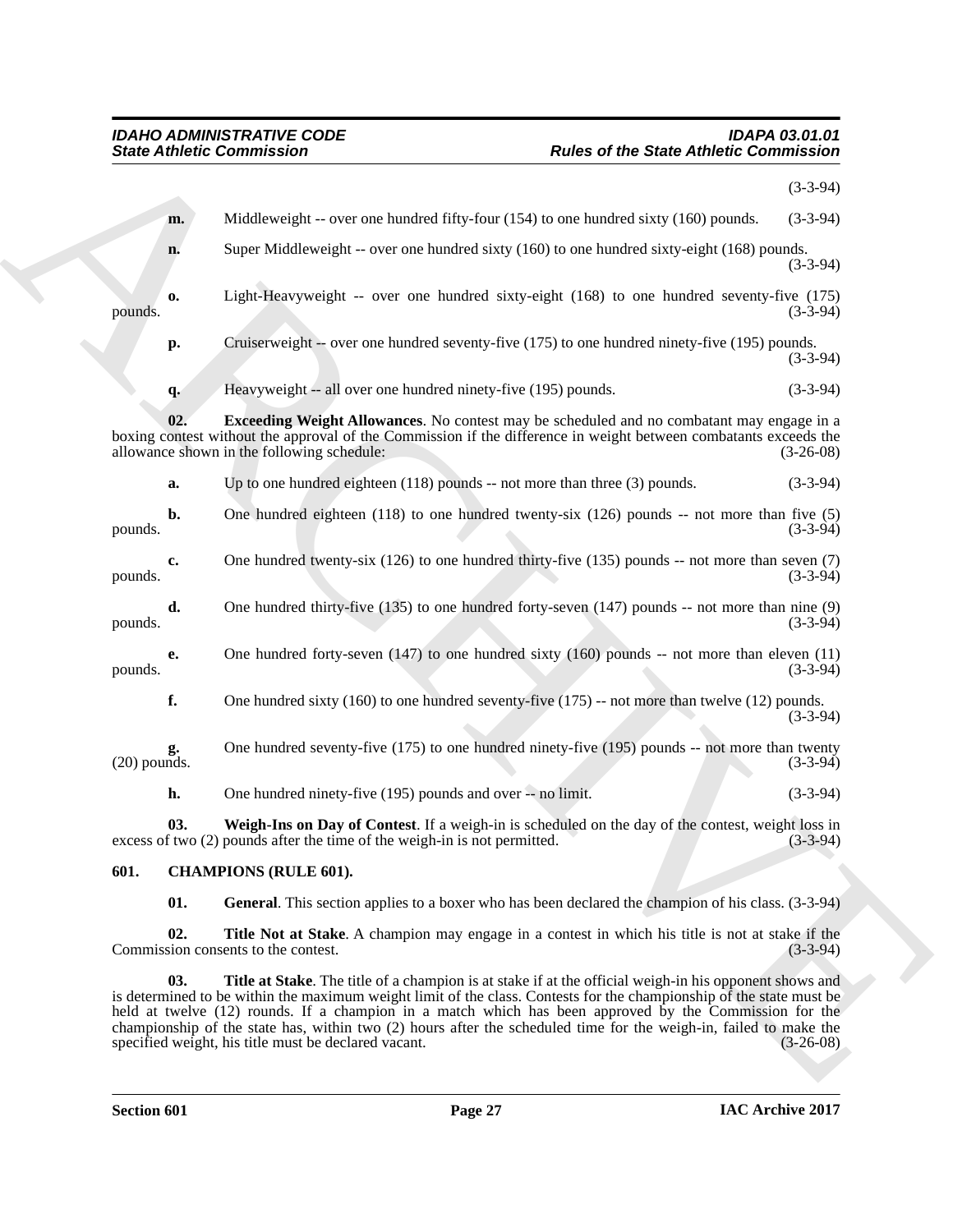(3-3-94)

**m.** Middleweight -- over one hundred fifty-four (154) to one hundred sixty (160) pounds. (3-3-94)

**n.** Super Middleweight -- over one hundred sixty (160) to one hundred sixty-eight (168) pounds. (3-3-94)

**o.** Light-Heavyweight -- over one hundred sixty-eight (168) to one hundred seventy-five (175) pounds. (3-3-94)

**p.** Cruiserweight -- over one hundred seventy-five (175) to one hundred ninety-five (195) pounds. (3-3-94)

**q.** Heavyweight -- all over one hundred ninety-five (195) pounds. (3-3-94)

**02. Exceeding Weight Allowances**. No contest may be scheduled and no combatant may engage in a boxing contest without the approval of the Commission if the difference in weight between combatants exceeds the allowance shown in the following schedule: (3-26-08)

**a.** Up to one hundred eighteen (118) pounds -- not more than three (3) pounds. (3-3-94)

**b.** One hundred eighteen (118) to one hundred twenty-six (126) pounds -- not more than five (5) pounds. (3-3-94)

**c.** One hundred twenty-six (126) to one hundred thirty-five (135) pounds -- not more than seven (7) pounds. (3-3-94)

**d.** One hundred thirty-five (135) to one hundred forty-seven (147) pounds -- not more than nine (9) pounds. (3-3-94)

**e.** One hundred forty-seven (147) to one hundred sixty (160) pounds -- not more than eleven (11) pounds. (3-3-94)

**f.** One hundred sixty (160) to one hundred seventy-five (175) -- not more than twelve (12) pounds. (3-3-94)

**g.** One hundred seventy-five (175) to one hundred ninety-five (195) pounds -- not more than twenty (20) pounds. (3-3-94)

**h.** One hundred ninety-five (195) pounds and over -- no limit. (3-3-94)

**03. Weigh-Ins on Day of Contest**. If a weigh-in is scheduled on the day of the contest, weight loss in excess of two (2) pounds after the time of the weigh-in is not permitted. (3-3-94)

## 601. CHAMPIONS (RULE 601).

**01. General**. This section applies to a boxer who has been declared the champion of his class. (3-3-94)

**02. Title Not at Stake**. A champion may engage in a contest in which his title is not at stake if the Commission consents to the contest. (3-3-94)

**03. Title at Stake**. The title of a champion is at stake if at the official weigh-in his opponent shows and is determined to be within the maximum weight limit of the class. Contests for the championship of the state must be held at twelve (12) rounds. If a champion in a match which has been approved by the Commission for the championship of the state has, within two (2) hours after the scheduled time for the weigh-in, failed to make the specified weight, his title must be declared vacant. (3-26-08)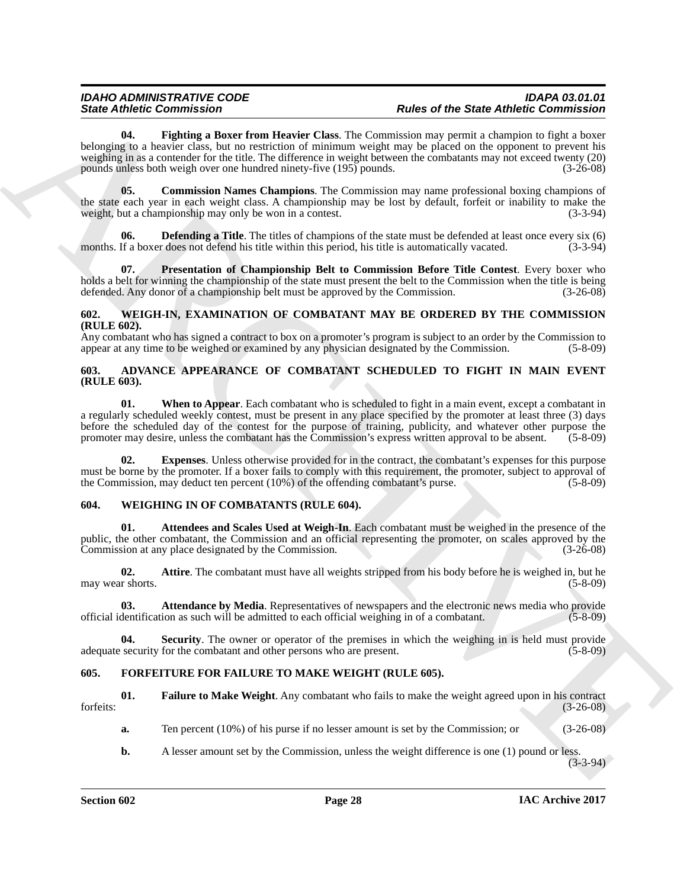**04. Fighting a Boxer from Heavier Class**. The Commission may permit a champion to fight a boxer belonging to a heavier class, but no restriction of minimum weight may be placed on the opponent to prevent his weighing in as a contender for the title. The difference in weight between the combatants may not exceed twenty (20) pounds unless both weigh over one hundred ninety-five (195) pounds. (3-26-08)

**05. Commission Names Champions**. The Commission may name professional boxing champions of the state each year in each weight class. A championship may be lost by default, forfeit or inability to make the weight, but a championship may only be won in a contest. (3-3-94)

**06. Defending a Title**. The titles of champions of the state must be defended at least once every six (6) months. If a boxer does not defend his title within this period, his title is automatically vacated. (3-3-94)

**07. Presentation of Championship Belt to Commission Before Title Contest**. Every boxer who holds a belt for winning the championship of the state must present the belt to the Commission when the title is being defended. Any donor of a championship belt must be approved by the Commission. (3-26-08)

## 602. WEIGH-IN, EXAMINATION OF COMBATANT MAY BE ORDERED BY THE COMMISSION (RULE 602).

Any combatant who has signed a contract to box on a promoter's program is subject to an order by the Commission to appear at any time to be weighed or examined by any physician designated by the Commission. (5-8-09)

## 603. ADVANCE APPEARANCE OF COMBATANT SCHEDULED TO FIGHT IN MAIN EVENT (RULE 603).

**01. When to Appear**. Each combatant who is scheduled to fight in a main event, except a combatant in a regularly scheduled weekly contest, must be present in any place specified by the promoter at least three (3) days before the scheduled day of the contest for the purpose of training, publicity, and whatever other purpose the promoter may desire, unless the combatant has the Commission's express written approval to be absent. (5-8-09)

**02. Expenses**. Unless otherwise provided for in the contract, the combatant's expenses for this purpose must be borne by the promoter. If a boxer fails to comply with this requirement, the promoter, subject to approval of the Commission, may deduct ten percent (10%) of the offending combatant's purse. (5-8-09)

## 604. WEIGHING IN OF COMBATANTS (RULE 604).

**01. Attendees and Scales Used at Weigh-In**. Each combatant must be weighed in the presence of the public, the other combatant, the Commission and an official representing the promoter, on scales approved by the Commission at any place designated by the Commission. (3-26-08)

**02. Attire**. The combatant must have all weights stripped from his body before he is weighed in, but he may wear shorts. (5-8-09)

**03. Attendance by Media**. Representatives of newspapers and the electronic news media who provide official identification as such will be admitted to each official weighing in of a combatant. (5-8-09)

**04. Security**. The owner or operator of the premises in which the weighing in is held must provide adequate security for the combatant and other persons who are present. (5-8-09)

## 605. FORFEITURE FOR FAILURE TO MAKE WEIGHT (RULE 605).

**01. Failure to Make Weight**. Any combatant who fails to make the weight agreed upon in his contract forfeits: (3-26-08)

**a.** Ten percent (10%) of his purse if no lesser amount is set by the Commission; or (3-26-08)

**b.** A lesser amount set by the Commission, unless the weight difference is one (1) pound or less. (3-3-94)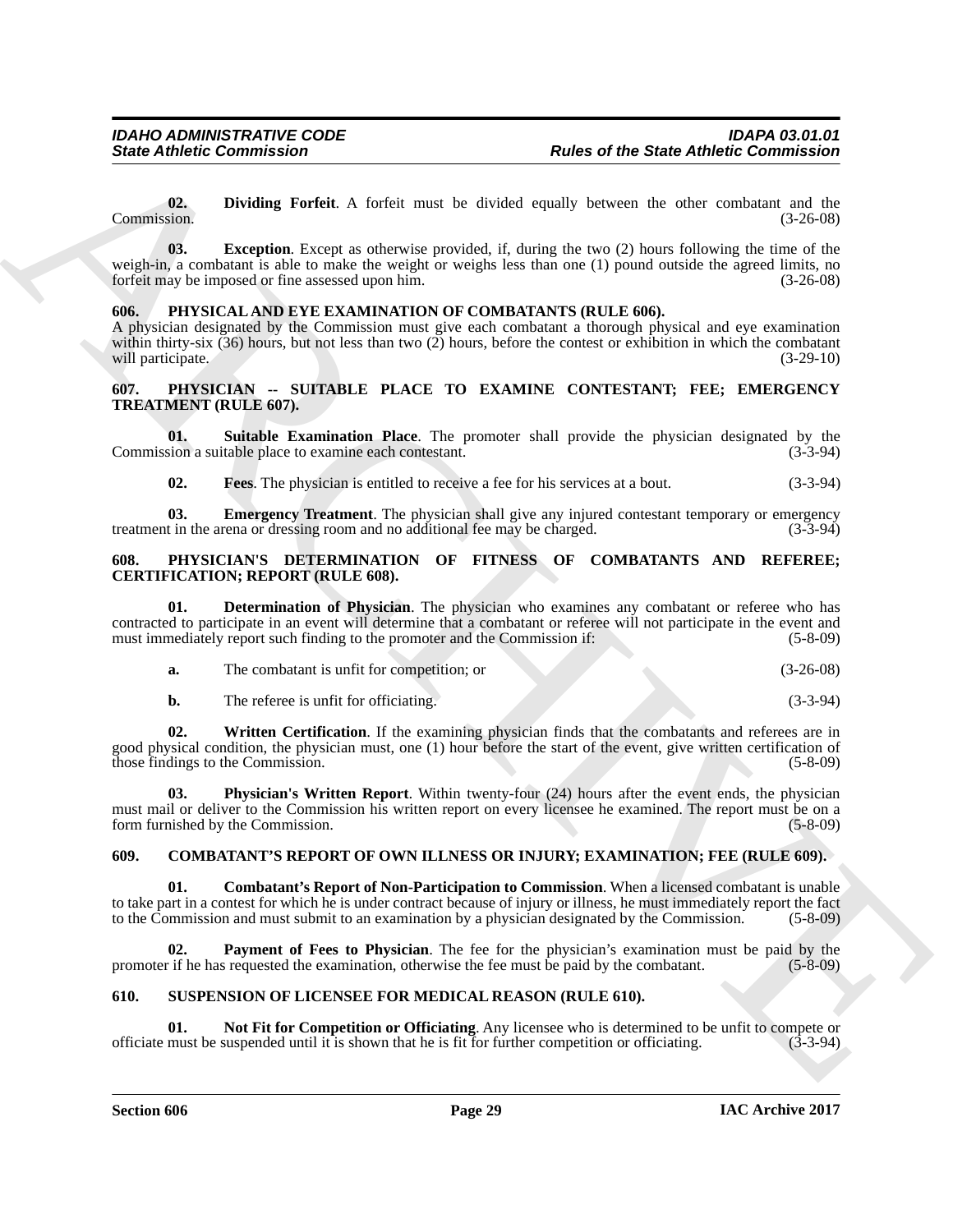**02. Dividing Forfeit**. A forfeit must be divided equally between the other combatant and the Commission. (3-26-08)

**03. Exception**. Except as otherwise provided, if, during the two (2) hours following the time of the weigh-in, a combatant is able to make the weight or weighs less than one (1) pound outside the agreed limits, no forfeit may be imposed or fine assessed upon him. (3-26-08)

### 606. PHYSICAL AND EYE EXAMINATION OF COMBATANTS (RULE 606).

A physician designated by the Commission must give each combatant a thorough physical and eye examination within thirty-six (36) hours, but not less than two (2) hours, before the contest or exhibition in which the combatant will participate. (3-29-10)

### 607. PHYSICIAN -- SUITABLE PLACE TO EXAMINE CONTESTANT; FEE; EMERGENCY TREATMENT (RULE 607).

**01. Suitable Examination Place**. The promoter shall provide the physician designated by the Commission a suitable place to examine each contestant. (3-3-94)

**02. Fees**. The physician is entitled to receive a fee for his services at a bout. (3-3-94)

**03. Emergency Treatment**. The physician shall give any injured contestant temporary or emergency treatment in the arena or dressing room and no additional fee may be charged. (3-3-94)

### 608. PHYSICIAN'S DETERMINATION OF FITNESS OF COMBATANTS AND REFEREE; CERTIFICATION; REPORT (RULE 608).

**01. Determination of Physician**. The physician who examines any combatant or referee who has contracted to participate in an event will determine that a combatant or referee will not participate in the event and must immediately report such finding to the promoter and the Commission if: (5-8-09)

**a.** The combatant is unfit for competition; or (3-26-08)

**b.** The referee is unfit for officiating. (3-3-94)

**02. Written Certification**. If the examining physician finds that the combatants and referees are in good physical condition, the physician must, one (1) hour before the start of the event, give written certification of those findings to the Commission. (5-8-09)

**03. Physician's Written Report**. Within twenty-four (24) hours after the event ends, the physician must mail or deliver to the Commission his written report on every licensee he examined. The report must be on a form furnished by the Commission. (5-8-09)

### 609. COMBATANT'S REPORT OF OWN ILLNESS OR INJURY; EXAMINATION; FEE (RULE 609).

**01. Combatant's Report of Non-Participation to Commission**. When a licensed combatant is unable to take part in a contest for which he is under contract because of injury or illness, he must immediately report the fact to the Commission and must submit to an examination by a physician designated by the Commission. (5-8-09)

**02. Payment of Fees to Physician**. The fee for the physician's examination must be paid by the promoter if he has requested the examination, otherwise the fee must be paid by the combatant. (5-8-09)

### 610. SUSPENSION OF LICENSEE FOR MEDICAL REASON (RULE 610).

**01. Not Fit for Competition or Officiating**. Any licensee who is determined to be unfit to compete or officiate must be suspended until it is shown that he is fit for further competition or officiating. (3-3-94)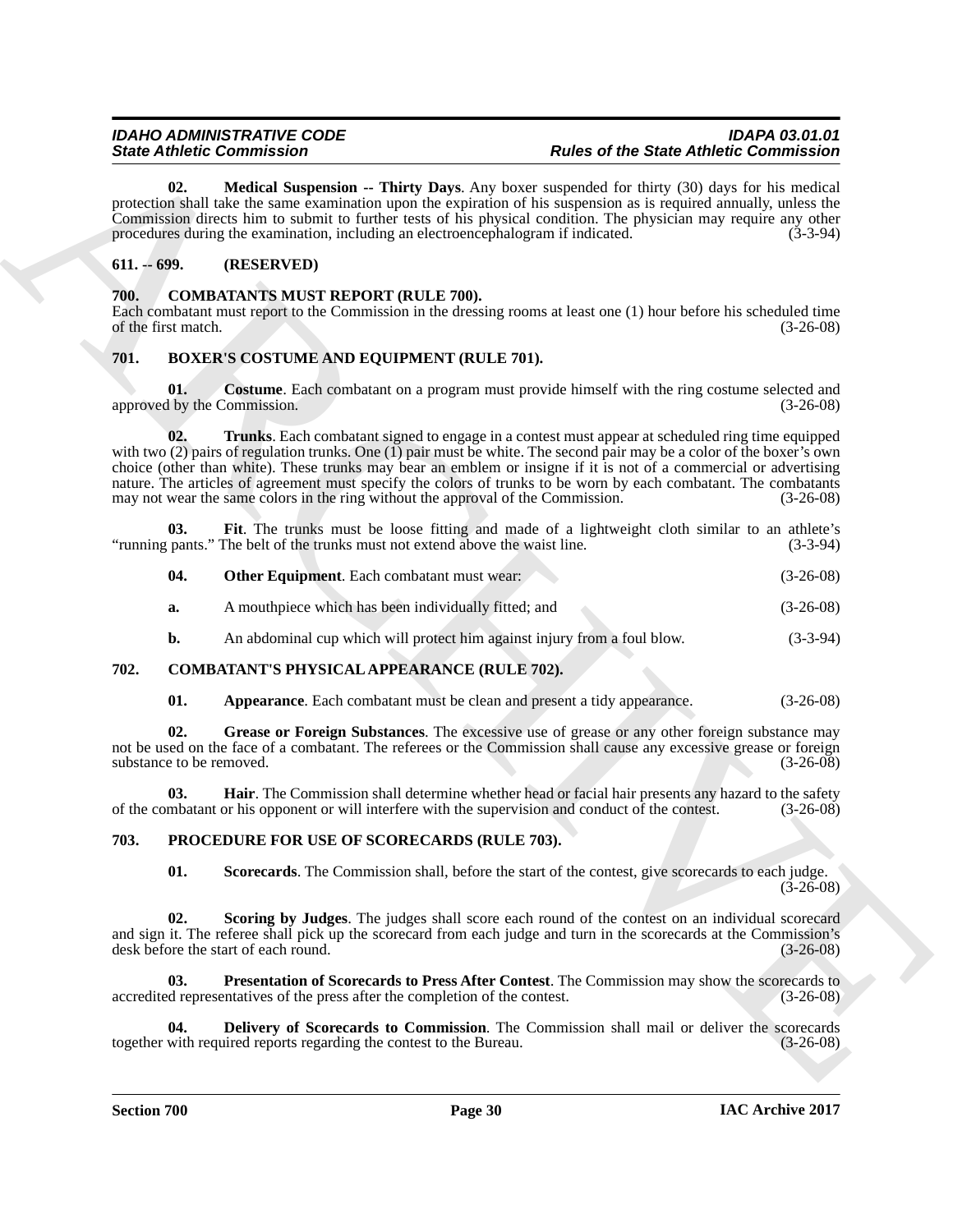**02. Medical Suspension -- Thirty Days**. Any boxer suspended for thirty (30) days for his medical protection shall take the same examination upon the expiration of his suspension as is required annually, unless the Commission directs him to submit to further tests of his physical condition. The physician may require any other procedures during the examination, including an electroencephalogram if indicated. (3-3-94)

## 611. -- 699. (RESERVED)

## 700. COMBATANTS MUST REPORT (RULE 700).

Each combatant must report to the Commission in the dressing rooms at least one (1) hour before his scheduled time of the first match. (3-26-08)

## 701. BOXER'S COSTUME AND EQUIPMENT (RULE 701).

**01. Costume**. Each combatant on a program must provide himself with the ring costume selected and approved by the Commission. (3-26-08)

**02. Trunks**. Each combatant signed to engage in a contest must appear at scheduled ring time equipped with two (2) pairs of regulation trunks. One (1) pair must be white. The second pair may be a color of the boxer's own choice (other than white). These trunks may bear an emblem or insigne if it is not of a commercial or advertising nature. The articles of agreement must specify the colors of trunks to be worn by each combatant. The combatants may not wear the same colors in the ring without the approval of the Commission. (3-26-08)

**03. Fit**. The trunks must be loose fitting and made of a lightweight cloth similar to an athlete's "running pants." The belt of the trunks must not extend above the waist line. (3-3-94)

**04. Other Equipment**. Each combatant must wear: (3-26-08)

**a.** A mouthpiece which has been individually fitted; and (3-26-08)

**b.** An abdominal cup which will protect him against injury from a foul blow. (3-3-94)

## 702. COMBATANT'S PHYSICAL APPEARANCE (RULE 702).

**01. Appearance**. Each combatant must be clean and present a tidy appearance. (3-26-08)

**02. Grease or Foreign Substances**. The excessive use of grease or any other foreign substance may not be used on the face of a combatant. The referees or the Commission shall cause any excessive grease or foreign substance to be removed. (3-26-08)

**03. Hair**. The Commission shall determine whether head or facial hair presents any hazard to the safety of the combatant or his opponent or will interfere with the supervision and conduct of the contest. (3-26-08)

## 703. PROCEDURE FOR USE OF SCORECARDS (RULE 703).

**01. Scorecards**. The Commission shall, before the start of the contest, give scorecards to each judge. (3-26-08)

**02. Scoring by Judges**. The judges shall score each round of the contest on an individual scorecard and sign it. The referee shall pick up the scorecard from each judge and turn in the scorecards at the Commission's desk before the start of each round. (3-26-08)

**03. Presentation of Scorecards to Press After Contest**. The Commission may show the scorecards to accredited representatives of the press after the completion of the contest. (3-26-08)

**04. Delivery of Scorecards to Commission**. The Commission shall mail or deliver the scorecards together with required reports regarding the contest to the Bureau. (3-26-08)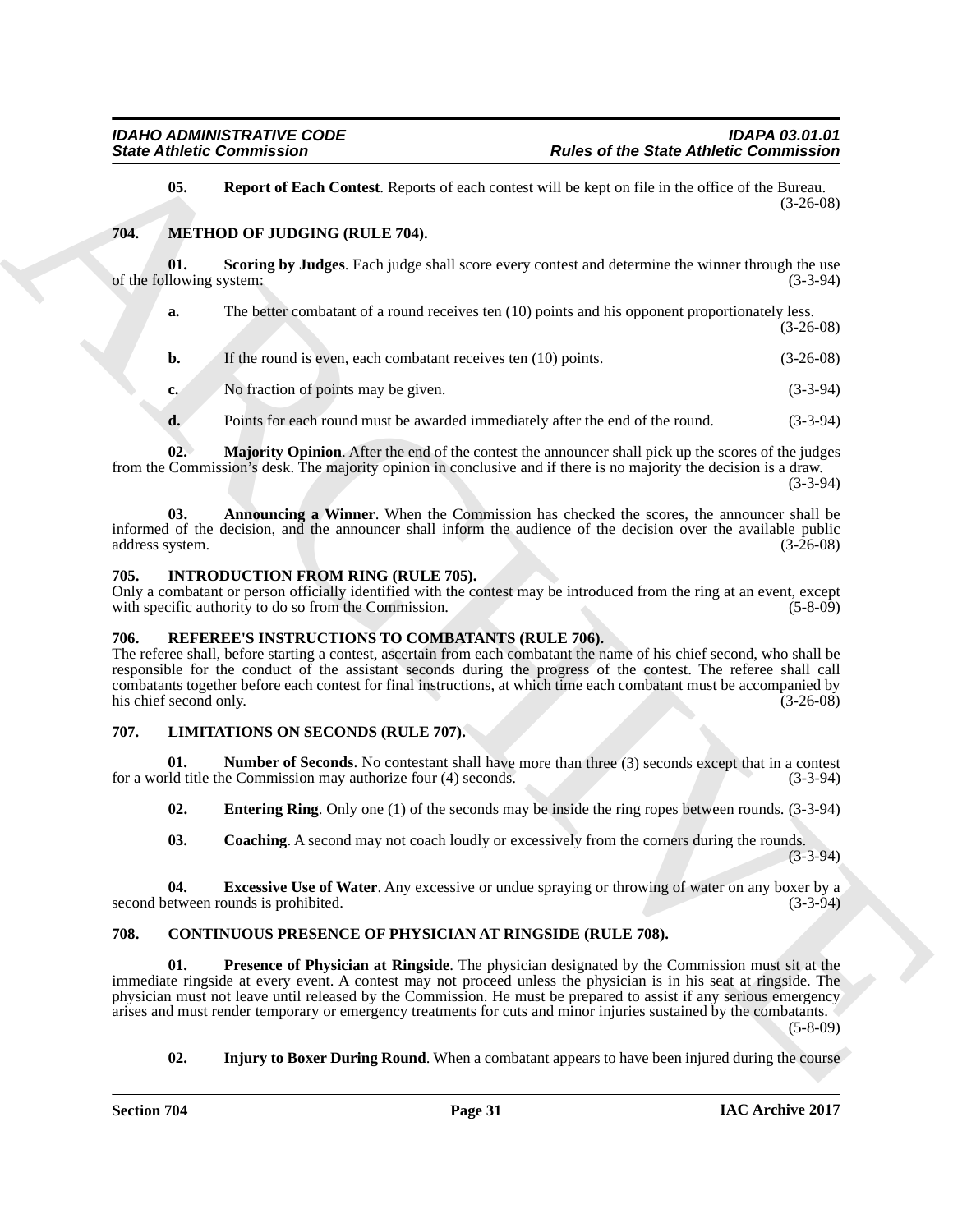**05. Report of Each Contest**. Reports of each contest will be kept on file in the office of the Bureau. (3-26-08)

## 704. METHOD OF JUDGING (RULE 704).

**01. Scoring by Judges**. Each judge shall score every contest and determine the winner through the use of the following system: (3-3-94)

**a.** The better combatant of a round receives ten (10) points and his opponent proportionately less. (3-26-08)

**b.** If the round is even, each combatant receives ten (10) points. (3-26-08)

**c.** No fraction of points may be given. (3-3-94)

**d.** Points for each round must be awarded immediately after the end of the round. (3-3-94)

**02. Majority Opinion**. After the end of the contest the announcer shall pick up the scores of the judges from the Commission's desk. The majority opinion in conclusive and if there is no majority the decision is a draw. (3-3-94)

**03. Announcing a Winner**. When the Commission has checked the scores, the announcer shall be informed of the decision, and the announcer shall inform the audience of the decision over the available public address system. (3-26-08)

## 705. INTRODUCTION FROM RING (RULE 705).

Only a combatant or person officially identified with the contest may be introduced from the ring at an event, except with specific authority to do so from the Commission. (5-8-09)

## 706. REFEREE'S INSTRUCTIONS TO COMBATANTS (RULE 706).

The referee shall, before starting a contest, ascertain from each combatant the name of his chief second, who shall be responsible for the conduct of the assistant seconds during the progress of the contest. The referee shall call combatants together before each contest for final instructions, at which time each combatant must be accompanied by his chief second only. (3-26-08)

## 707. LIMITATIONS ON SECONDS (RULE 707).

**01. Number of Seconds**. No contestant shall have more than three (3) seconds except that in a contest for a world title the Commission may authorize four (4) seconds. (3-3-94)

**02. Entering Ring**. Only one (1) of the seconds may be inside the ring ropes between rounds. (3-3-94)

**03. Coaching**. A second may not coach loudly or excessively from the corners during the rounds. (3-3-94)

**04. Excessive Use of Water**. Any excessive or undue spraying or throwing of water on any boxer by a second between rounds is prohibited. (3-3-94)

## 708. CONTINUOUS PRESENCE OF PHYSICIAN AT RINGSIDE (RULE 708).

**01. Presence of Physician at Ringside**. The physician designated by the Commission must sit at the immediate ringside at every event. A contest may not proceed unless the physician is in his seat at ringside. The physician must not leave until released by the Commission. He must be prepared to assist if any serious emergency arises and must render temporary or emergency treatments for cuts and minor injuries sustained by the combatants. (5-8-09)

**02. Injury to Boxer During Round**. When a combatant appears to have been injured during the course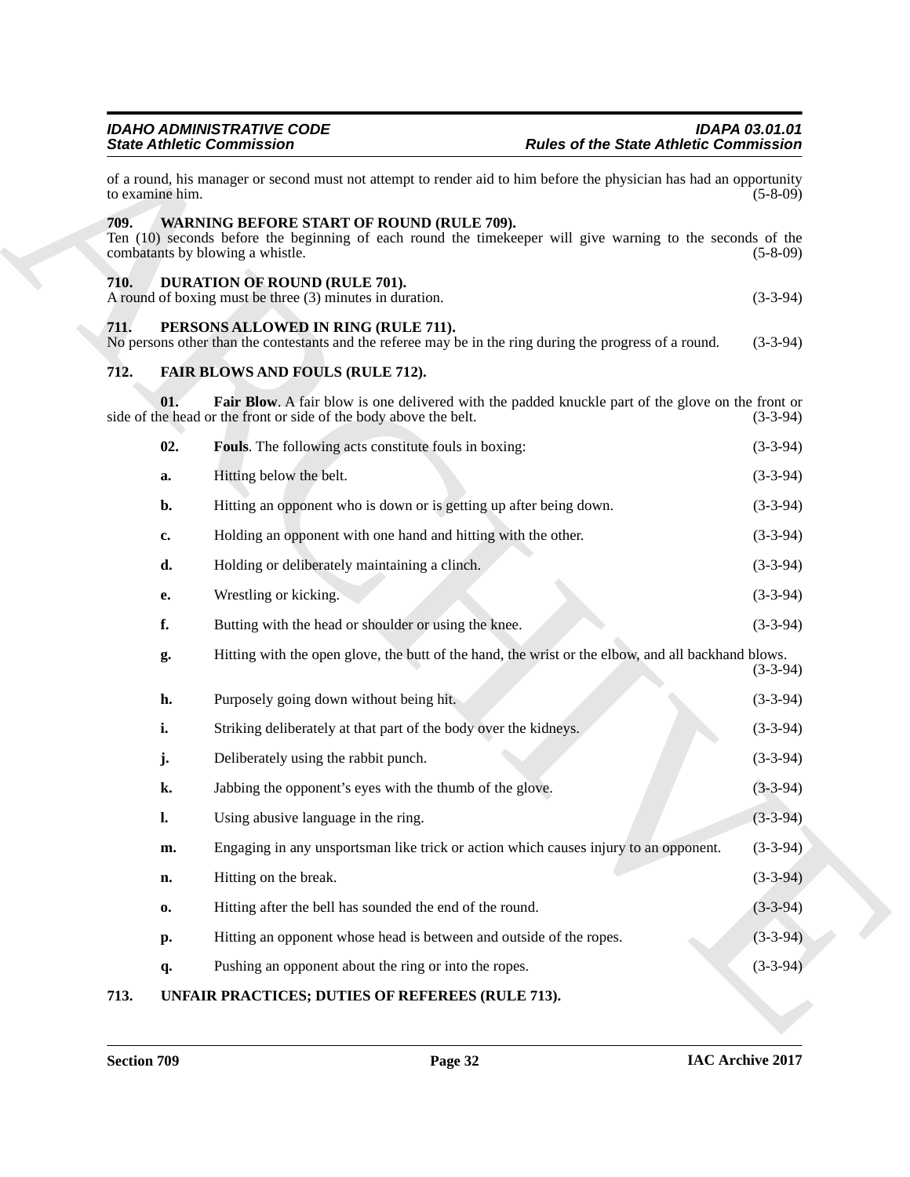of a round, his manager or second must not attempt to render aid to him before the physician has had an opportunity to examine him. (5-8-09)

## 709. WARNING BEFORE START OF ROUND (RULE 709).

Ten (10) seconds before the beginning of each round the timekeeper will give warning to the seconds of the combatants by blowing a whistle. (5-8-09)

## 710. DURATION OF ROUND (RULE 701).

A round of boxing must be three (3) minutes in duration. (3-3-94)

## 711. PERSONS ALLOWED IN RING (RULE 711).

No persons other than the contestants and the referee may be in the ring during the progress of a round. (3-3-94)

## 712. FAIR BLOWS AND FOULS (RULE 712).

**01. Fair Blow**. A fair blow is one delivered with the padded knuckle part of the glove on the front or side of the head or the front or side of the body above the belt. (3-3-94)

**02. Fouls**. The following acts constitute fouls in boxing: (3-3-94)

**a.** Hitting below the belt. (3-3-94)

**b.** Hitting an opponent who is down or is getting up after being down. (3-3-94)

**c.** Holding an opponent with one hand and hitting with the other. (3-3-94)

**d.** Holding or deliberately maintaining a clinch. (3-3-94)

**e.** Wrestling or kicking. (3-3-94)

**f.** Butting with the head or shoulder or using the knee. (3-3-94)

**g.** Hitting with the open glove, the butt of the hand, the wrist or the elbow, and all backhand blows. (3-3-94)

**h.** Purposely going down without being hit. (3-3-94)

**i.** Striking deliberately at that part of the body over the kidneys. (3-3-94)

**j.** Deliberately using the rabbit punch. (3-3-94)

**k.** Jabbing the opponent's eyes with the thumb of the glove. (3-3-94)

**l.** Using abusive language in the ring. (3-3-94)

**m.** Engaging in any unsportsman like trick or action which causes injury to an opponent. (3-3-94)

**n.** Hitting on the break. (3-3-94)

**o.** Hitting after the bell has sounded the end of the round. (3-3-94)

**p.** Hitting an opponent whose head is between and outside of the ropes. (3-3-94)

**q.** Pushing an opponent about the ring or into the ropes. (3-3-94)

## 713. UNFAIR PRACTICES; DUTIES OF REFEREES (RULE 713).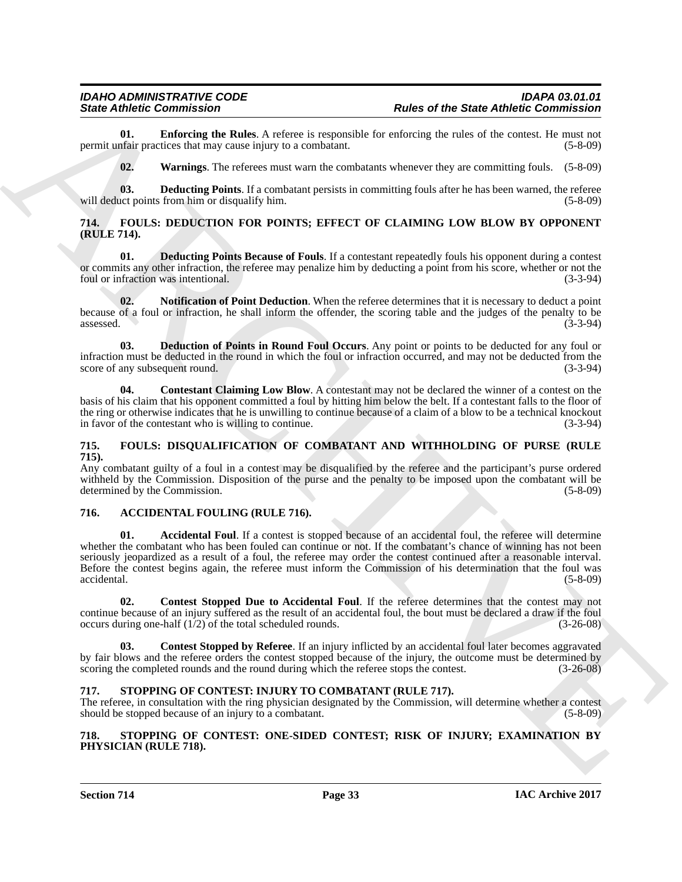**01. Enforcing the Rules**. A referee is responsible for enforcing the rules of the contest. He must not permit unfair practices that may cause injury to a combatant. (5-8-09)

**02. Warnings**. The referees must warn the combatants whenever they are committing fouls. (5-8-09)

**03. Deducting Points**. If a combatant persists in committing fouls after he has been warned, the referee will deduct points from him or disqualify him. (5-8-09)

## 714. FOULS: DEDUCTION FOR POINTS; EFFECT OF CLAIMING LOW BLOW BY OPPONENT (RULE 714).

**01. Deducting Points Because of Fouls**. If a contestant repeatedly fouls his opponent during a contest or commits any other infraction, the referee may penalize him by deducting a point from his score, whether or not the foul or infraction was intentional. (3-3-94)

**02. Notification of Point Deduction**. When the referee determines that it is necessary to deduct a point because of a foul or infraction, he shall inform the offender, the scoring table and the judges of the penalty to be assessed. (3-3-94)

**03. Deduction of Points in Round Foul Occurs**. Any point or points to be deducted for any foul or infraction must be deducted in the round in which the foul or infraction occurred, and may not be deducted from the score of any subsequent round. (3-3-94)

**04. Contestant Claiming Low Blow**. A contestant may not be declared the winner of a contest on the basis of his claim that his opponent committed a foul by hitting him below the belt. If a contestant falls to the floor of the ring or otherwise indicates that he is unwilling to continue because of a claim of a blow to be a technical knockout in favor of the contestant who is willing to continue. (3-3-94)

## 715. FOULS: DISQUALIFICATION OF COMBATANT AND WITHHOLDING OF PURSE (RULE 715).

Any combatant guilty of a foul in a contest may be disqualified by the referee and the participant's purse ordered withheld by the Commission. Disposition of the purse and the penalty to be imposed upon the combatant will be determined by the Commission. (5-8-09)

## 716. ACCIDENTAL FOULING (RULE 716).

**01. Accidental Foul**. If a contest is stopped because of an accidental foul, the referee will determine whether the combatant who has been fouled can continue or not. If the combatant's chance of winning has not been seriously jeopardized as a result of a foul, the referee may order the contest continued after a reasonable interval. Before the contest begins again, the referee must inform the Commission of his determination that the foul was accidental. (5-8-09)

**02. Contest Stopped Due to Accidental Foul**. If the referee determines that the contest may not continue because of an injury suffered as the result of an accidental foul, the bout must be declared a draw if the foul occurs during one-half (1/2) of the total scheduled rounds. (3-26-08)

**03. Contest Stopped by Referee**. If an injury inflicted by an accidental foul later becomes aggravated by fair blows and the referee orders the contest stopped because of the injury, the outcome must be determined by scoring the completed rounds and the round during which the referee stops the contest. (3-26-08)

## 717. STOPPING OF CONTEST: INJURY TO COMBATANT (RULE 717).

The referee, in consultation with the ring physician designated by the Commission, will determine whether a contest should be stopped because of an injury to a combatant. (5-8-09)

## 718. STOPPING OF CONTEST: ONE-SIDED CONTEST; RISK OF INJURY; EXAMINATION BY PHYSICIAN (RULE 718).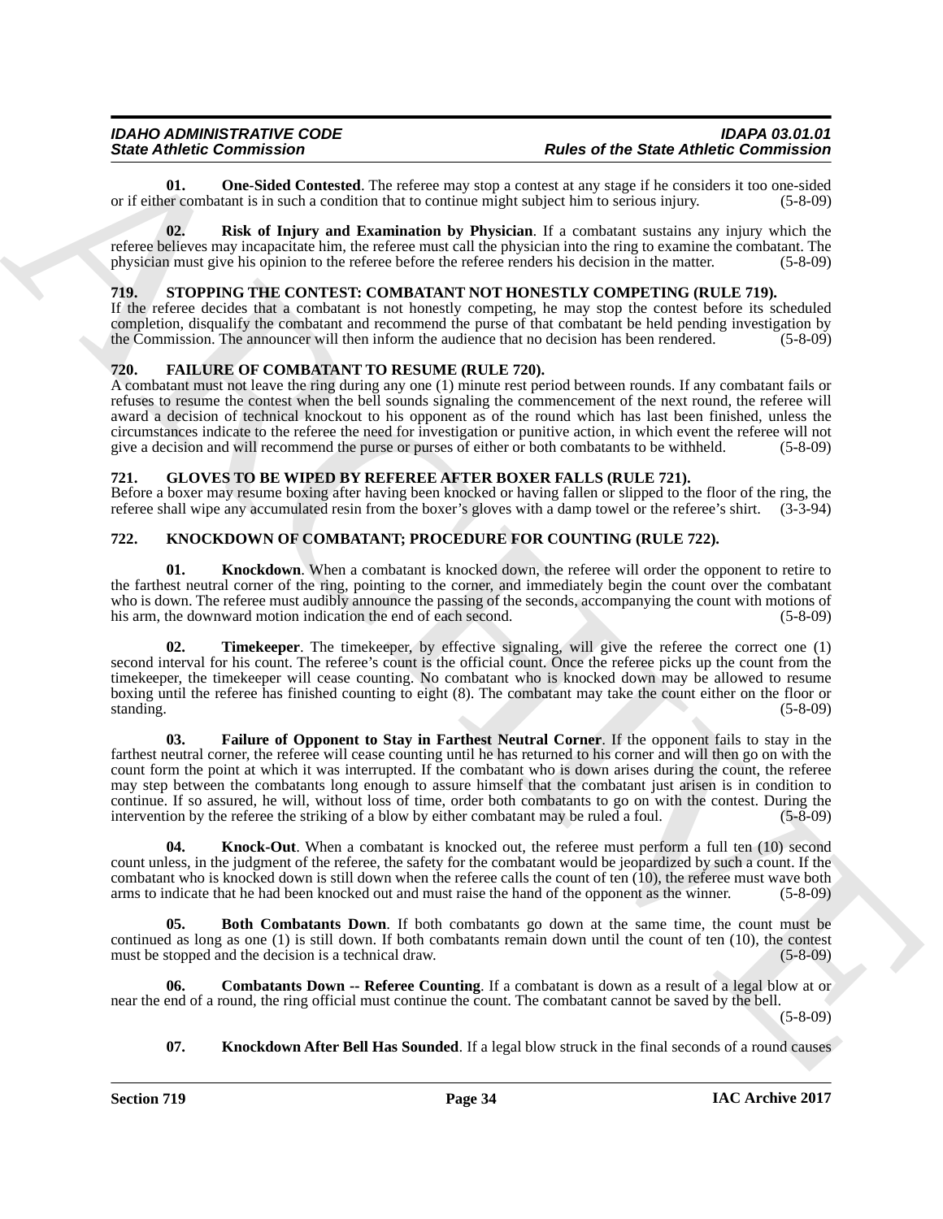**01. One-Sided Contested**. The referee may stop a contest at any stage if he considers it too one-sided or if either combatant is in such a condition that to continue might subject him to serious injury. (5-8-09)

**02. Risk of Injury and Examination by Physician**. If a combatant sustains any injury which the referee believes may incapacitate him, the referee must call the physician into the ring to examine the combatant. The physician must give his opinion to the referee before the referee renders his decision in the matter. (5-8-09)

## 719. STOPPING THE CONTEST: COMBATANT NOT HONESTLY COMPETING (RULE 719).

If the referee decides that a combatant is not honestly competing, he may stop the contest before its scheduled completion, disqualify the combatant and recommend the purse of that combatant be held pending investigation by the Commission. The announcer will then inform the audience that no decision has been rendered. (5-8-09)

## 720. FAILURE OF COMBATANT TO RESUME (RULE 720).

A combatant must not leave the ring during any one (1) minute rest period between rounds. If any combatant fails or refuses to resume the contest when the bell sounds signaling the commencement of the next round, the referee will award a decision of technical knockout to his opponent as of the round which has last been finished, unless the circumstances indicate to the referee the need for investigation or punitive action, in which event the referee will not give a decision and will recommend the purse or purses of either or both combatants to be withheld. (5-8-09)

## 721. GLOVES TO BE WIPED BY REFEREE AFTER BOXER FALLS (RULE 721).

Before a boxer may resume boxing after having been knocked or having fallen or slipped to the floor of the ring, the referee shall wipe any accumulated resin from the boxer's gloves with a damp towel or the referee's shirt. (3-3-94)

## 722. KNOCKDOWN OF COMBATANT; PROCEDURE FOR COUNTING (RULE 722).

**01. Knockdown**. When a combatant is knocked down, the referee will order the opponent to retire to the farthest neutral corner of the ring, pointing to the corner, and immediately begin the count over the combatant who is down. The referee must audibly announce the passing of the seconds, accompanying the count with motions of his arm, the downward motion indication the end of each second. (5-8-09)

**02. Timekeeper**. The timekeeper, by effective signaling, will give the referee the correct one (1) second interval for his count. The referee's count is the official count. Once the referee picks up the count from the timekeeper, the timekeeper will cease counting. No combatant who is knocked down may be allowed to resume boxing until the referee has finished counting to eight (8). The combatant may take the count either on the floor or standing. (5-8-09)

**03. Failure of Opponent to Stay in Farthest Neutral Corner**. If the opponent fails to stay in the farthest neutral corner, the referee will cease counting until he has returned to his corner and will then go on with the count form the point at which it was interrupted. If the combatant who is down arises during the count, the referee may step between the combatants long enough to assure himself that the combatant just arisen is in condition to continue. If so assured, he will, without loss of time, order both combatants to go on with the contest. During the intervention by the referee the striking of a blow by either combatant may be ruled a foul. (5-8-09)

**04. Knock-Out**. When a combatant is knocked out, the referee must perform a full ten (10) second count unless, in the judgment of the referee, the safety for the combatant would be jeopardized by such a count. If the combatant who is knocked down is still down when the referee calls the count of ten (10), the referee must wave both arms to indicate that he had been knocked out and must raise the hand of the opponent as the winner. (5-8-09)

**05. Both Combatants Down**. If both combatants go down at the same time, the count must be continued as long as one (1) is still down. If both combatants remain down until the count of ten (10), the contest must be stopped and the decision is a technical draw. (5-8-09)

**06. Combatants Down -- Referee Counting**. If a combatant is down as a result of a legal blow at or near the end of a round, the ring official must continue the count. The combatant cannot be saved by the bell. (5-8-09)

**07. Knockdown After Bell Has Sounded**. If a legal blow struck in the final seconds of a round causes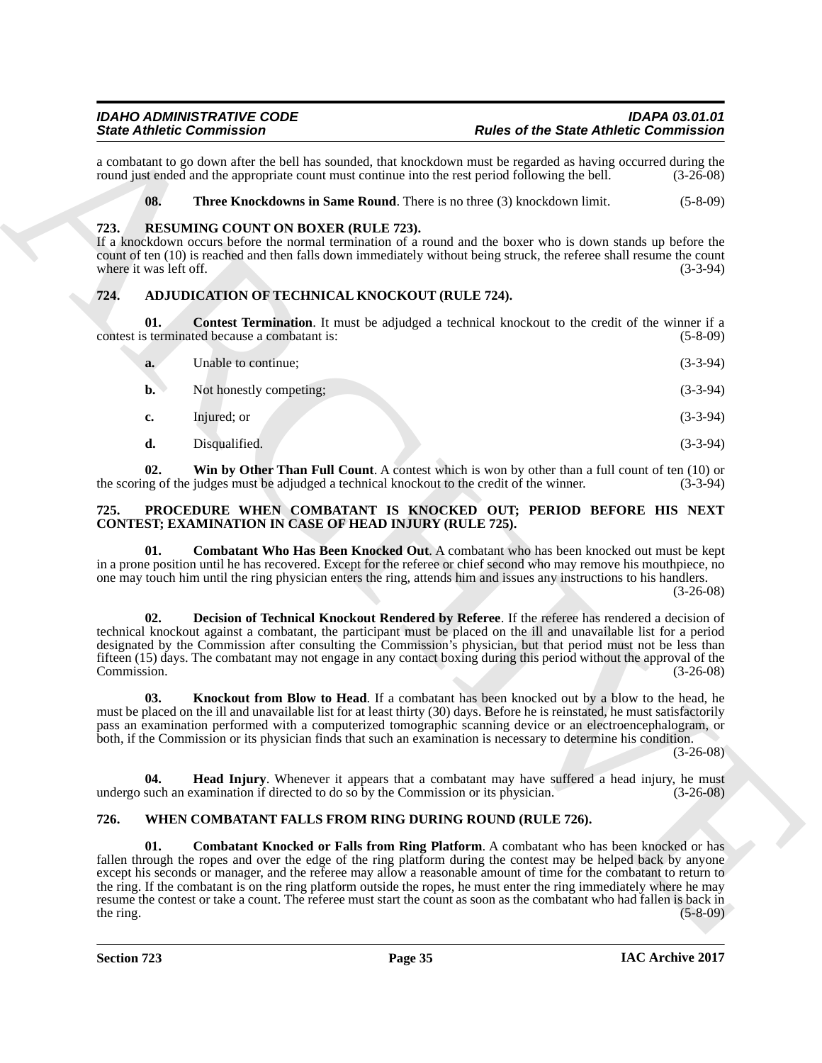a combatant to go down after the bell has sounded, that knockdown must be regarded as having occurred during the round just ended and the appropriate count must continue into the rest period following the bell. (3-26-08)

**08. Three Knockdowns in Same Round**. There is no three (3) knockdown limit. (5-8-09)

## 723. RESUMING COUNT ON BOXER (RULE 723).

If a knockdown occurs before the normal termination of a round and the boxer who is down stands up before the count of ten (10) is reached and then falls down immediately without being struck, the referee shall resume the count where it was left off. (3-3-94)

## 724. ADJUDICATION OF TECHNICAL KNOCKOUT (RULE 724).

**01. Contest Termination**. It must be adjudged a technical knockout to the credit of the winner if a contest is terminated because a combatant is: (5-8-09)

**a.** Unable to continue; (3-3-94)

**b.** Not honestly competing; (3-3-94)

**c.** Injured; or (3-3-94)

**d.** Disqualified. (3-3-94)

**02. Win by Other Than Full Count**. A contest which is won by other than a full count of ten (10) or the scoring of the judges must be adjudged a technical knockout to the credit of the winner. (3-3-94)

## 725. PROCEDURE WHEN COMBATANT IS KNOCKED OUT; PERIOD BEFORE HIS NEXT CONTEST; EXAMINATION IN CASE OF HEAD INJURY (RULE 725).

**01. Combatant Who Has Been Knocked Out**. A combatant who has been knocked out must be kept in a prone position until he has recovered. Except for the referee or chief second who may remove his mouthpiece, no one may touch him until the ring physician enters the ring, attends him and issues any instructions to his handlers. (3-26-08)

**02. Decision of Technical Knockout Rendered by Referee**. If the referee has rendered a decision of technical knockout against a combatant, the participant must be placed on the ill and unavailable list for a period designated by the Commission after consulting the Commission's physician, but that period must not be less than fifteen (15) days. The combatant may not engage in any contact boxing during this period without the approval of the Commission. (3-26-08)

**03. Knockout from Blow to Head**. If a combatant has been knocked out by a blow to the head, he must be placed on the ill and unavailable list for at least thirty (30) days. Before he is reinstated, he must satisfactorily pass an examination performed with a computerized tomographic scanning device or an electroencephalogram, or both, if the Commission or its physician finds that such an examination is necessary to determine his condition. (3-26-08)

**04. Head Injury**. Whenever it appears that a combatant may have suffered a head injury, he must undergo such an examination if directed to do so by the Commission or its physician. (3-26-08)

## 726. WHEN COMBATANT FALLS FROM RING DURING ROUND (RULE 726).

**01. Combatant Knocked or Falls from Ring Platform**. A combatant who has been knocked or has fallen through the ropes and over the edge of the ring platform during the contest may be helped back by anyone except his seconds or manager, and the referee may allow a reasonable amount of time for the combatant to return to the ring. If the combatant is on the ring platform outside the ropes, he must enter the ring immediately where he may resume the contest or take a count. The referee must start the count as soon as the combatant who had fallen is back in the ring. (5-8-09)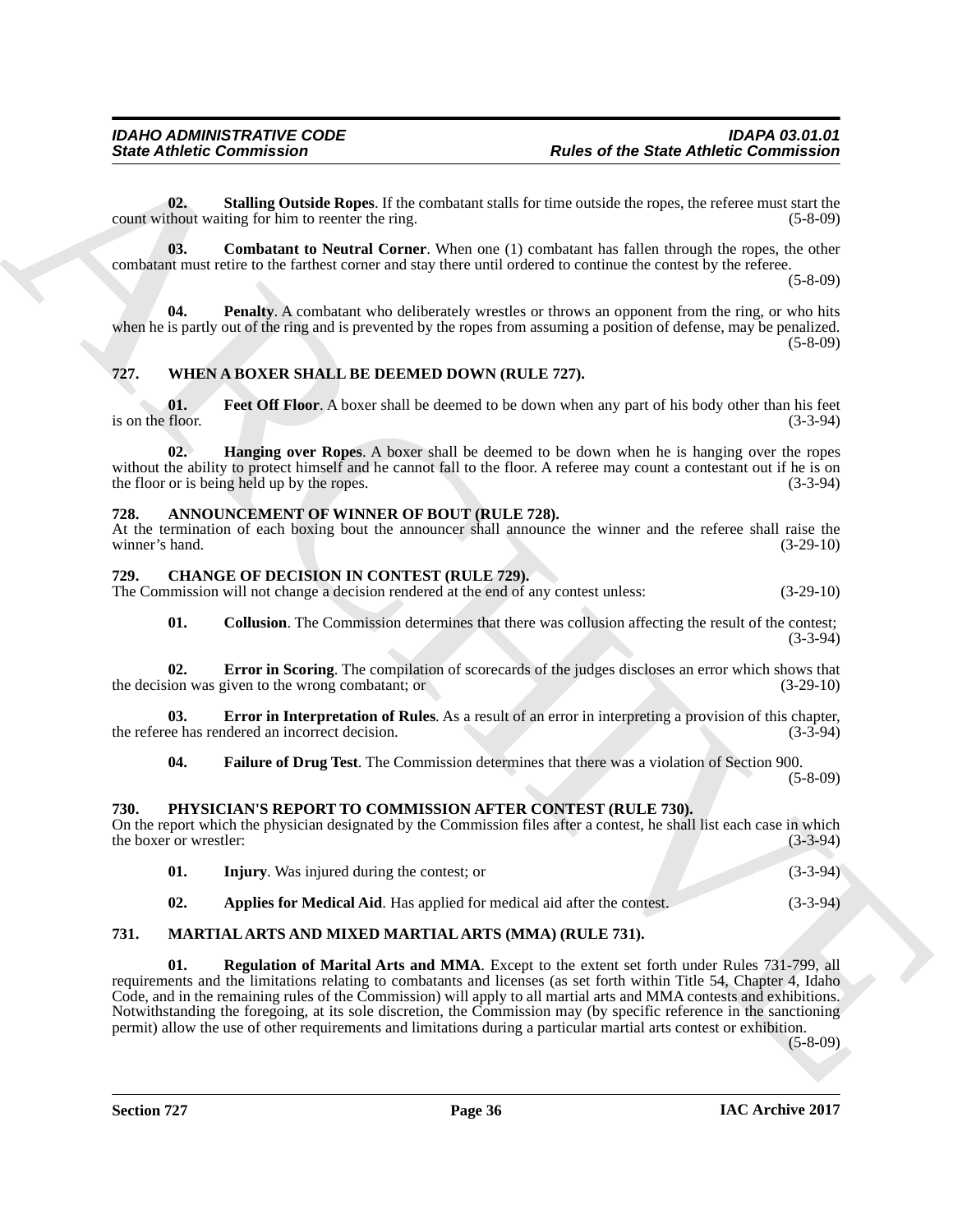**02. Stalling Outside Ropes**. If the combatant stalls for time outside the ropes, the referee must start the count without waiting for him to reenter the ring. (5-8-09)

**03. Combatant to Neutral Corner**. When one (1) combatant has fallen through the ropes, the other combatant must retire to the farthest corner and stay there until ordered to continue the contest by the referee. (5-8-09)

**04. Penalty**. A combatant who deliberately wrestles or throws an opponent from the ring, or who hits when he is partly out of the ring and is prevented by the ropes from assuming a position of defense, may be penalized. (5-8-09)

## 727. WHEN A BOXER SHALL BE DEEMED DOWN (RULE 727).

**01. Feet Off Floor**. A boxer shall be deemed to be down when any part of his body other than his feet is on the floor. (3-3-94)

**02. Hanging over Ropes**. A boxer shall be deemed to be down when he is hanging over the ropes without the ability to protect himself and he cannot fall to the floor. A referee may count a contestant out if he is on the floor or is being held up by the ropes. (3-3-94)

## 728. ANNOUNCEMENT OF WINNER OF BOUT (RULE 728).

At the termination of each boxing bout the announcer shall announce the winner and the referee shall raise the winner's hand. (3-29-10)

## 729. CHANGE OF DECISION IN CONTEST (RULE 729).

The Commission will not change a decision rendered at the end of any contest unless: (3-29-10)

**01. Collusion**. The Commission determines that there was collusion affecting the result of the contest; (3-3-94)

**02. Error in Scoring**. The compilation of scorecards of the judges discloses an error which shows that the decision was given to the wrong combatant; or (3-29-10)

**03. Error in Interpretation of Rules**. As a result of an error in interpreting a provision of this chapter, the referee has rendered an incorrect decision. (3-3-94)

**04. Failure of Drug Test**. The Commission determines that there was a violation of Section 900. (5-8-09)

## 730. PHYSICIAN'S REPORT TO COMMISSION AFTER CONTEST (RULE 730).

On the report which the physician designated by the Commission files after a contest, he shall list each case in which the boxer or wrestler: (3-3-94)

**01. Injury**. Was injured during the contest; or (3-3-94)

**02. Applies for Medical Aid**. Has applied for medical aid after the contest. (3-3-94)

## 731. MARTIAL ARTS AND MIXED MARTIAL ARTS (MMA) (RULE 731).

**01. Regulation of Marital Arts and MMA**. Except to the extent set forth under Rules 731-799, all requirements and the limitations relating to combatants and licenses (as set forth within Title 54, Chapter 4, Idaho Code, and in the remaining rules of the Commission) will apply to all martial arts and MMA contests and exhibitions. Notwithstanding the foregoing, at its sole discretion, the Commission may (by specific reference in the sanctioning permit) allow the use of other requirements and limitations during a particular martial arts contest or exhibition. (5-8-09)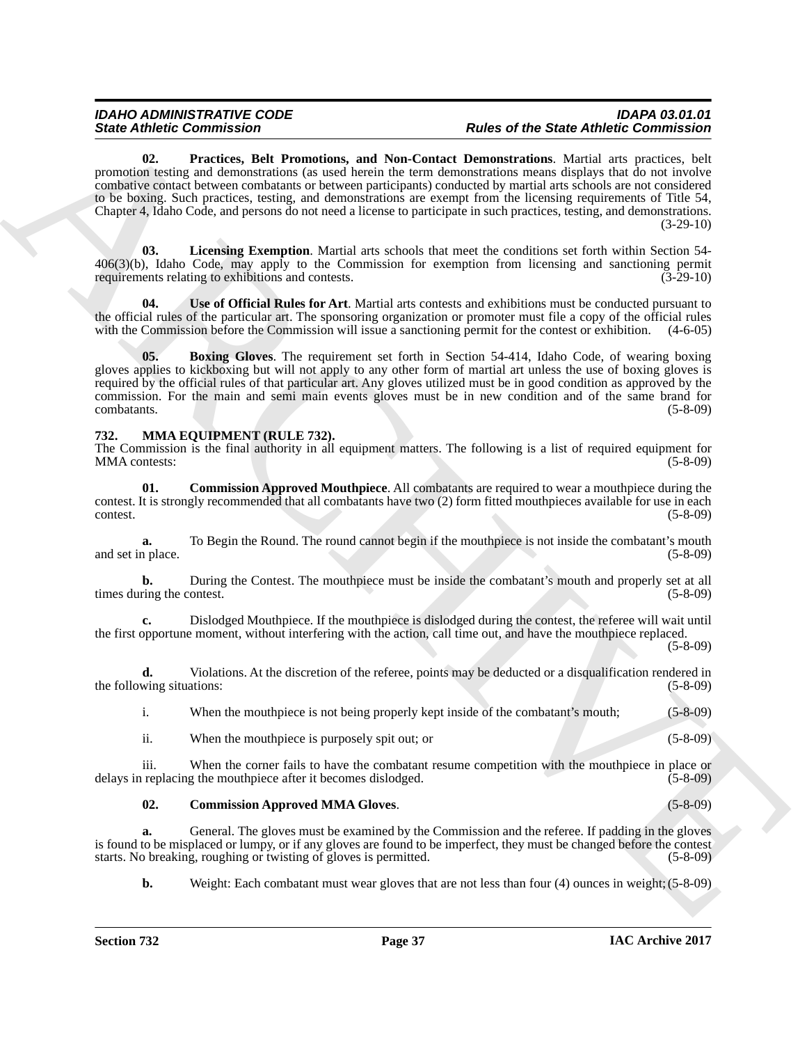**02. Practices, Belt Promotions, and Non-Contact Demonstrations**. Martial arts practices, belt promotion testing and demonstrations (as used herein the term demonstrations means displays that do not involve combative contact between combatants or between participants) conducted by martial arts schools are not considered to be boxing. Such practices, testing, and demonstrations are exempt from the licensing requirements of Title 54, Chapter 4, Idaho Code, and persons do not need a license to participate in such practices, testing, and demonstrations. (3-29-10)

**03. Licensing Exemption**. Martial arts schools that meet the conditions set forth within Section 54-406(3)(b), Idaho Code, may apply to the Commission for exemption from licensing and sanctioning permit requirements relating to exhibitions and contests. (3-29-10)

**04. Use of Official Rules for Art**. Martial arts contests and exhibitions must be conducted pursuant to the official rules of the particular art. The sponsoring organization or promoter must file a copy of the official rules with the Commission before the Commission will issue a sanctioning permit for the contest or exhibition. (4-6-05)

**05. Boxing Gloves**. The requirement set forth in Section 54-414, Idaho Code, of wearing boxing gloves applies to kickboxing but will not apply to any other form of martial art unless the use of boxing gloves is required by the official rules of that particular art. Any gloves utilized must be in good condition as approved by the commission. For the main and semi main events gloves must be in new condition and of the same brand for combatants. (5-8-09)

## 732. MMA EQUIPMENT (RULE 732).

The Commission is the final authority in all equipment matters. The following is a list of required equipment for MMA contests: (5-8-09)

**01. Commission Approved Mouthpiece**. All combatants are required to wear a mouthpiece during the contest. It is strongly recommended that all combatants have two (2) form fitted mouthpieces available for use in each contest. (5-8-09)

**a.** To Begin the Round. The round cannot begin if the mouthpiece is not inside the combatant's mouth and set in place. (5-8-09)

**b.** During the Contest. The mouthpiece must be inside the combatant's mouth and properly set at all times during the contest. (5-8-09)

**c.** Dislodged Mouthpiece. If the mouthpiece is dislodged during the contest, the referee will wait until the first opportune moment, without interfering with the action, call time out, and have the mouthpiece replaced. (5-8-09)

**d.** Violations. At the discretion of the referee, points may be deducted or a disqualification rendered in the following situations: (5-8-09)

i. When the mouthpiece is not being properly kept inside of the combatant's mouth; (5-8-09)

ii. When the mouthpiece is purposely spit out; or (5-8-09)

iii. When the corner fails to have the combatant resume competition with the mouthpiece in place or delays in replacing the mouthpiece after it becomes dislodged. (5-8-09)

**02. Commission Approved MMA Gloves**. (5-8-09)

**a.** General. The gloves must be examined by the Commission and the referee. If padding in the gloves is found to be misplaced or lumpy, or if any gloves are found to be imperfect, they must be changed before the contest starts. No breaking, roughing or twisting of gloves is permitted. (5-8-09)

**b.** Weight: Each combatant must wear gloves that are not less than four (4) ounces in weight; (5-8-09)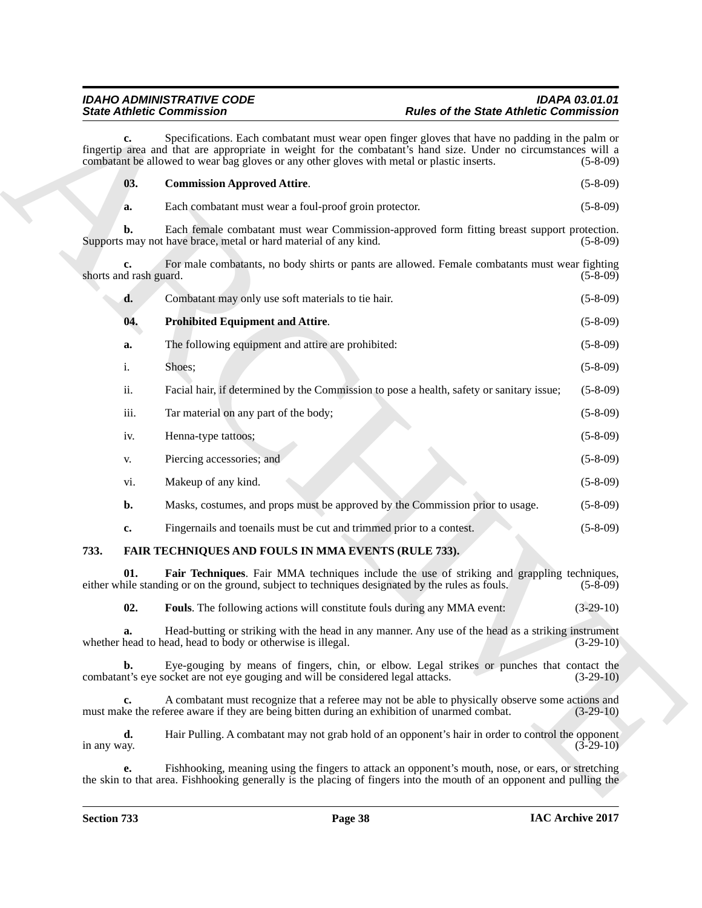**c.** Specifications. Each combatant must wear open finger gloves that have no padding in the palm or fingertip area and that are appropriate in weight for the combatant's hand size. Under no circumstances will a combatant be allowed to wear bag gloves or any other gloves with metal or plastic inserts. (5-8-09)

**03. Commission Approved Attire**. (5-8-09)

**a.** Each combatant must wear a foul-proof groin protector. (5-8-09)

**b.** Each female combatant must wear Commission-approved form fitting breast support protection. Supports may not have brace, metal or hard material of any kind. (5-8-09)

**c.** For male combatants, no body shirts or pants are allowed. Female combatants must wear fighting shorts and rash guard. (5-8-09)

**d.** Combatant may only use soft materials to tie hair. (5-8-09)

**04. Prohibited Equipment and Attire**. (5-8-09)

**a.** The following equipment and attire are prohibited: (5-8-09)

i. Shoes; (5-8-09)

ii. Facial hair, if determined by the Commission to pose a health, safety or sanitary issue; (5-8-09)

iii. Tar material on any part of the body; (5-8-09)

iv. Henna-type tattoos; (5-8-09)

v. Piercing accessories; and (5-8-09)

vi. Makeup of any kind. (5-8-09)

**b.** Masks, costumes, and props must be approved by the Commission prior to usage. (5-8-09)

**c.** Fingernails and toenails must be cut and trimmed prior to a contest. (5-8-09)

## 733. FAIR TECHNIQUES AND FOULS IN MMA EVENTS (RULE 733).

**01. Fair Techniques**. Fair MMA techniques include the use of striking and grappling techniques, either while standing or on the ground, subject to techniques designated by the rules as fouls. (5-8-09)

**02. Fouls**. The following actions will constitute fouls during any MMA event: (3-29-10)

**a.** Head-butting or striking with the head in any manner. Any use of the head as a striking instrument whether head to head, head to body or otherwise is illegal. (3-29-10)

**b.** Eye-gouging by means of fingers, chin, or elbow. Legal strikes or punches that contact the combatant's eye socket are not eye gouging and will be considered legal attacks. (3-29-10)

**c.** A combatant must recognize that a referee may not be able to physically observe some actions and must make the referee aware if they are being bitten during an exhibition of unarmed combat. (3-29-10)

**d.** Hair Pulling. A combatant may not grab hold of an opponent's hair in order to control the opponent in any way. (3-29-10)

**e.** Fishhooking, meaning using the fingers to attack an opponent's mouth, nose, or ears, or stretching the skin to that area. Fishhooking generally is the placing of fingers into the mouth of an opponent and pulling the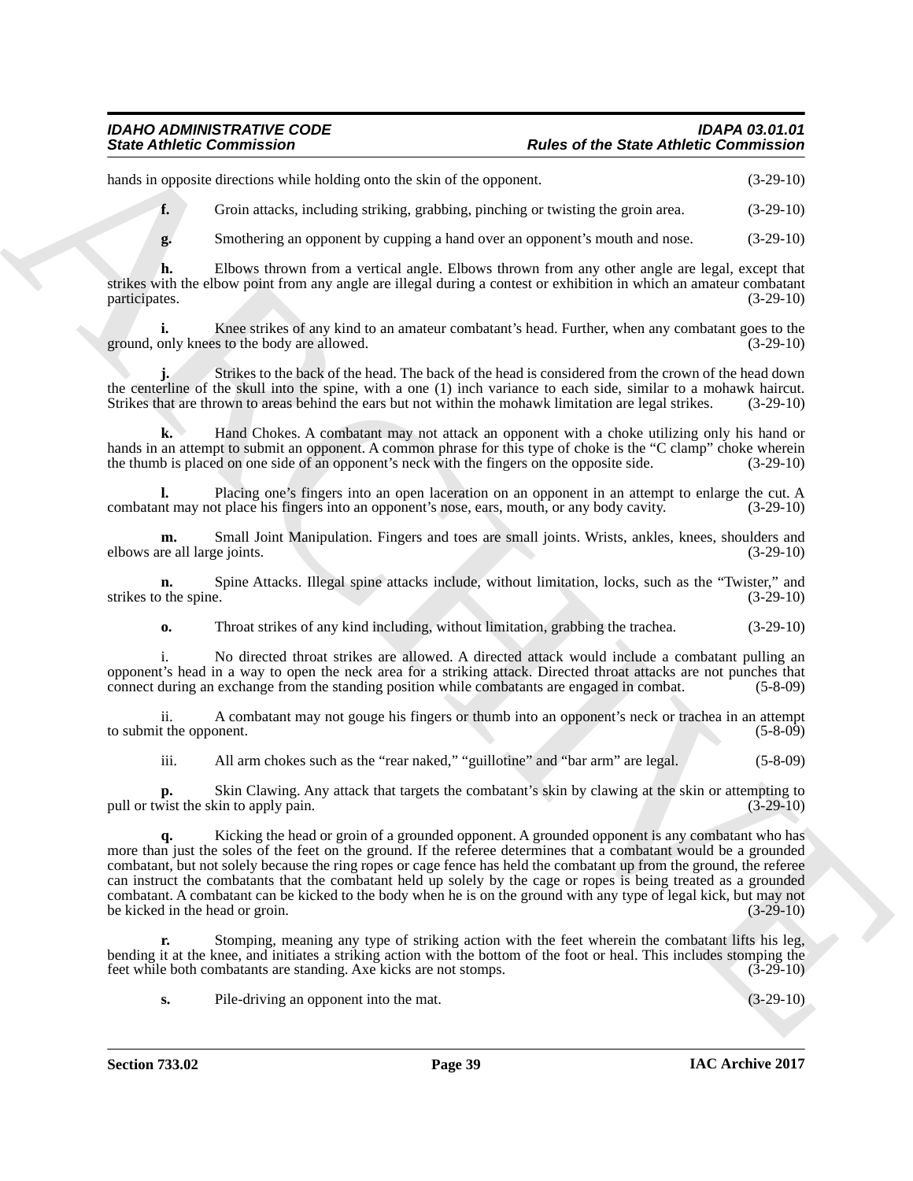hands in opposite directions while holding onto the skin of the opponent. (3-29-10)

**f.** Groin attacks, including striking, grabbing, pinching or twisting the groin area. (3-29-10)

**g.** Smothering an opponent by cupping a hand over an opponent's mouth and nose. (3-29-10)

**h.** Elbows thrown from a vertical angle. Elbows thrown from any other angle are legal, except that strikes with the elbow point from any angle are illegal during a contest or exhibition in which an amateur combatant participates. (3-29-10)

**i.** Knee strikes of any kind to an amateur combatant's head. Further, when any combatant goes to the ground, only knees to the body are allowed. (3-29-10)

**j.** Strikes to the back of the head. The back of the head is considered from the crown of the head down the centerline of the skull into the spine, with a one (1) inch variance to each side, similar to a mohawk haircut. Strikes that are thrown to areas behind the ears but not within the mohawk limitation are legal strikes. (3-29-10)

**k.** Hand Chokes. A combatant may not attack an opponent with a choke utilizing only his hand or hands in an attempt to submit an opponent. A common phrase for this type of choke is the "C clamp" choke wherein the thumb is placed on one side of an opponent's neck with the fingers on the opposite side. (3-29-10)

**l.** Placing one's fingers into an open laceration on an opponent in an attempt to enlarge the cut. A combatant may not place his fingers into an opponent's nose, ears, mouth, or any body cavity. (3-29-10)

**m.** Small Joint Manipulation. Fingers and toes are small joints. Wrists, ankles, knees, shoulders and elbows are all large joints. (3-29-10)

**n.** Spine Attacks. Illegal spine attacks include, without limitation, locks, such as the "Twister," and strikes to the spine. (3-29-10)

**o.** Throat strikes of any kind including, without limitation, grabbing the trachea. (3-29-10)

i. No directed throat strikes are allowed. A directed attack would include a combatant pulling an opponent's head in a way to open the neck area for a striking attack. Directed throat attacks are not punches that connect during an exchange from the standing position while combatants are engaged in combat. (5-8-09)

ii. A combatant may not gouge his fingers or thumb into an opponent's neck or trachea in an attempt to submit the opponent. (5-8-09)

iii. All arm chokes such as the "rear naked," "guillotine" and "bar arm" are legal. (5-8-09)

**p.** Skin Clawing. Any attack that targets the combatant's skin by clawing at the skin or attempting to pull or twist the skin to apply pain. (3-29-10)

**q.** Kicking the head or groin of a grounded opponent. A grounded opponent is any combatant who has more than just the soles of the feet on the ground. If the referee determines that a combatant would be a grounded combatant, but not solely because the ring ropes or cage fence has held the combatant up from the ground, the referee can instruct the combatants that the combatant held up solely by the cage or ropes is being treated as a grounded combatant. A combatant can be kicked to the body when he is on the ground with any type of legal kick, but may not be kicked in the head or groin. (3-29-10)

**r.** Stomping, meaning any type of striking action with the feet wherein the combatant lifts his leg, bending it at the knee, and initiates a striking action with the bottom of the foot or heal. This includes stomping the feet while both combatants are standing. Axe kicks are not stomps. (3-29-10)

**s.** Pile-driving an opponent into the mat. (3-29-10)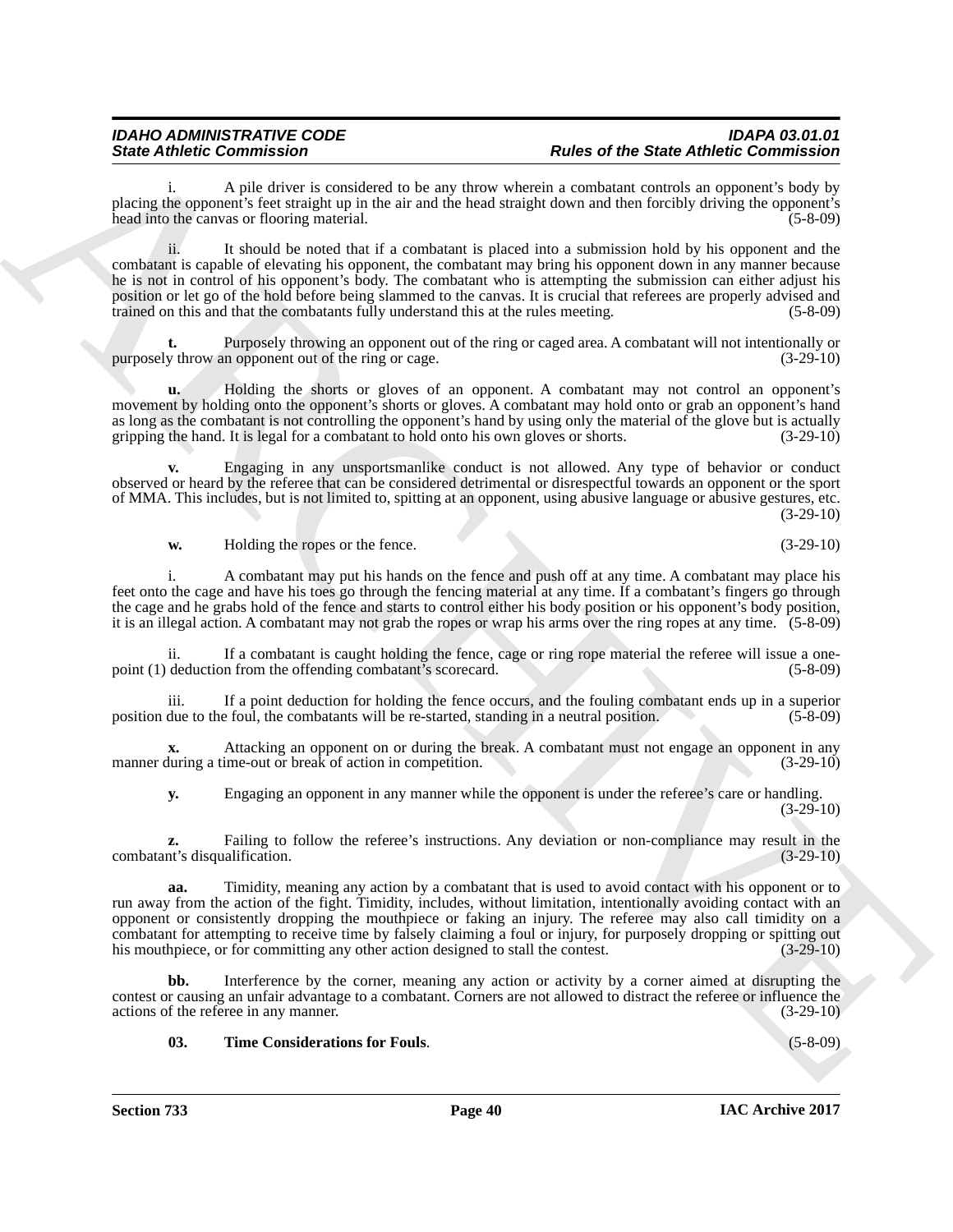i. A pile driver is considered to be any throw wherein a combatant controls an opponent's body by placing the opponent's feet straight up in the air and the head straight down and then forcibly driving the opponent's head into the canvas or flooring material. (5-8-09)

ii. It should be noted that if a combatant is placed into a submission hold by his opponent and the combatant is capable of elevating his opponent, the combatant may bring his opponent down in any manner because he is not in control of his opponent's body. The combatant who is attempting the submission can either adjust his position or let go of the hold before being slammed to the canvas. It is crucial that referees are properly advised and trained on this and that the combatants fully understand this at the rules meeting. (5-8-09)

**t.** Purposely throwing an opponent out of the ring or caged area. A combatant will not intentionally or purposely throw an opponent out of the ring or cage. (3-29-10)

**u.** Holding the shorts or gloves of an opponent. A combatant may not control an opponent's movement by holding onto the opponent's shorts or gloves. A combatant may hold onto or grab an opponent's hand as long as the combatant is not controlling the opponent's hand by using only the material of the glove but is actually gripping the hand. It is legal for a combatant to hold onto his own gloves or shorts. (3-29-10)

**v.** Engaging in any unsportsmanlike conduct is not allowed. Any type of behavior or conduct observed or heard by the referee that can be considered detrimental or disrespectful towards an opponent or the sport of MMA. This includes, but is not limited to, spitting at an opponent, using abusive language or abusive gestures, etc. (3-29-10)

**w.** Holding the ropes or the fence. (3-29-10)

i. A combatant may put his hands on the fence and push off at any time. A combatant may place his feet onto the cage and have his toes go through the fencing material at any time. If a combatant's fingers go through the cage and he grabs hold of the fence and starts to control either his body position or his opponent's body position, it is an illegal action. A combatant may not grab the ropes or wrap his arms over the ring ropes at any time. (5-8-09)

ii. If a combatant is caught holding the fence, cage or ring rope material the referee will issue a one-point (1) deduction from the offending combatant's scorecard. (5-8-09)

iii. If a point deduction for holding the fence occurs, and the fouling combatant ends up in a superior position due to the foul, the combatants will be re-started, standing in a neutral position. (5-8-09)

**x.** Attacking an opponent on or during the break. A combatant must not engage an opponent in any manner during a time-out or break of action in competition. (3-29-10)

**y.** Engaging an opponent in any manner while the opponent is under the referee's care or handling. (3-29-10)

**z.** Failing to follow the referee's instructions. Any deviation or non-compliance may result in the combatant's disqualification. (3-29-10)

**aa.** Timidity, meaning any action by a combatant that is used to avoid contact with his opponent or to run away from the action of the fight. Timidity, includes, without limitation, intentionally avoiding contact with an opponent or consistently dropping the mouthpiece or faking an injury. The referee may also call timidity on a combatant for attempting to receive time by falsely claiming a foul or injury, for purposely dropping or spitting out his mouthpiece, or for committing any other action designed to stall the contest. (3-29-10)

**bb.** Interference by the corner, meaning any action or activity by a corner aimed at disrupting the contest or causing an unfair advantage to a combatant. Corners are not allowed to distract the referee or influence the actions of the referee in any manner. (3-29-10)

**03. Time Considerations for Fouls**. (5-8-09)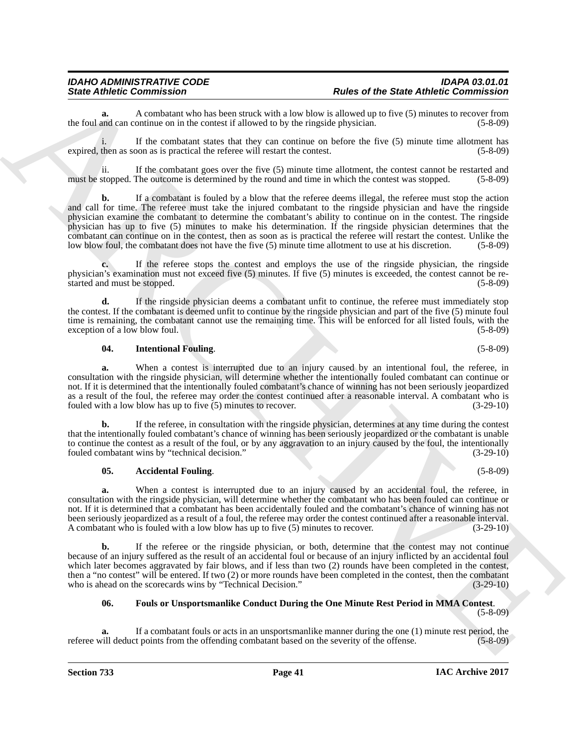**a.** A combatant who has been struck with a low blow is allowed up to five (5) minutes to recover from the foul and can continue on in the contest if allowed to by the ringside physician. (5-8-09)

i. If the combatant states that they can continue on before the five (5) minute time allotment has expired, then as soon as is practical the referee will restart the contest. (5-8-09)

ii. If the combatant goes over the five (5) minute time allotment, the contest cannot be restarted and must be stopped. The outcome is determined by the round and time in which the contest was stopped. (5-8-09)

**b.** If a combatant is fouled by a blow that the referee deems illegal, the referee must stop the action and call for time. The referee must take the injured combatant to the ringside physician and have the ringside physician examine the combatant to determine the combatant's ability to continue on in the contest. The ringside physician has up to five (5) minutes to make his determination. If the ringside physician determines that the combatant can continue on in the contest, then as soon as is practical the referee will restart the contest. Unlike the low blow foul, the combatant does not have the five (5) minute time allotment to use at his discretion. (5-8-09)

**c.** If the referee stops the contest and employs the use of the ringside physician, the ringside physician's examination must not exceed five (5) minutes. If five (5) minutes is exceeded, the contest cannot be re-started and must be stopped. (5-8-09)

**d.** If the ringside physician deems a combatant unfit to continue, the referee must immediately stop the contest. If the combatant is deemed unfit to continue by the ringside physician and part of the five (5) minute foul time is remaining, the combatant cannot use the remaining time. This will be enforced for all listed fouls, with the exception of a low blow foul. (5-8-09)

**04. Intentional Fouling**. (5-8-09)

**a.** When a contest is interrupted due to an injury caused by an intentional foul, the referee, in consultation with the ringside physician, will determine whether the intentionally fouled combatant can continue or not. If it is determined that the intentionally fouled combatant's chance of winning has not been seriously jeopardized as a result of the foul, the referee may order the contest continued after a reasonable interval. A combatant who is fouled with a low blow has up to five (5) minutes to recover. (3-29-10)

**b.** If the referee, in consultation with the ringside physician, determines at any time during the contest that the intentionally fouled combatant's chance of winning has been seriously jeopardized or the combatant is unable to continue the contest as a result of the foul, or by any aggravation to an injury caused by the foul, the intentionally fouled combatant wins by "technical decision." (3-29-10)

**05. Accidental Fouling**. (5-8-09)

**a.** When a contest is interrupted due to an injury caused by an accidental foul, the referee, in consultation with the ringside physician, will determine whether the combatant who has been fouled can continue or not. If it is determined that a combatant has been accidentally fouled and the combatant's chance of winning has not been seriously jeopardized as a result of a foul, the referee may order the contest continued after a reasonable interval. A combatant who is fouled with a low blow has up to five (5) minutes to recover. (3-29-10)

**b.** If the referee or the ringside physician, or both, determine that the contest may not continue because of an injury suffered as the result of an accidental foul or because of an injury inflicted by an accidental foul which later becomes aggravated by fair blows, and if less than two (2) rounds have been completed in the contest, then a "no contest" will be entered. If two (2) or more rounds have been completed in the contest, then the combatant who is ahead on the scorecards wins by "Technical Decision." (3-29-10)

**06. Fouls or Unsportsmanlike Conduct During the One Minute Rest Period in MMA Contest**. (5-8-09)

**a.** If a combatant fouls or acts in an unsportsmanlike manner during the one (1) minute rest period, the referee will deduct points from the offending combatant based on the severity of the offense. (5-8-09)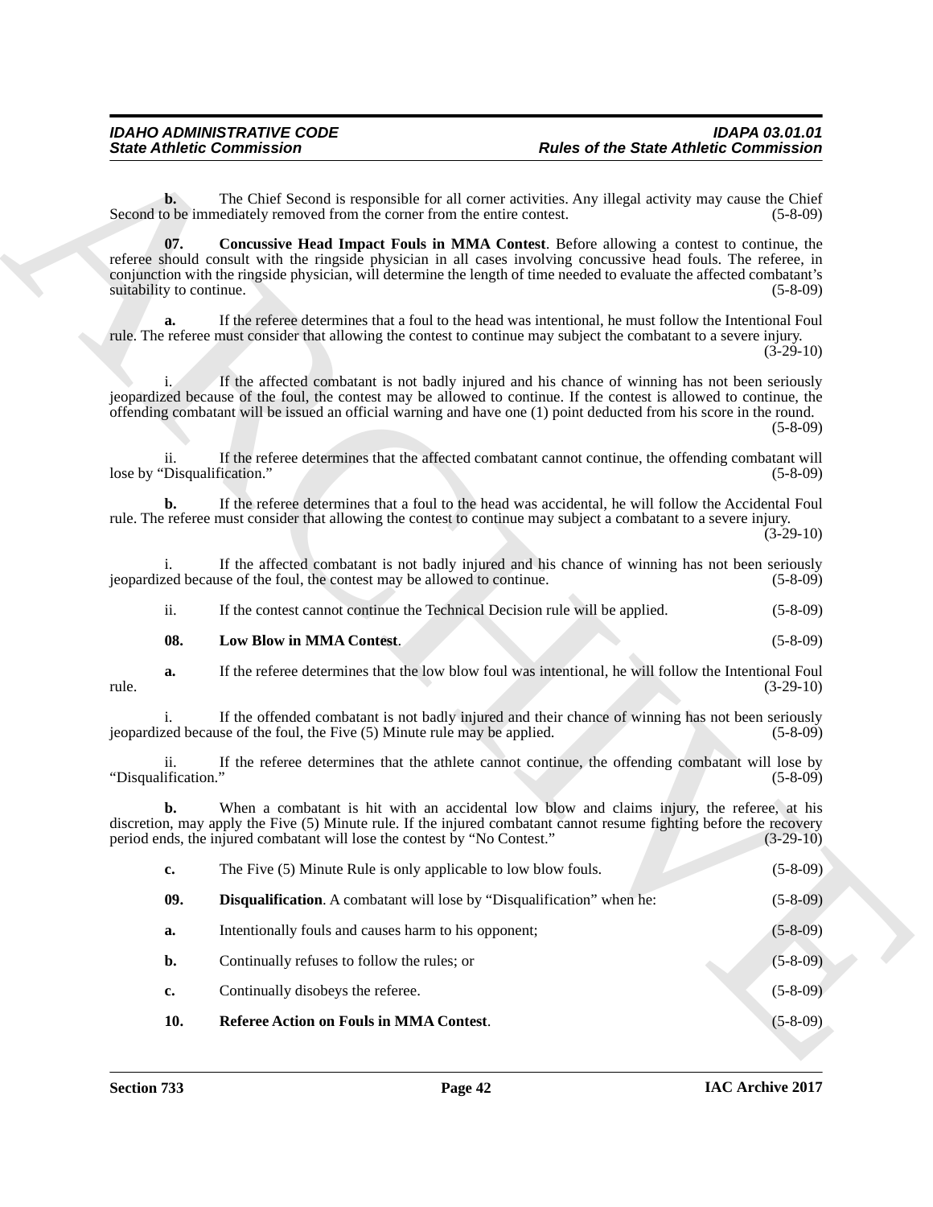**b.** The Chief Second is responsible for all corner activities. Any illegal activity may cause the Chief Second to be immediately removed from the corner from the entire contest. (5-8-09)

**07. Concussive Head Impact Fouls in MMA Contest**. Before allowing a contest to continue, the referee should consult with the ringside physician in all cases involving concussive head fouls. The referee, in conjunction with the ringside physician, will determine the length of time needed to evaluate the affected combatant's suitability to continue. (5-8-09)

**a.** If the referee determines that a foul to the head was intentional, he must follow the Intentional Foul rule. The referee must consider that allowing the contest to continue may subject the combatant to a severe injury. (3-29-10)

i. If the affected combatant is not badly injured and his chance of winning has not been seriously jeopardized because of the foul, the contest may be allowed to continue. If the contest is allowed to continue, the offending combatant will be issued an official warning and have one (1) point deducted from his score in the round. (5-8-09)

ii. If the referee determines that the affected combatant cannot continue, the offending combatant will lose by "Disqualification." (5-8-09)

**b.** If the referee determines that a foul to the head was accidental, he will follow the Accidental Foul rule. The referee must consider that allowing the contest to continue may subject a combatant to a severe injury. (3-29-10)

i. If the affected combatant is not badly injured and his chance of winning has not been seriously jeopardized because of the foul, the contest may be allowed to continue. (5-8-09)

ii. If the contest cannot continue the Technical Decision rule will be applied. (5-8-09)

**08. Low Blow in MMA Contest**. (5-8-09)

**a.** If the referee determines that the low blow foul was intentional, he will follow the Intentional Foul rule. (3-29-10)

i. If the offended combatant is not badly injured and their chance of winning has not been seriously jeopardized because of the foul, the Five (5) Minute rule may be applied. (5-8-09)

ii. If the referee determines that the athlete cannot continue, the offending combatant will lose by "Disqualification." (5-8-09)

**b.** When a combatant is hit with an accidental low blow and claims injury, the referee, at his discretion, may apply the Five (5) Minute rule. If the injured combatant cannot resume fighting before the recovery period ends, the injured combatant will lose the contest by "No Contest." (3-29-10)

**c.** The Five (5) Minute Rule is only applicable to low blow fouls. (5-8-09)

**09. Disqualification**. A combatant will lose by "Disqualification" when he: (5-8-09)

**a.** Intentionally fouls and causes harm to his opponent; (5-8-09)

**b.** Continually refuses to follow the rules; or (5-8-09)

**c.** Continually disobeys the referee. (5-8-09)

**10. Referee Action on Fouls in MMA Contest**. (5-8-09)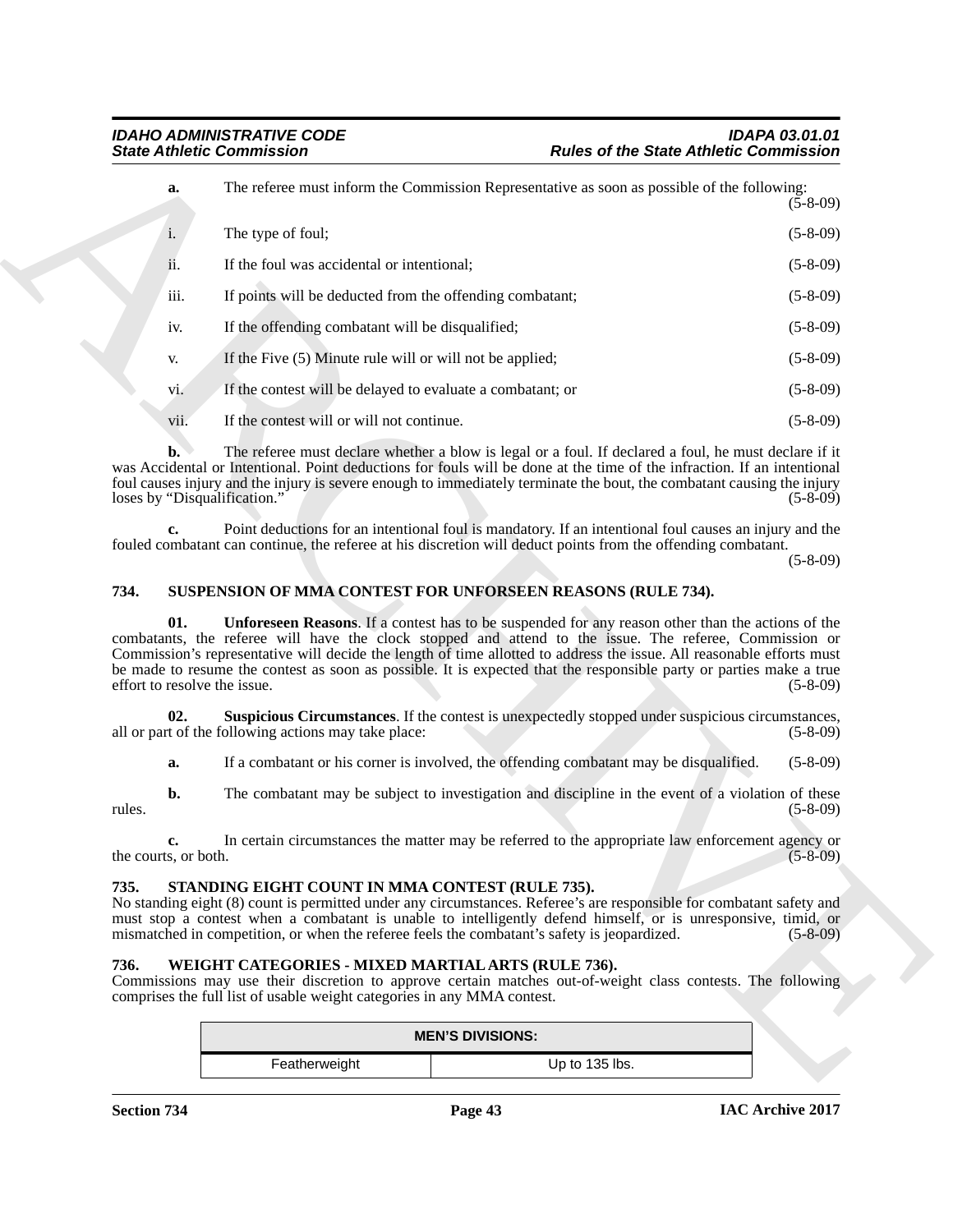**a.** The referee must inform the Commission Representative as soon as possible of the following: (5-8-09)

i. The type of foul; (5-8-09)

ii. If the foul was accidental or intentional; (5-8-09)

iii. If points will be deducted from the offending combatant; (5-8-09)

iv. If the offending combatant will be disqualified; (5-8-09)

v. If the Five (5) Minute rule will or will not be applied; (5-8-09)

vi. If the contest will be delayed to evaluate a combatant; or (5-8-09)

vii. If the contest will or will not continue. (5-8-09)

**b.** The referee must declare whether a blow is legal or a foul. If declared a foul, he must declare if it was Accidental or Intentional. Point deductions for fouls will be done at the time of the infraction. If an intentional foul causes injury and the injury is severe enough to immediately terminate the bout, the combatant causing the injury loses by "Disqualification." (5-8-09)

**c.** Point deductions for an intentional foul is mandatory. If an intentional foul causes an injury and the fouled combatant can continue, the referee at his discretion will deduct points from the offending combatant. (5-8-09)

## 734. SUSPENSION OF MMA CONTEST FOR UNFORSEEN REASONS (RULE 734).

**01. Unforeseen Reasons**. If a contest has to be suspended for any reason other than the actions of the combatants, the referee will have the clock stopped and attend to the issue. The referee, Commission or Commission's representative will decide the length of time allotted to address the issue. All reasonable efforts must be made to resume the contest as soon as possible. It is expected that the responsible party or parties make a true effort to resolve the issue. (5-8-09)

**02. Suspicious Circumstances**. If the contest is unexpectedly stopped under suspicious circumstances, all or part of the following actions may take place: (5-8-09)

**a.** If a combatant or his corner is involved, the offending combatant may be disqualified. (5-8-09)

**b.** The combatant may be subject to investigation and discipline in the event of a violation of these rules. (5-8-09)

**c.** In certain circumstances the matter may be referred to the appropriate law enforcement agency or the courts, or both. (5-8-09)

## 735. STANDING EIGHT COUNT IN MMA CONTEST (RULE 735).

No standing eight (8) count is permitted under any circumstances. Referee's are responsible for combatant safety and must stop a contest when a combatant is unable to intelligently defend himself, or is unresponsive, timid, or mismatched in competition, or when the referee feels the combatant's safety is jeopardized. (5-8-09)

## 736. WEIGHT CATEGORIES - MIXED MARTIAL ARTS (RULE 736).

Commissions may use their discretion to approve certain matches out-of-weight class contests. The following comprises the full list of usable weight categories in any MMA contest.

| MEN'S DIVISIONS: | |
|---|---|
| Featherweight | Up to 135 lbs. |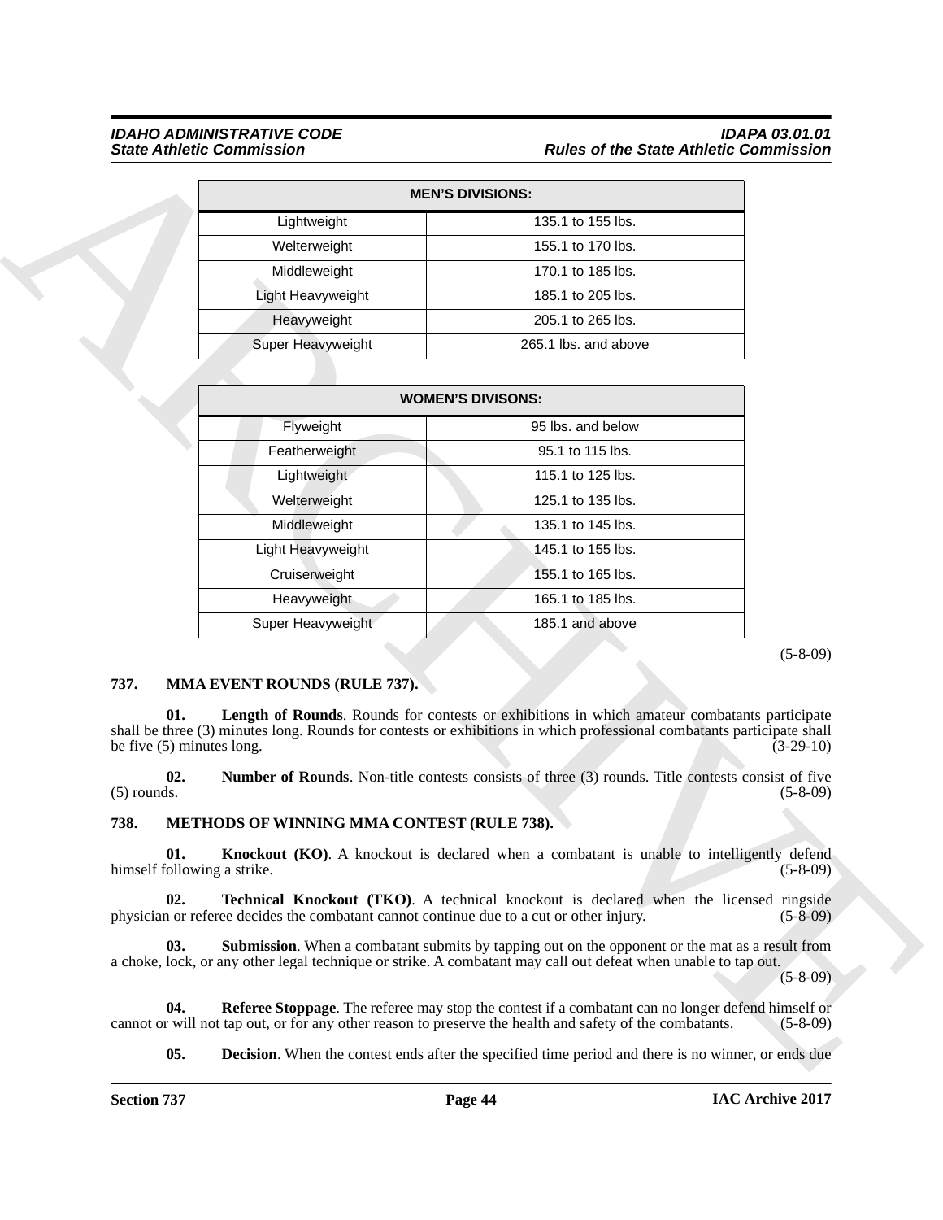| MEN'S DIVISIONS: | |
|---|---|
| Lightweight | 135.1 to 155 lbs. |
| Welterweight | 155.1 to 170 lbs. |
| Middleweight | 170.1 to 185 lbs. |
| Light Heavyweight | 185.1 to 205 lbs. |
| Heavyweight | 205.1 to 265 lbs. |
| Super Heavyweight | 265.1 lbs. and above |

| WOMEN'S DIVISONS: | |
|---|---|
| Flyweight | 95 lbs. and below |
| Featherweight | 95.1 to 115 lbs. |
| Lightweight | 115.1 to 125 lbs. |
| Welterweight | 125.1 to 135 lbs. |
| Middleweight | 135.1 to 145 lbs. |
| Light Heavyweight | 145.1 to 155 lbs. |
| Cruiserweight | 155.1 to 165 lbs. |
| Heavyweight | 165.1 to 185 lbs. |
| Super Heavyweight | 185.1 and above |

(5-8-09)

### 737. MMA EVENT ROUNDS (RULE 737).

**01. Length of Rounds**. Rounds for contests or exhibitions in which amateur combatants participate shall be three (3) minutes long. Rounds for contests or exhibitions in which professional combatants participate shall be five (5) minutes long. (3-29-10)

**02. Number of Rounds**. Non-title contests consists of three (3) rounds. Title contests consist of five (5) rounds. (5-8-09)

### 738. METHODS OF WINNING MMA CONTEST (RULE 738).

**01. Knockout (KO)**. A knockout is declared when a combatant is unable to intelligently defend himself following a strike. (5-8-09)

**02. Technical Knockout (TKO)**. A technical knockout is declared when the licensed ringside physician or referee decides the combatant cannot continue due to a cut or other injury. (5-8-09)

**03. Submission**. When a combatant submits by tapping out on the opponent or the mat as a result from a choke, lock, or any other legal technique or strike. A combatant may call out defeat when unable to tap out. (5-8-09)

**04. Referee Stoppage**. The referee may stop the contest if a combatant can no longer defend himself or cannot or will not tap out, or for any other reason to preserve the health and safety of the combatants. (5-8-09)

**05. Decision**. When the contest ends after the specified time period and there is no winner, or ends due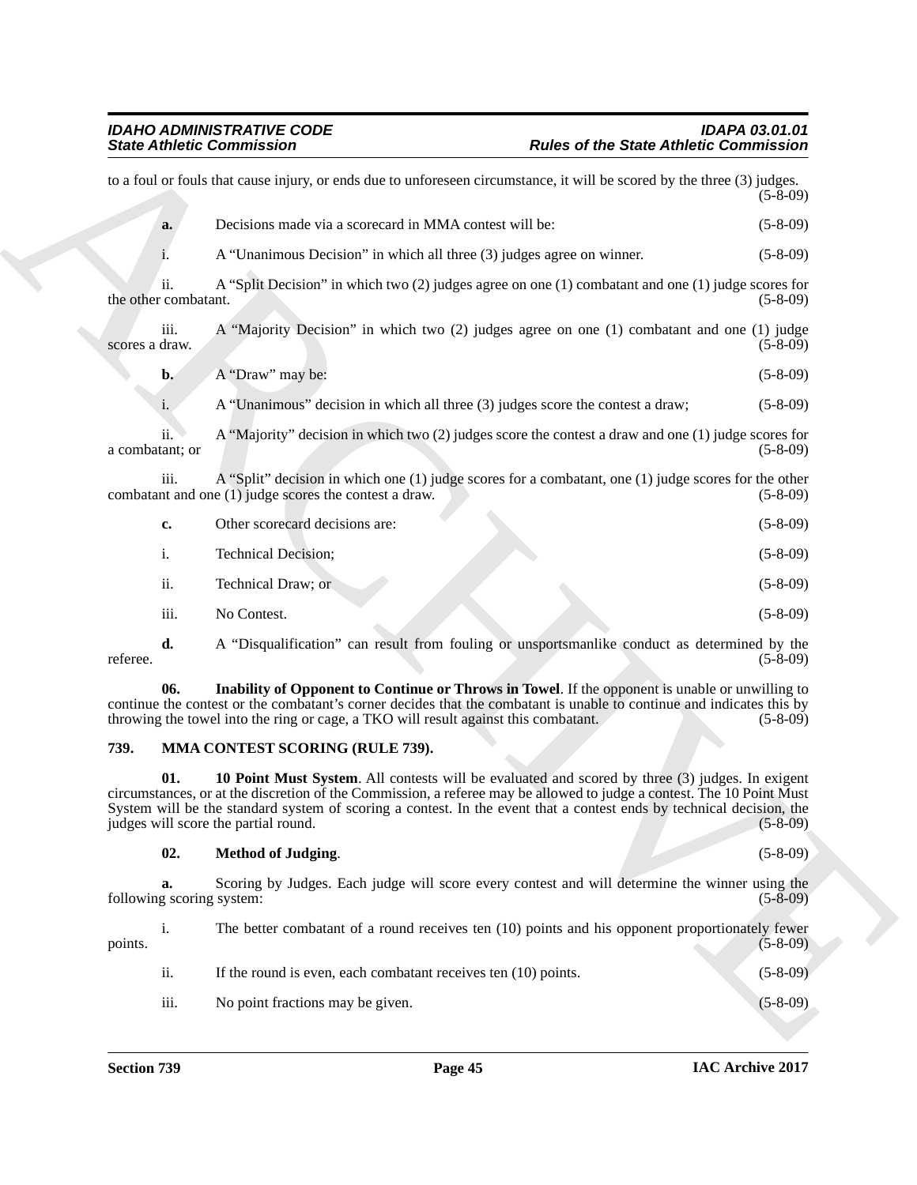to a foul or fouls that cause injury, or ends due to unforeseen circumstance, it will be scored by the three (3) judges. (5-8-09)

**a.** Decisions made via a scorecard in MMA contest will be: (5-8-09)

i. A "Unanimous Decision" in which all three (3) judges agree on winner. (5-8-09)

ii. A "Split Decision" in which two (2) judges agree on one (1) combatant and one (1) judge scores for the other combatant. (5-8-09)

iii. A "Majority Decision" in which two (2) judges agree on one (1) combatant and one (1) judge scores a draw. (5-8-09)

**b.** A "Draw" may be: (5-8-09)

i. A "Unanimous" decision in which all three (3) judges score the contest a draw; (5-8-09)

ii. A "Majority" decision in which two (2) judges score the contest a draw and one (1) judge scores for a combatant; or (5-8-09)

iii. A "Split" decision in which one (1) judge scores for a combatant, one (1) judge scores for the other combatant and one (1) judge scores the contest a draw. (5-8-09)

**c.** Other scorecard decisions are: (5-8-09)

i. Technical Decision; (5-8-09)

ii. Technical Draw; or (5-8-09)

iii. No Contest. (5-8-09)

**d.** A "Disqualification" can result from fouling or unsportsmanlike conduct as determined by the referee. (5-8-09)

**06. Inability of Opponent to Continue or Throws in Towel**. If the opponent is unable or unwilling to continue the contest or the combatant's corner decides that the combatant is unable to continue and indicates this by throwing the towel into the ring or cage, a TKO will result against this combatant. (5-8-09)

## 739. MMA CONTEST SCORING (RULE 739).

**01. 10 Point Must System**. All contests will be evaluated and scored by three (3) judges. In exigent circumstances, or at the discretion of the Commission, a referee may be allowed to judge a contest. The 10 Point Must System will be the standard system of scoring a contest. In the event that a contest ends by technical decision, the judges will score the partial round. (5-8-09)

**02. Method of Judging**. (5-8-09)

**a.** Scoring by Judges. Each judge will score every contest and will determine the winner using the following scoring system: (5-8-09)

i. The better combatant of a round receives ten (10) points and his opponent proportionately fewer points. (5-8-09)

ii. If the round is even, each combatant receives ten (10) points. (5-8-09)

iii. No point fractions may be given. (5-8-09)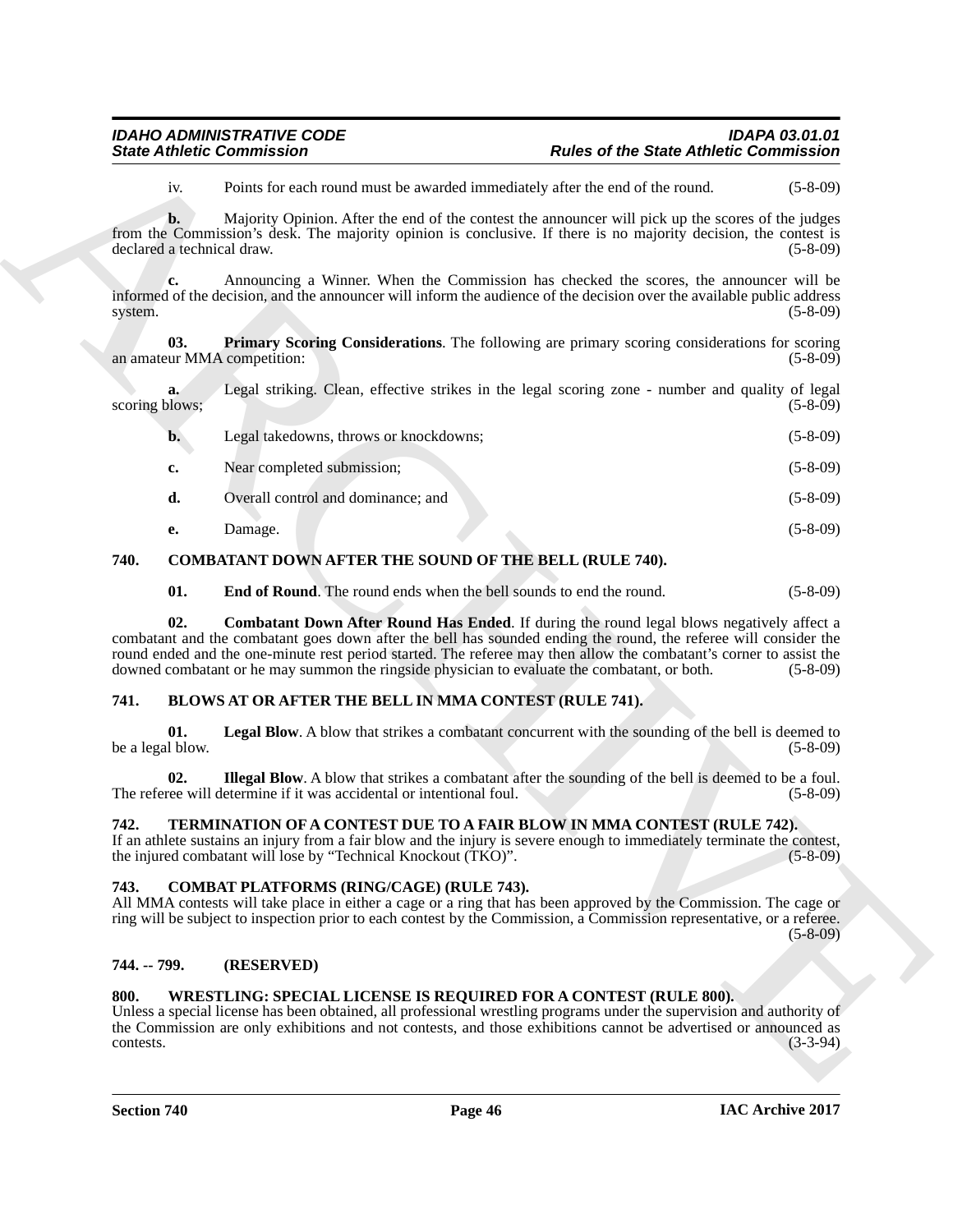iv. Points for each round must be awarded immediately after the end of the round. (5-8-09)

**b.** Majority Opinion. After the end of the contest the announcer will pick up the scores of the judges from the Commission's desk. The majority opinion is conclusive. If there is no majority decision, the contest is declared a technical draw. (5-8-09)

**c.** Announcing a Winner. When the Commission has checked the scores, the announcer will be informed of the decision, and the announcer will inform the audience of the decision over the available public address system. (5-8-09)

**03. Primary Scoring Considerations**. The following are primary scoring considerations for scoring an amateur MMA competition: (5-8-09)

**a.** Legal striking. Clean, effective strikes in the legal scoring zone - number and quality of legal scoring blows; (5-8-09)

**b.** Legal takedowns, throws or knockdowns; (5-8-09)

**c.** Near completed submission; (5-8-09)

**d.** Overall control and dominance; and (5-8-09)

**e.** Damage. (5-8-09)

## 740. COMBATANT DOWN AFTER THE SOUND OF THE BELL (RULE 740).

**01. End of Round**. The round ends when the bell sounds to end the round. (5-8-09)

**02. Combatant Down After Round Has Ended**. If during the round legal blows negatively affect a combatant and the combatant goes down after the bell has sounded ending the round, the referee will consider the round ended and the one-minute rest period started. The referee may then allow the combatant's corner to assist the downed combatant or he may summon the ringside physician to evaluate the combatant, or both. (5-8-09)

## 741. BLOWS AT OR AFTER THE BELL IN MMA CONTEST (RULE 741).

**01. Legal Blow**. A blow that strikes a combatant concurrent with the sounding of the bell is deemed to be a legal blow. (5-8-09)

**02. Illegal Blow**. A blow that strikes a combatant after the sounding of the bell is deemed to be a foul. The referee will determine if it was accidental or intentional foul. (5-8-09)

## 742. TERMINATION OF A CONTEST DUE TO A FAIR BLOW IN MMA CONTEST (RULE 742).

If an athlete sustains an injury from a fair blow and the injury is severe enough to immediately terminate the contest, the injured combatant will lose by "Technical Knockout (TKO)". (5-8-09)

## 743. COMBAT PLATFORMS (RING/CAGE) (RULE 743).

All MMA contests will take place in either a cage or a ring that has been approved by the Commission. The cage or ring will be subject to inspection prior to each contest by the Commission, a Commission representative, or a referee. (5-8-09)

## 744. -- 799. (RESERVED)

## 800. WRESTLING: SPECIAL LICENSE IS REQUIRED FOR A CONTEST (RULE 800).

Unless a special license has been obtained, all professional wrestling programs under the supervision and authority of the Commission are only exhibitions and not contests, and those exhibitions cannot be advertised or announced as contests. (3-3-94)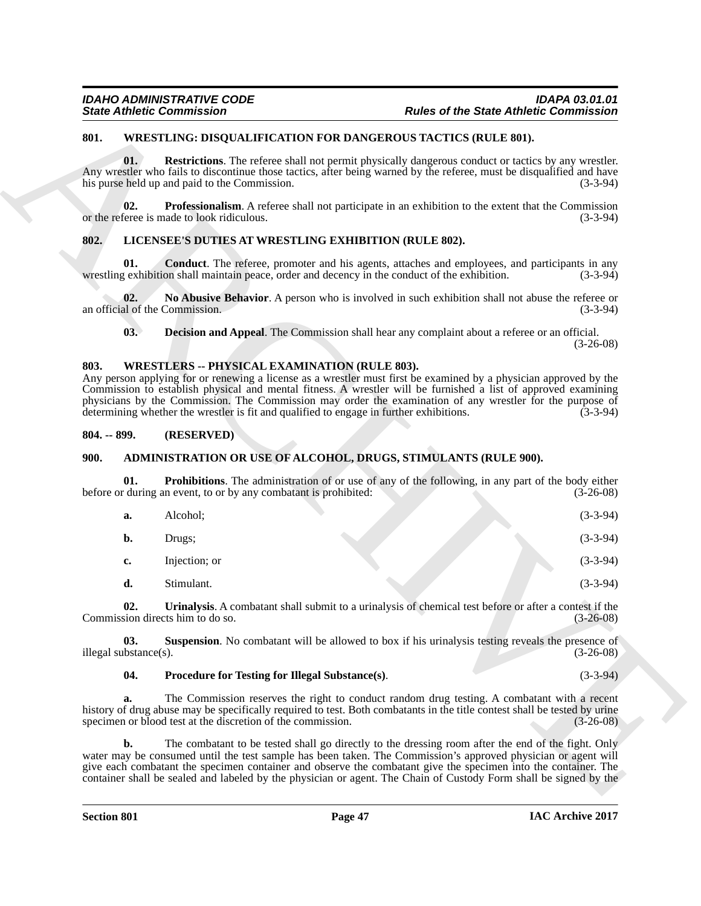## 801. WRESTLING: DISQUALIFICATION FOR DANGEROUS TACTICS (RULE 801).

**01. Restrictions**. The referee shall not permit physically dangerous conduct or tactics by any wrestler. Any wrestler who fails to discontinue those tactics, after being warned by the referee, must be disqualified and have his purse held up and paid to the Commission. (3-3-94)

**02. Professionalism**. A referee shall not participate in an exhibition to the extent that the Commission or the referee is made to look ridiculous. (3-3-94)

## 802. LICENSEE'S DUTIES AT WRESTLING EXHIBITION (RULE 802).

**01. Conduct**. The referee, promoter and his agents, attaches and employees, and participants in any wrestling exhibition shall maintain peace, order and decency in the conduct of the exhibition. (3-3-94)

**02. No Abusive Behavior**. A person who is involved in such exhibition shall not abuse the referee or an official of the Commission. (3-3-94)

**03. Decision and Appeal**. The Commission shall hear any complaint about a referee or an official. (3-26-08)

## 803. WRESTLERS -- PHYSICAL EXAMINATION (RULE 803).

Any person applying for or renewing a license as a wrestler must first be examined by a physician approved by the Commission to establish physical and mental fitness. A wrestler will be furnished a list of approved examining physicians by the Commission. The Commission may order the examination of any wrestler for the purpose of determining whether the wrestler is fit and qualified to engage in further exhibitions. (3-3-94)

## 804. -- 899. (RESERVED)

## 900. ADMINISTRATION OR USE OF ALCOHOL, DRUGS, STIMULANTS (RULE 900).

**01. Prohibitions**. The administration of or use of any of the following, in any part of the body either before or during an event, to or by any combatant is prohibited: (3-26-08)

**a.** Alcohol; (3-3-94)

**b.** Drugs; (3-3-94)

**c.** Injection; or (3-3-94)

**d.** Stimulant. (3-3-94)

**02. Urinalysis**. A combatant shall submit to a urinalysis of chemical test before or after a contest if the Commission directs him to do so. (3-26-08)

**03. Suspension**. No combatant will be allowed to box if his urinalysis testing reveals the presence of illegal substance(s). (3-26-08)

**04. Procedure for Testing for Illegal Substance(s)**. (3-3-94)

**a.** The Commission reserves the right to conduct random drug testing. A combatant with a recent history of drug abuse may be specifically required to test. Both combatants in the title contest shall be tested by urine specimen or blood test at the discretion of the commission. (3-26-08)

**b.** The combatant to be tested shall go directly to the dressing room after the end of the fight. Only water may be consumed until the test sample has been taken. The Commission's approved physician or agent will give each combatant the specimen container and observe the combatant give the specimen into the container. The container shall be sealed and labeled by the physician or agent. The Chain of Custody Form shall be signed by the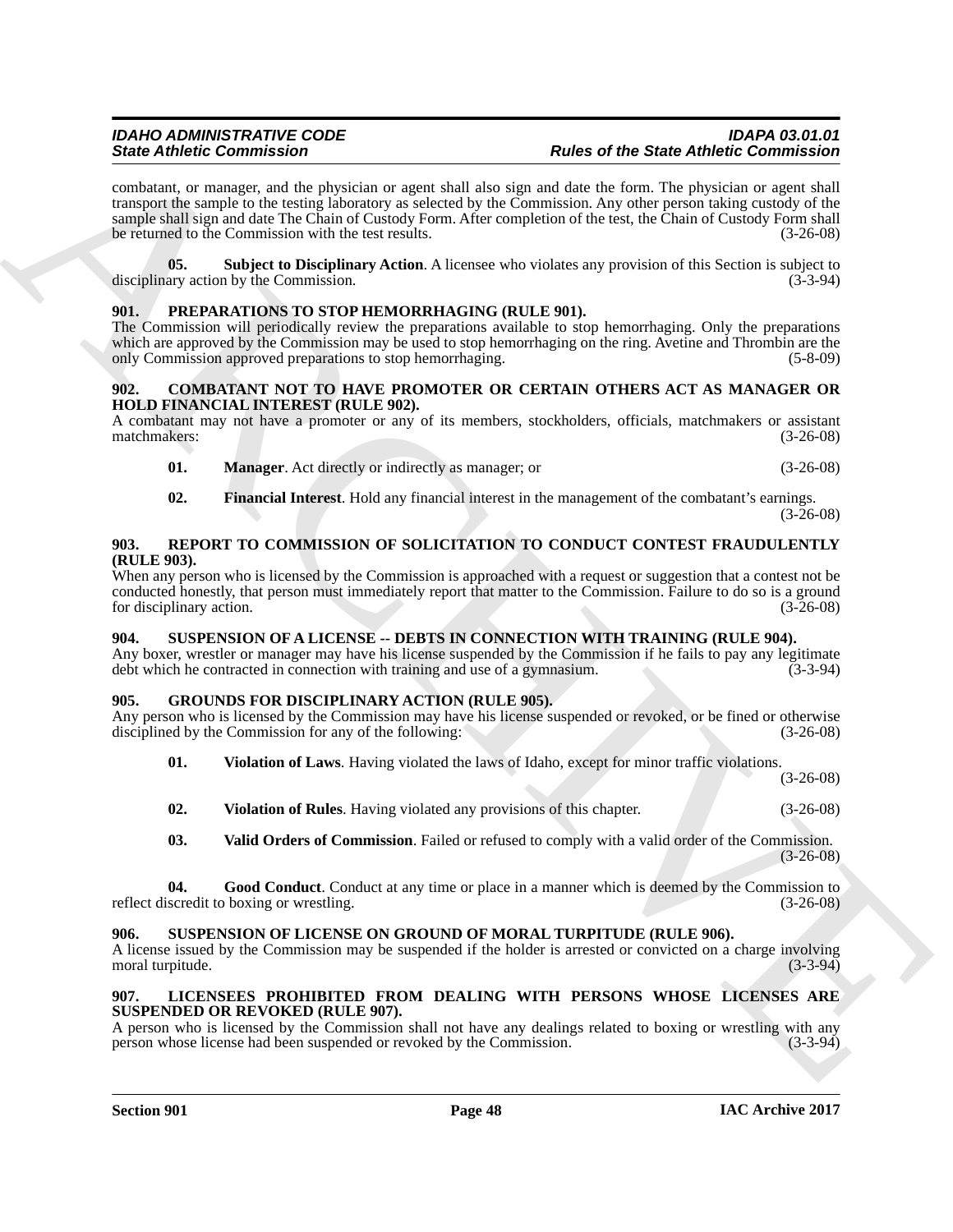combatant, or manager, and the physician or agent shall also sign and date the form. The physician or agent shall transport the sample to the testing laboratory as selected by the Commission. Any other person taking custody of the sample shall sign and date The Chain of Custody Form. After completion of the test, the Chain of Custody Form shall be returned to the Commission with the test results. (3-26-08)

**05. Subject to Disciplinary Action**. A licensee who violates any provision of this Section is subject to disciplinary action by the Commission. (3-3-94)

## 901. PREPARATIONS TO STOP HEMORRHAGING (RULE 901).

The Commission will periodically review the preparations available to stop hemorrhaging. Only the preparations which are approved by the Commission may be used to stop hemorrhaging on the ring. Avetine and Thrombin are the only Commission approved preparations to stop hemorrhaging. (5-8-09)

## 902. COMBATANT NOT TO HAVE PROMOTER OR CERTAIN OTHERS ACT AS MANAGER OR HOLD FINANCIAL INTEREST (RULE 902).

A combatant may not have a promoter or any of its members, stockholders, officials, matchmakers or assistant matchmakers: (3-26-08)

**01. Manager**. Act directly or indirectly as manager; or (3-26-08)

**02. Financial Interest**. Hold any financial interest in the management of the combatant's earnings. (3-26-08)

## 903. REPORT TO COMMISSION OF SOLICITATION TO CONDUCT CONTEST FRAUDULENTLY (RULE 903).

When any person who is licensed by the Commission is approached with a request or suggestion that a contest not be conducted honestly, that person must immediately report that matter to the Commission. Failure to do so is a ground for disciplinary action. (3-26-08)

## 904. SUSPENSION OF A LICENSE -- DEBTS IN CONNECTION WITH TRAINING (RULE 904).

Any boxer, wrestler or manager may have his license suspended by the Commission if he fails to pay any legitimate debt which he contracted in connection with training and use of a gymnasium. (3-3-94)

## 905. GROUNDS FOR DISCIPLINARY ACTION (RULE 905).

Any person who is licensed by the Commission may have his license suspended or revoked, or be fined or otherwise disciplined by the Commission for any of the following: (3-26-08)

**01. Violation of Laws**. Having violated the laws of Idaho, except for minor traffic violations. (3-26-08)

**02. Violation of Rules**. Having violated any provisions of this chapter. (3-26-08)

**03. Valid Orders of Commission**. Failed or refused to comply with a valid order of the Commission. (3-26-08)

**04. Good Conduct**. Conduct at any time or place in a manner which is deemed by the Commission to reflect discredit to boxing or wrestling. (3-26-08)

## 906. SUSPENSION OF LICENSE ON GROUND OF MORAL TURPITUDE (RULE 906).

A license issued by the Commission may be suspended if the holder is arrested or convicted on a charge involving moral turpitude. (3-3-94)

## 907. LICENSEES PROHIBITED FROM DEALING WITH PERSONS WHOSE LICENSES ARE SUSPENDED OR REVOKED (RULE 907).

A person who is licensed by the Commission shall not have any dealings related to boxing or wrestling with any person whose license had been suspended or revoked by the Commission. (3-3-94)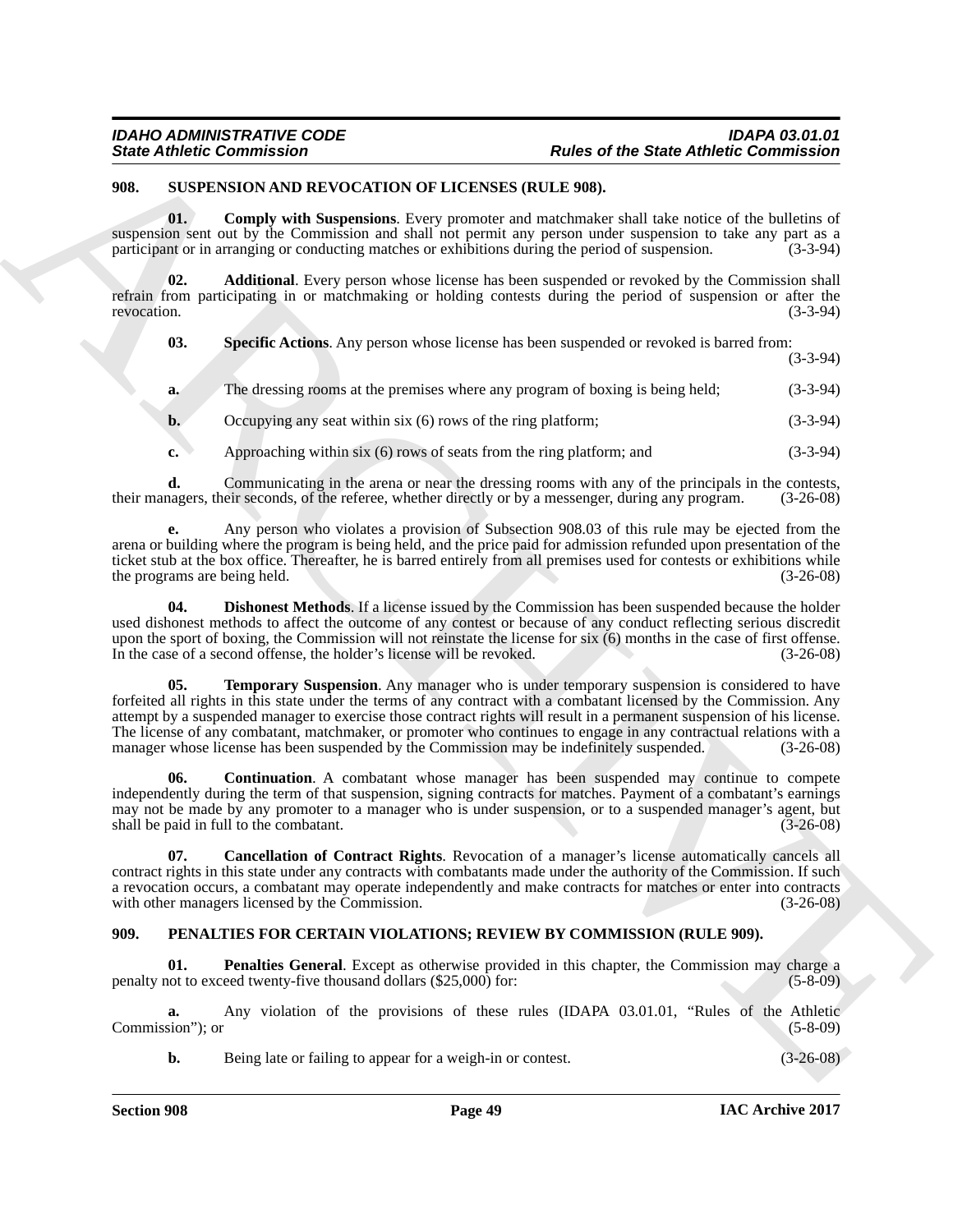## 908. SUSPENSION AND REVOCATION OF LICENSES (RULE 908).

**01. Comply with Suspensions**. Every promoter and matchmaker shall take notice of the bulletins of suspension sent out by the Commission and shall not permit any person under suspension to take any part as a participant or in arranging or conducting matches or exhibitions during the period of suspension. (3-3-94)

**02. Additional**. Every person whose license has been suspended or revoked by the Commission shall refrain from participating in or matchmaking or holding contests during the period of suspension or after the revocation. (3-3-94)

**03. Specific Actions**. Any person whose license has been suspended or revoked is barred from: (3-3-94)

**a.** The dressing rooms at the premises where any program of boxing is being held; (3-3-94)

**b.** Occupying any seat within six (6) rows of the ring platform; (3-3-94)

**c.** Approaching within six (6) rows of seats from the ring platform; and (3-3-94)

**d.** Communicating in the arena or near the dressing rooms with any of the principals in the contests, their managers, their seconds, of the referee, whether directly or by a messenger, during any program. (3-26-08)

**e.** Any person who violates a provision of Subsection 908.03 of this rule may be ejected from the arena or building where the program is being held, and the price paid for admission refunded upon presentation of the ticket stub at the box office. Thereafter, he is barred entirely from all premises used for contests or exhibitions while the programs are being held. (3-26-08)

**04. Dishonest Methods**. If a license issued by the Commission has been suspended because the holder used dishonest methods to affect the outcome of any contest or because of any conduct reflecting serious discredit upon the sport of boxing, the Commission will not reinstate the license for six (6) months in the case of first offense. In the case of a second offense, the holder's license will be revoked. (3-26-08)

**05. Temporary Suspension**. Any manager who is under temporary suspension is considered to have forfeited all rights in this state under the terms of any contract with a combatant licensed by the Commission. Any attempt by a suspended manager to exercise those contract rights will result in a permanent suspension of his license. The license of any combatant, matchmaker, or promoter who continues to engage in any contractual relations with a manager whose license has been suspended by the Commission may be indefinitely suspended. (3-26-08)

**06. Continuation**. A combatant whose manager has been suspended may continue to compete independently during the term of that suspension, signing contracts for matches. Payment of a combatant's earnings may not be made by any promoter to a manager who is under suspension, or to a suspended manager's agent, but shall be paid in full to the combatant. (3-26-08)

**07. Cancellation of Contract Rights**. Revocation of a manager's license automatically cancels all contract rights in this state under any contracts with combatants made under the authority of the Commission. If such a revocation occurs, a combatant may operate independently and make contracts for matches or enter into contracts with other managers licensed by the Commission. (3-26-08)

## 909. PENALTIES FOR CERTAIN VIOLATIONS; REVIEW BY COMMISSION (RULE 909).

**01. Penalties General**. Except as otherwise provided in this chapter, the Commission may charge a penalty not to exceed twenty-five thousand dollars ($25,000) for: (5-8-09)

**a.** Any violation of the provisions of these rules (IDAPA 03.01.01, "Rules of the Athletic Commission"); or (5-8-09)

**b.** Being late or failing to appear for a weigh-in or contest. (3-26-08)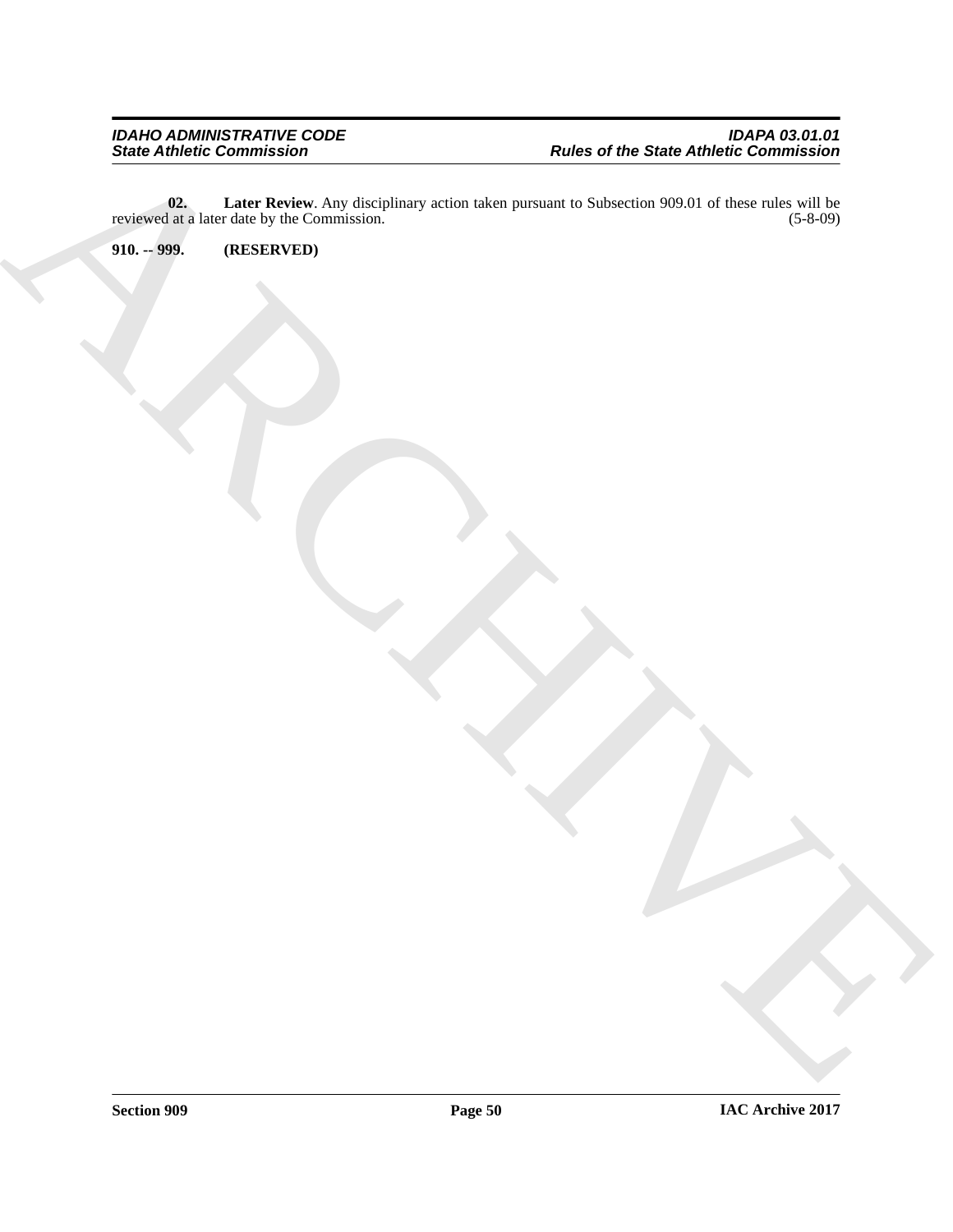**02. Later Review**. Any disciplinary action taken pursuant to Subsection 909.01 of these rules will be reviewed at a later date by the Commission. (5-8-09)

**910. -- 999. (RESERVED)**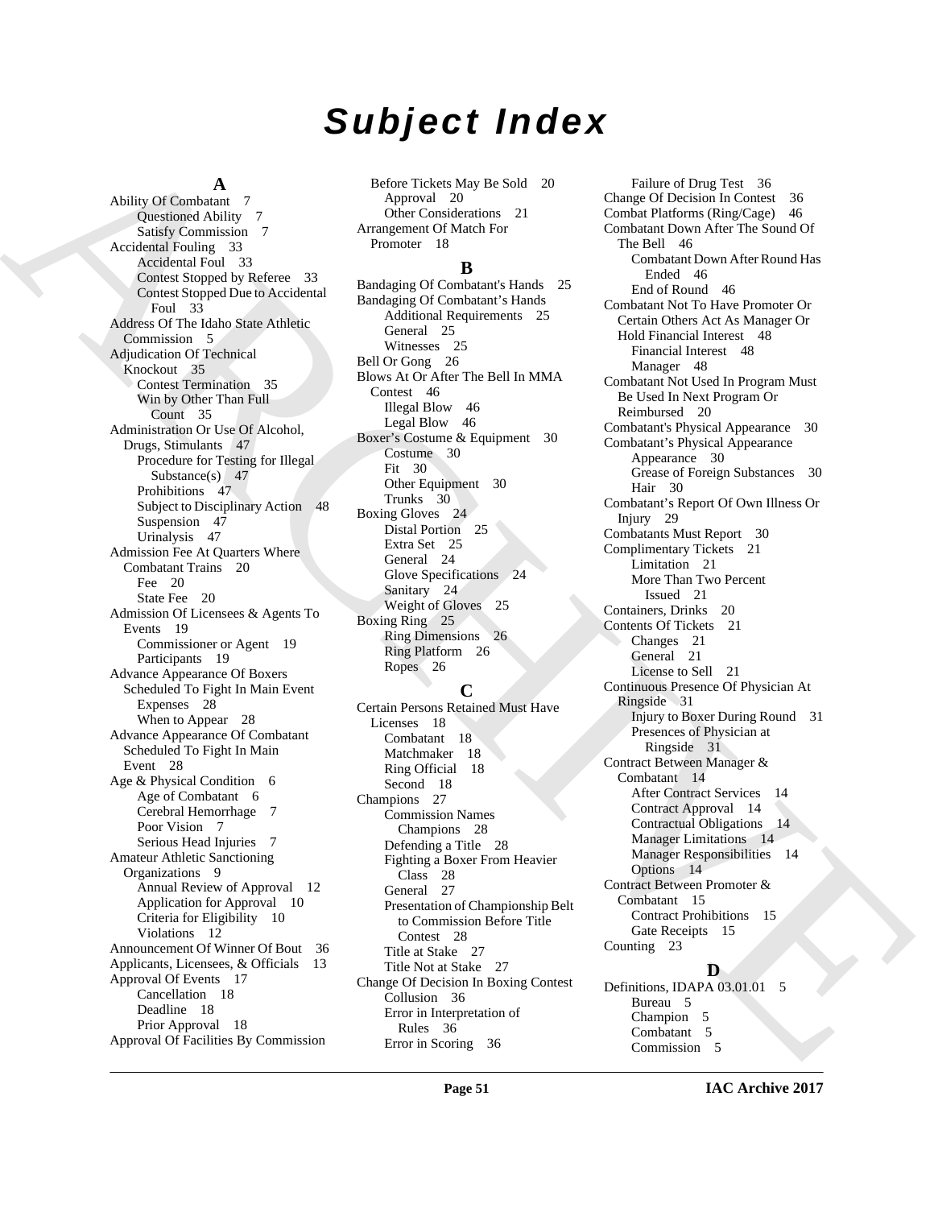# Subject Index

## A

Ability Of Combatant 7
- Questioned Ability 7
- Satisfy Commission 7

Accidental Fouling 33
- Accidental Foul 33
- Contest Stopped by Referee 33
- Contest Stopped Due to Accidental Foul 33

Address Of The Idaho State Athletic Commission 5

Adjudication Of Technical Knockout 35
- Contest Termination 35
- Win by Other Than Full Count 35

Administration Or Use Of Alcohol, Drugs, Stimulants 47
- Procedure for Testing for Illegal Substance(s) 47
- Prohibitions 47
- Subject to Disciplinary Action 48
- Suspension 47
- Urinalysis 47

Admission Fee At Quarters Where Combatant Trains 20
- Fee 20
- State Fee 20

Admission Of Licensees & Agents To Events 19
- Commissioner or Agent 19
- Participants 19

Advance Appearance Of Boxers Scheduled To Fight In Main Event
- Expenses 28
- When to Appear 28

Advance Appearance Of Combatant Scheduled To Fight In Main Event 28

Age & Physical Condition 6
- Age of Combatant 6
- Cerebral Hemorrhage 7
- Poor Vision 7
- Serious Head Injuries 7

Amateur Athletic Sanctioning Organizations 9
- Annual Review of Approval 12
- Application for Approval 10
- Criteria for Eligibility 10
- Violations 12

Announcement Of Winner Of Bout 36

Applicants, Licensees, & Officials 13

Approval Of Events 17
- Cancellation 18
- Deadline 18
- Prior Approval 18

Approval Of Facilities By Commission Before Tickets May Be Sold 20
- Approval 20
- Other Considerations 21

Arrangement Of Match For Promoter 18

## B

Bandaging Of Combatant's Hands 25

Bandaging Of Combatant's Hands
- Additional Requirements 25
- General 25
- Witnesses 25

Bell Or Gong 26

Blows At Or After The Bell In MMA Contest 46
- Illegal Blow 46
- Legal Blow 46

Boxer's Costume & Equipment 30
- Costume 30
- Fit 30
- Other Equipment 30
- Trunks 30

Boxing Gloves 24
- Distal Portion 25
- Extra Set 25
- General 24
- Glove Specifications 24
- Sanitary 24
- Weight of Gloves 25

Boxing Ring 25
- Ring Dimensions 26
- Ring Platform 26
- Ropes 26

## C

Certain Persons Retained Must Have Licenses 18
- Combatant 18
- Matchmaker 18
- Ring Official 18
- Second 18

Champions 27
- Commission Names Champions 28
- Defending a Title 28
- Fighting a Boxer From Heavier Class 28
- General 27
- Presentation of Championship Belt to Commission Before Title Contest 28
- Title at Stake 27
- Title Not at Stake 27

Change Of Decision In Boxing Contest
- Collusion 36
- Error in Interpretation of Rules 36
- Error in Scoring 36
- Failure of Drug Test 36

Change Of Decision In Contest 36

Combat Platforms (Ring/Cage) 46

Combatant Down After The Sound Of The Bell 46
- Combatant Down After Round Has Ended 46
- End of Round 46

Combatant Not To Have Promoter Or Certain Others Act As Manager Or Hold Financial Interest 48
- Financial Interest 48
- Manager 48

Combatant Not Used In Program Must Be Used In Next Program Or Reimbursed 20

Combatant's Physical Appearance 30

Combatant's Physical Appearance
- Appearance 30
- Grease of Foreign Substances 30
- Hair 30

Combatant's Report Of Own Illness Or Injury 29

Combatants Must Report 30

Complimentary Tickets 21
- Limitation 21
- More Than Two Percent Issued 21

Containers, Drinks 20

Contents Of Tickets 21
- Changes 21
- General 21
- License to Sell 21

Continuous Presence Of Physician At Ringside 31
- Injury to Boxer During Round 31
- Presences of Physician at Ringside 31

Contract Between Manager & Combatant 14
- After Contract Services 14
- Contract Approval 14
- Contractual Obligations 14
- Manager Limitations 14
- Manager Responsibilities 14
- Options 14

Contract Between Promoter & Combatant 15
- Contract Prohibitions 15
- Gate Receipts 15

Counting 23

## D

Definitions, IDAPA 03.01.01 5
- Bureau 5
- Champion 5
- Combatant 5
- Commission 5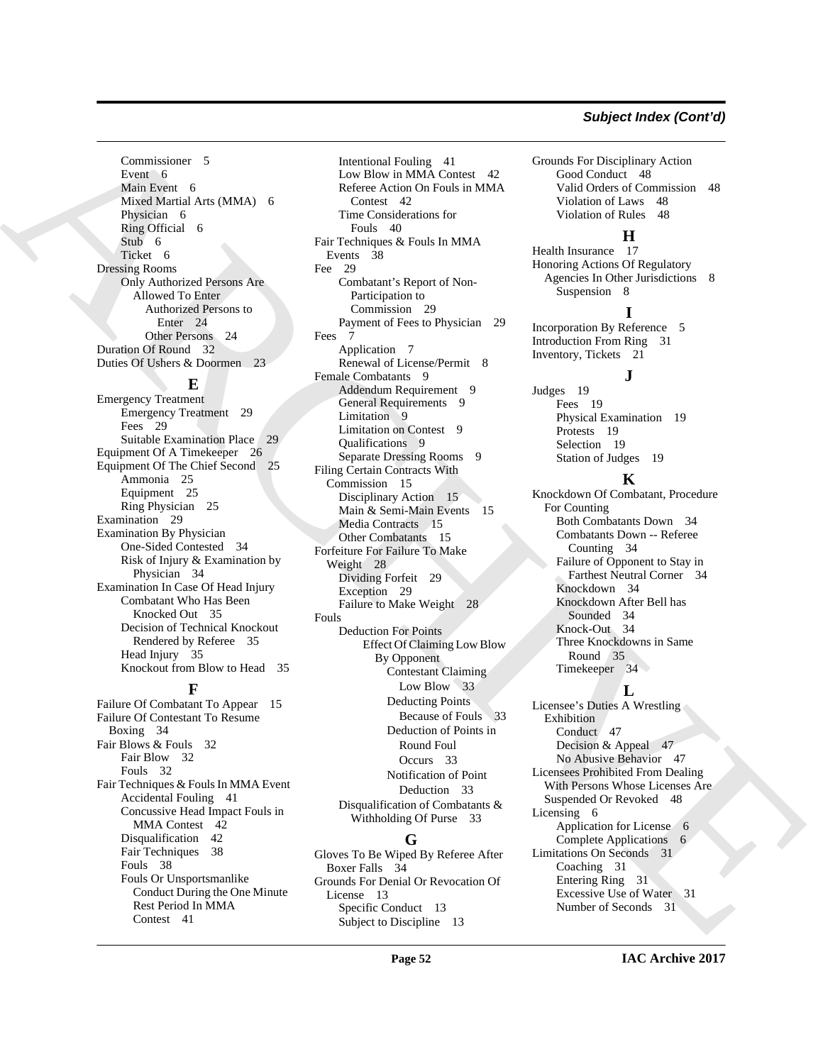### Subject Index (Cont'd)

Commissioner 5
Event 6
Main Event 6
Mixed Martial Arts (MMA) 6
Physician 6
Ring Official 6
Stub 6
Ticket 6

Dressing Rooms
- Only Authorized Persons Are Allowed To Enter
  - Authorized Persons to Enter 24
  - Other Persons 24

Duration Of Round 32
Duties Of Ushers & Doormen 23

## E

Emergency Treatment
- Emergency Treatment 29
- Fees 29
- Suitable Examination Place 29

Equipment Of A Timekeeper 26
Equipment Of The Chief Second 25
- Ammonia 25
- Equipment 25
- Ring Physician 25

Examination 29
Examination By Physician
- One-Sided Contested 34
- Risk of Injury & Examination by Physician 34

Examination In Case Of Head Injury
- Combatant Who Has Been Knocked Out 35
- Decision of Technical Knockout Rendered by Referee 35
- Head Injury 35
- Knockout from Blow to Head 35

## F

Failure Of Combatant To Appear 15
Failure Of Contestant To Resume Boxing 34
Fair Blows & Fouls 32
- Fair Blow 32
- Fouls 32

Fair Techniques & Fouls In MMA Event
- Accidental Fouling 41
- Concussive Head Impact Fouls in MMA Contest 42
- Disqualification 42
- Fair Techniques 38
- Fouls 38
- Fouls Or Unsportsmanlike Conduct During the One Minute Rest Period In MMA Contest 41
- Intentional Fouling 41
- Low Blow in MMA Contest 42
- Referee Action On Fouls in MMA Contest 42
- Time Considerations for Fouls 40

Fair Techniques & Fouls In MMA Events 38
Fee 29
- Combatant's Report of Non-Participation to Commission 29
- Payment of Fees to Physician 29

Fees 7
- Application 7
- Renewal of License/Permit 8

Female Combatants 9
- Addendum Requirement 9
- General Requirements 9
- Limitation 9
- Limitation on Contest 9
- Qualifications 9
- Separate Dressing Rooms 9

Filing Certain Contracts With Commission 15
- Disciplinary Action 15
- Main & Semi-Main Events 15
- Media Contracts 15
- Other Combatants 15

Forfeiture For Failure To Make Weight 28
- Dividing Forfeit 29
- Exception 29
- Failure to Make Weight 28

Fouls
- Deduction For Points
  - Effect Of Claiming Low Blow By Opponent
    - Contestant Claiming Low Blow 33
    - Deducting Points Because of Fouls 33
    - Deduction of Points in Round Foul Occurs 33
    - Notification of Point Deduction 33
- Disqualification of Combatants & Withholding Of Purse 33

## G

Gloves To Be Wiped By Referee After Boxer Falls 34
Grounds For Denial Or Revocation Of License 13
- Specific Conduct 13
- Subject to Discipline 13

Grounds For Disciplinary Action
- Good Conduct 48
- Valid Orders of Commission 48
- Violation of Laws 48
- Violation of Rules 48

## H

Health Insurance 17
Honoring Actions Of Regulatory Agencies In Other Jurisdictions 8
- Suspension 8

## I

Incorporation By Reference 5
Introduction From Ring 31
Inventory, Tickets 21

## J

Judges 19
- Fees 19
- Physical Examination 19
- Protests 19
- Selection 19
- Station of Judges 19

## K

Knockdown Of Combatant, Procedure For Counting
- Both Combatants Down 34
- Combatants Down -- Referee Counting 34
- Failure of Opponent to Stay in Farthest Neutral Corner 34
- Knockdown 34
- Knockdown After Bell has Sounded 34
- Knock-Out 34
- Three Knockdowns in Same Round 35
- Timekeeper 34

## L

Licensee's Duties A Wrestling Exhibition
- Conduct 47
- Decision & Appeal 47
- No Abusive Behavior 47

Licensees Prohibited From Dealing With Persons Whose Licenses Are Suspended Or Revoked 48
Licensing 6
- Application for License 6
- Complete Applications 6

Limitations On Seconds 31
- Coaching 31
- Entering Ring 31
- Excessive Use of Water 31
- Number of Seconds 31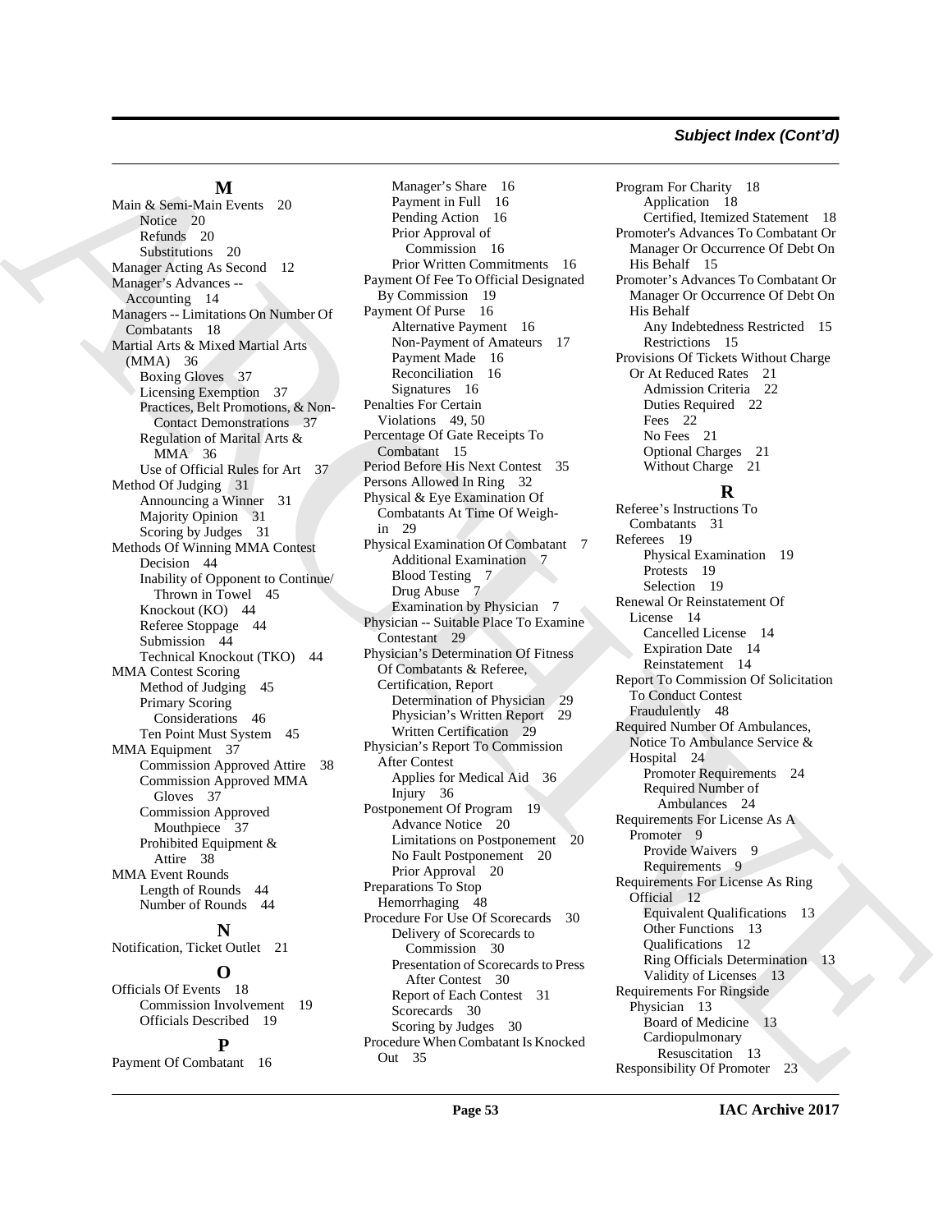## M

Main & Semi-Main Events 20
- Notice 20
- Refunds 20
- Substitutions 20

Manager Acting As Second 12

Manager's Advances -- Accounting 14

Managers -- Limitations On Number Of Combatants 18

Martial Arts & Mixed Martial Arts (MMA) 36
- Boxing Gloves 37
- Licensing Exemption 37
- Practices, Belt Promotions, & Non-Contact Demonstrations 37
- Regulation of Marital Arts & MMA 36
- Use of Official Rules for Art 37

Method Of Judging 31
- Announcing a Winner 31
- Majority Opinion 31
- Scoring by Judges 31

Methods Of Winning MMA Contest
- Decision 44
- Inability of Opponent to Continue/ Thrown in Towel 45
- Knockout (KO) 44
- Referee Stoppage 44
- Submission 44
- Technical Knockout (TKO) 44

MMA Contest Scoring
- Method of Judging 45
- Primary Scoring Considerations 46
- Ten Point Must System 45

MMA Equipment 37
- Commission Approved Attire 38
- Commission Approved MMA Gloves 37
- Commission Approved Mouthpiece 37
- Prohibited Equipment & Attire 38

MMA Event Rounds
- Length of Rounds 44
- Number of Rounds 44

## N

Notification, Ticket Outlet 21

## O

Officials Of Events 18
- Commission Involvement 19
- Officials Described 19

## P

Payment Of Combatant 16
- Manager's Share 16
- Payment in Full 16
- Pending Action 16
- Prior Approval of Commission 16
- Prior Written Commitments 16

Payment Of Fee To Official Designated By Commission 19

Payment Of Purse 16
- Alternative Payment 16
- Non-Payment of Amateurs 17
- Payment Made 16
- Reconciliation 16
- Signatures 16

Penalties For Certain Violations 49, 50

Percentage Of Gate Receipts To Combatant 15

Period Before His Next Contest 35

Persons Allowed In Ring 32

Physical & Eye Examination Of Combatants At Time Of Weigh-in 29

Physical Examination Of Combatant 7
- Additional Examination 7
- Blood Testing 7
- Drug Abuse 7
- Examination by Physician 7

Physician -- Suitable Place To Examine Contestant 29

Physician's Determination Of Fitness Of Combatants & Referee, Certification, Report
- Determination of Physician 29
- Physician's Written Report 29
- Written Certification 29

Physician's Report To Commission After Contest
- Applies for Medical Aid 36
- Injury 36

Postponement Of Program 19
- Advance Notice 20
- Limitations on Postponement 20
- No Fault Postponement 20
- Prior Approval 20

Preparations To Stop Hemorrhaging 48

Procedure For Use Of Scorecards 30
- Delivery of Scorecards to Commission 30
- Presentation of Scorecards to Press After Contest 30
- Report of Each Contest 31
- Scorecards 30
- Scoring by Judges 30

Procedure When Combatant Is Knocked Out 35

Program For Charity 18
- Application 18
- Certified, Itemized Statement 18

Promoter's Advances To Combatant Or Manager Or Occurrence Of Debt On His Behalf 15

Promoter's Advances To Combatant Or Manager Or Occurrence Of Debt On His Behalf
- Any Indebtedness Restricted 15
- Restrictions 15

Provisions Of Tickets Without Charge Or At Reduced Rates 21
- Admission Criteria 22
- Duties Required 22
- Fees 22
- No Fees 21
- Optional Charges 21
- Without Charge 21

## R

Referee's Instructions To Combatants 31

Referees 19
- Physical Examination 19
- Protests 19
- Selection 19

Renewal Or Reinstatement Of License 14
- Cancelled License 14
- Expiration Date 14
- Reinstatement 14

Report To Commission Of Solicitation To Conduct Contest Fraudulently 48

Required Number Of Ambulances, Notice To Ambulance Service & Hospital 24
- Promoter Requirements 24
- Required Number of Ambulances 24

Requirements For License As A Promoter 9
- Provide Waivers 9
- Requirements 9

Requirements For License As Ring Official 12
- Equivalent Qualifications 13
- Other Functions 13
- Qualifications 12
- Ring Officials Determination 13
- Validity of Licenses 13

Requirements For Ringside Physician 13
- Board of Medicine 13
- Cardiopulmonary Resuscitation 13

Responsibility Of Promoter 23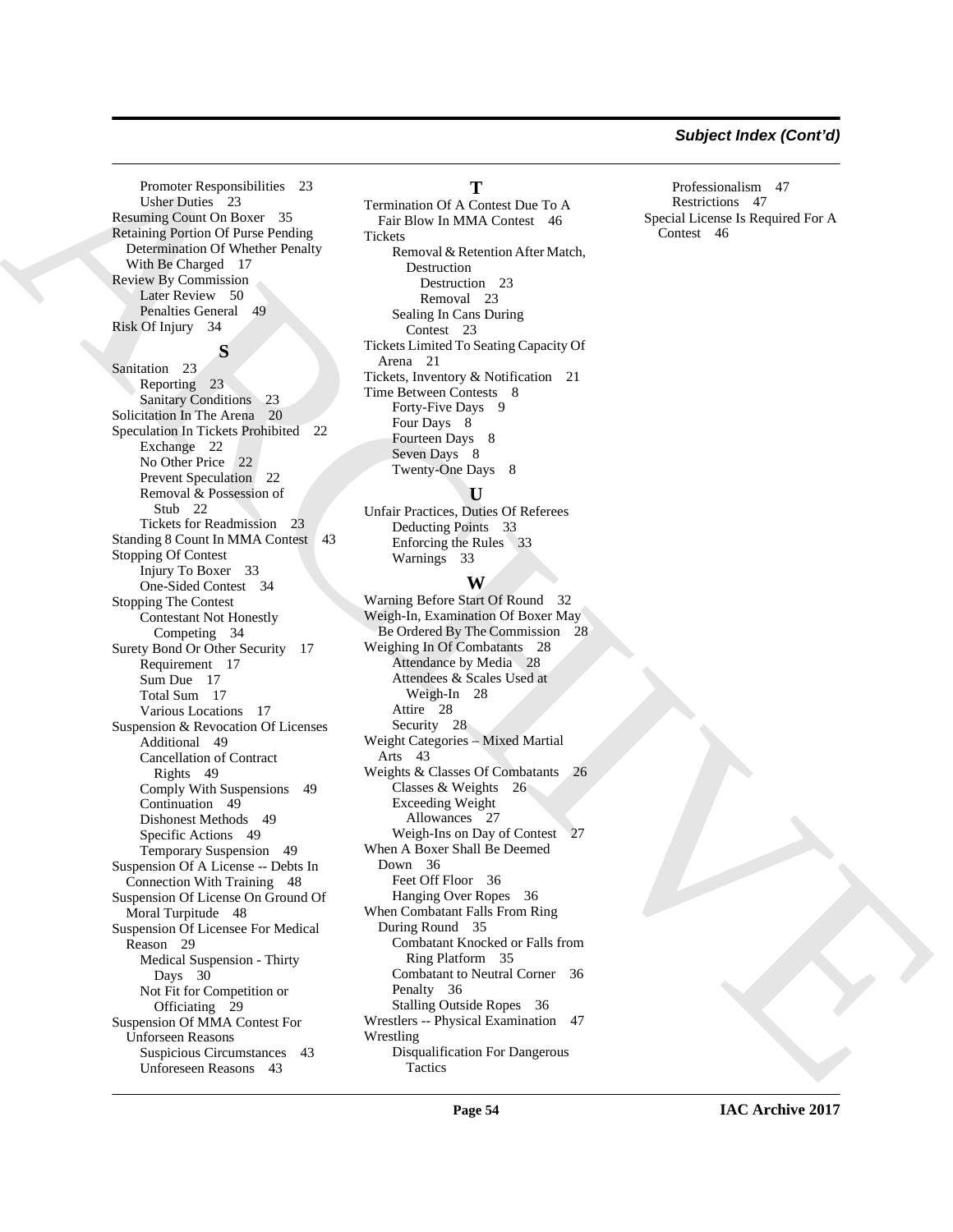Promoter Responsibilities 23
Usher Duties 23
Resuming Count On Boxer 35
Retaining Portion Of Purse Pending Determination Of Whether Penalty With Be Charged 17
Review By Commission
Later Review 50
Penalties General 49
Risk Of Injury 34

## S

Sanitation 23
Reporting 23
Sanitary Conditions 23
Solicitation In The Arena 20
Speculation In Tickets Prohibited 22
Exchange 22
No Other Price 22
Prevent Speculation 22
Removal & Possession of Stub 22
Tickets for Readmission 23
Standing 8 Count In MMA Contest 43
Stopping Of Contest
Injury To Boxer 33
One-Sided Contest 34
Stopping The Contest
Contestant Not Honestly Competing 34
Surety Bond Or Other Security 17
Requirement 17
Sum Due 17
Total Sum 17
Various Locations 17
Suspension & Revocation Of Licenses
Additional 49
Cancellation of Contract Rights 49
Comply With Suspensions 49
Continuation 49
Dishonest Methods 49
Specific Actions 49
Temporary Suspension 49
Suspension Of A License -- Debts In Connection With Training 48
Suspension Of License On Ground Of Moral Turpitude 48
Suspension Of Licensee For Medical Reason 29
Medical Suspension - Thirty Days 30
Not Fit for Competition or Officiating 29
Suspension Of MMA Contest For Unforseen Reasons
Suspicious Circumstances 43
Unforeseen Reasons 43

## T

Termination Of A Contest Due To A Fair Blow In MMA Contest 46
Tickets
Removal & Retention After Match, Destruction
Destruction 23
Removal 23
Sealing In Cans During Contest 23
Tickets Limited To Seating Capacity Of Arena 21
Tickets, Inventory & Notification 21
Time Between Contests 8
Forty-Five Days 9
Four Days 8
Fourteen Days 8
Seven Days 8
Twenty-One Days 8

## U

Unfair Practices, Duties Of Referees
Deducting Points 33
Enforcing the Rules 33
Warnings 33

## W

Warning Before Start Of Round 32
Weigh-In, Examination Of Boxer May Be Ordered By The Commission 28
Weighing In Of Combatants 28
Attendance by Media 28
Attendees & Scales Used at Weigh-In 28
Attire 28
Security 28
Weight Categories – Mixed Martial Arts 43
Weights & Classes Of Combatants 26
Classes & Weights 26
Exceeding Weight Allowances 27
Weigh-Ins on Day of Contest 27
When A Boxer Shall Be Deemed Down 36
Feet Off Floor 36
Hanging Over Ropes 36
When Combatant Falls From Ring During Round 35
Combatant Knocked or Falls from Ring Platform 35
Combatant to Neutral Corner 36
Penalty 36
Stalling Outside Ropes 36
Wrestlers -- Physical Examination 47
Wrestling
Disqualification For Dangerous Tactics
Professionalism 47
Restrictions 47
Special License Is Required For A Contest 46